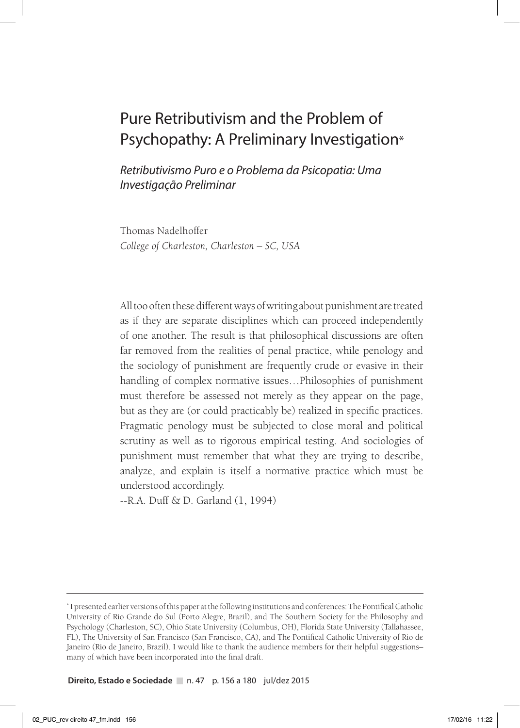# Pure Retributivism and the Problem of Psychopathy: A Preliminary Investigation*

*Retributivismo Puro e o Problema da Psicopatia: Uma Investigação Preliminar*

Thomas Nadelhoffer
*College of Charleston, Charleston – SC, USA*

> All too often these different ways of writing about punishment are treated as if they are separate disciplines which can proceed independently of one another. The result is that philosophical discussions are often far removed from the realities of penal practice, while penology and the sociology of punishment are frequently crude or evasive in their handling of complex normative issues…Philosophies of punishment must therefore be assessed not merely as they appear on the page, but as they are (or could practicably be) realized in specific practices. Pragmatic penology must be subjected to close moral and political scrutiny as well as to rigorous empirical testing. And sociologies of punishment must remember that what they are trying to describe, analyze, and explain is itself a normative practice which must be understood accordingly.
>
> --R.A. Duff & D. Garland (1, 1994)

---

* I presented earlier versions of this paper at the following institutions and conferences: The Pontifical Catholic University of Rio Grande do Sul (Porto Alegre, Brazil), and The Southern Society for the Philosophy and Psychology (Charleston, SC), Ohio State University (Columbus, OH), Florida State University (Tallahassee, FL), The University of San Francisco (San Francisco, CA), and The Pontifical Catholic University of Rio de Janeiro (Rio de Janeiro, Brazil). I would like to thank the audience members for their helpful suggestions–many of which have been incorporated into the final draft.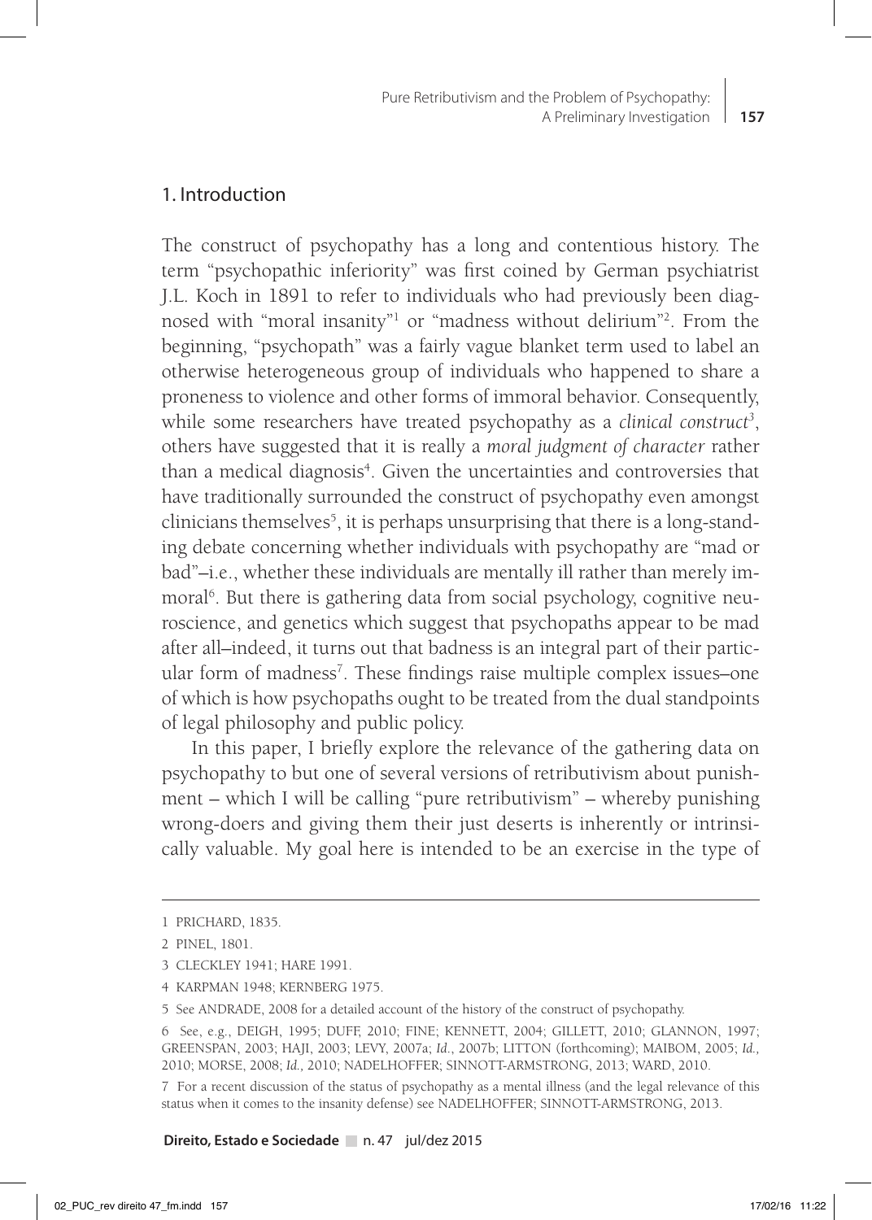## 1. Introduction

The construct of psychopathy has a long and contentious history. The term "psychopathic inferiority" was first coined by German psychiatrist J.L. Koch in 1891 to refer to individuals who had previously been diagnosed with "moral insanity"[1] or "madness without delirium"[2]. From the beginning, "psychopath" was a fairly vague blanket term used to label an otherwise heterogeneous group of individuals who happened to share a proneness to violence and other forms of immoral behavior. Consequently, while some researchers have treated psychopathy as a *clinical construct*[3], others have suggested that it is really a *moral judgment of character* rather than a medical diagnosis[4]. Given the uncertainties and controversies that have traditionally surrounded the construct of psychopathy even amongst clinicians themselves[5], it is perhaps unsurprising that there is a long-standing debate concerning whether individuals with psychopathy are "mad or bad"–i.e., whether these individuals are mentally ill rather than merely immoral[6]. But there is gathering data from social psychology, cognitive neuroscience, and genetics which suggest that psychopaths appear to be mad after all–indeed, it turns out that badness is an integral part of their particular form of madness[7]. These findings raise multiple complex issues–one of which is how psychopaths ought to be treated from the dual standpoints of legal philosophy and public policy.

In this paper, I briefly explore the relevance of the gathering data on psychopathy to but one of several versions of retributivism about punishment – which I will be calling "pure retributivism" – whereby punishing wrong-doers and giving them their just deserts is inherently or intrinsically valuable. My goal here is intended to be an exercise in the type of

---

1 PRICHARD, 1835.

2 PINEL, 1801.

3 CLECKLEY 1941; HARE 1991.

4 KARPMAN 1948; KERNBERG 1975.

5 See ANDRADE, 2008 for a detailed account of the history of the construct of psychopathy.

6 See, e.g., DEIGH, 1995; DUFF, 2010; FINE; KENNETT, 2004; GILLETT, 2010; GLANNON, 1997; GREENSPAN, 2003; HAJI, 2003; LEVY, 2007a; *Id.*, 2007b; LITTON (forthcoming); MAIBOM, 2005; *Id.*, 2010; MORSE, 2008; *Id.*, 2010; NADELHOFFER; SINNOTT-ARMSTRONG, 2013; WARD, 2010.

7 For a recent discussion of the status of psychopathy as a mental illness (and the legal relevance of this status when it comes to the insanity defense) see NADELHOFFER; SINNOTT-ARMSTRONG, 2013.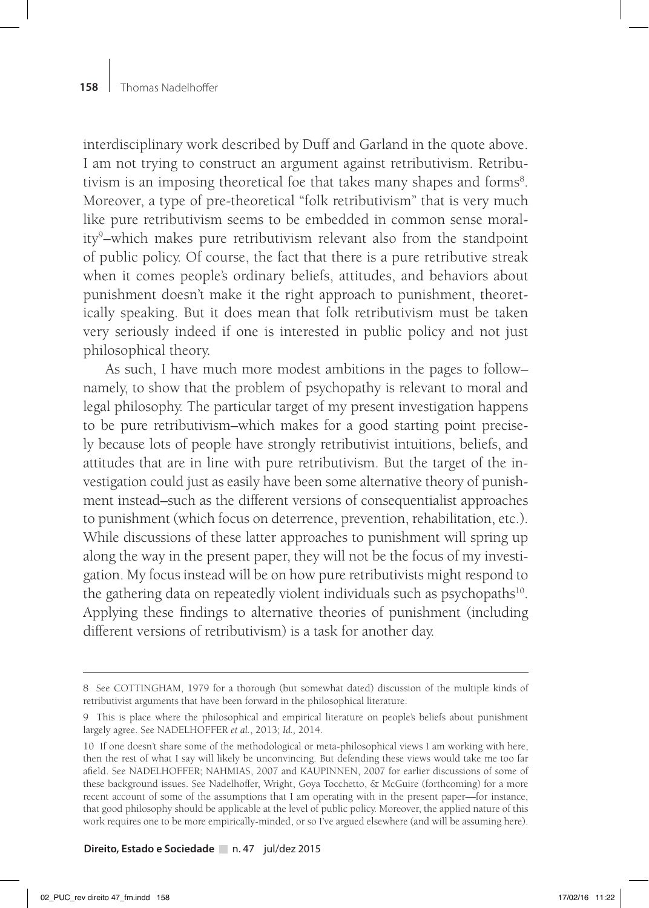interdisciplinary work described by Duff and Garland in the quote above. I am not trying to construct an argument against retributivism. Retributivism is an imposing theoretical foe that takes many shapes and forms[8]. Moreover, a type of pre-theoretical "folk retributivism" that is very much like pure retributivism seems to be embedded in common sense morality[9]–which makes pure retributivism relevant also from the standpoint of public policy. Of course, the fact that there is a pure retributive streak when it comes people's ordinary beliefs, attitudes, and behaviors about punishment doesn't make it the right approach to punishment, theoretically speaking. But it does mean that folk retributivism must be taken very seriously indeed if one is interested in public policy and not just philosophical theory.

As such, I have much more modest ambitions in the pages to follow–namely, to show that the problem of psychopathy is relevant to moral and legal philosophy. The particular target of my present investigation happens to be pure retributivism–which makes for a good starting point precisely because lots of people have strongly retributivist intuitions, beliefs, and attitudes that are in line with pure retributivism. But the target of the investigation could just as easily have been some alternative theory of punishment instead–such as the different versions of consequentialist approaches to punishment (which focus on deterrence, prevention, rehabilitation, etc.). While discussions of these latter approaches to punishment will spring up along the way in the present paper, they will not be the focus of my investigation. My focus instead will be on how pure retributivists might respond to the gathering data on repeatedly violent individuals such as psychopaths[10]. Applying these findings to alternative theories of punishment (including different versions of retributivism) is a task for another day.

---

8 See COTTINGHAM, 1979 for a thorough (but somewhat dated) discussion of the multiple kinds of retributivist arguments that have been forward in the philosophical literature.

9 This is place where the philosophical and empirical literature on people's beliefs about punishment largely agree. See NADELHOFFER *et al.*, 2013; *Id.,* 2014.

10 If one doesn't share some of the methodological or meta-philosophical views I am working with here, then the rest of what I say will likely be unconvincing. But defending these views would take me too far afield. See NADELHOFFER; NAHMIAS, 2007 and KAUPINNEN, 2007 for earlier discussions of some of these background issues. See Nadelhoffer, Wright, Goya Tocchetto, & McGuire (forthcoming) for a more recent account of some of the assumptions that I am operating with in the present paper—for instance, that good philosophy should be applicable at the level of public policy. Moreover, the applied nature of this work requires one to be more empirically-minded, or so I've argued elsewhere (and will be assuming here).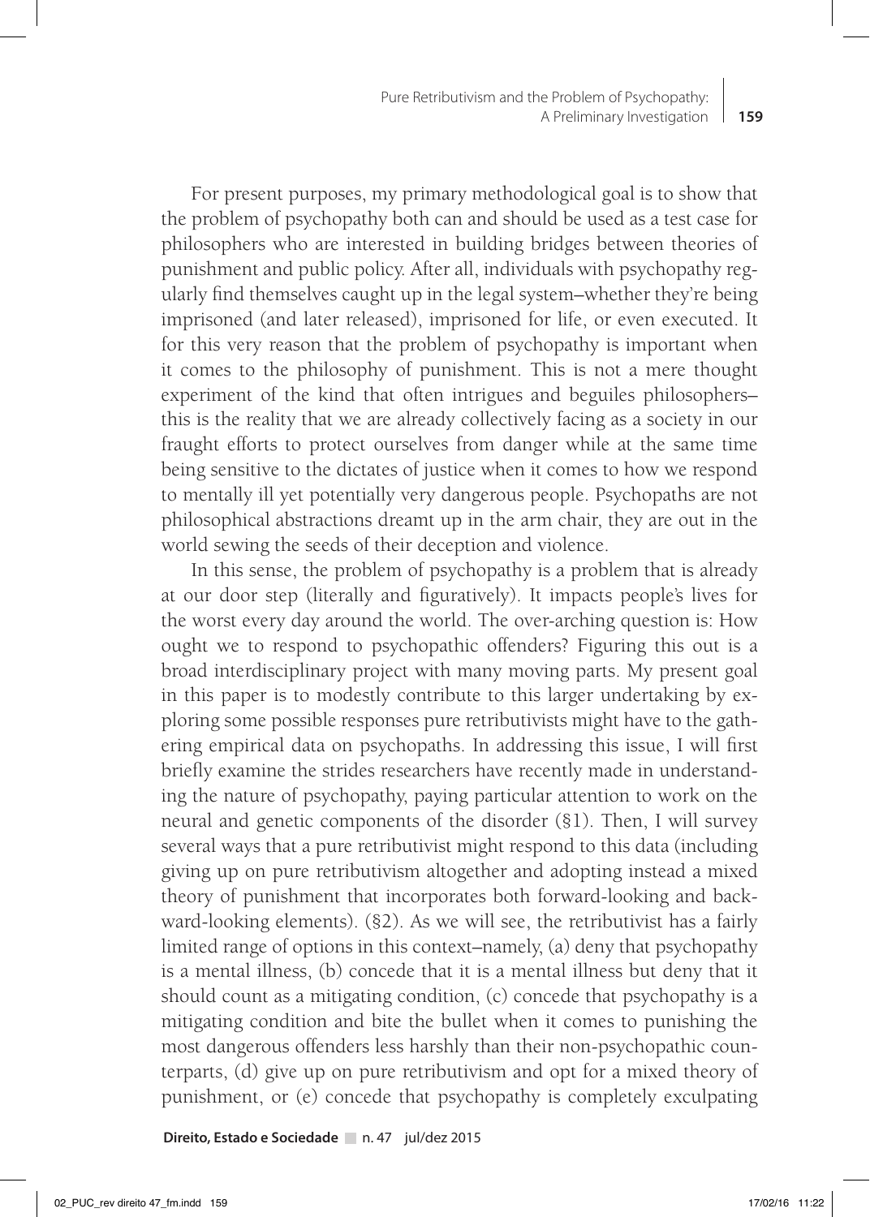For present purposes, my primary methodological goal is to show that the problem of psychopathy both can and should be used as a test case for philosophers who are interested in building bridges between theories of punishment and public policy. After all, individuals with psychopathy regularly find themselves caught up in the legal system–whether they're being imprisoned (and later released), imprisoned for life, or even executed. It for this very reason that the problem of psychopathy is important when it comes to the philosophy of punishment. This is not a mere thought experiment of the kind that often intrigues and beguiles philosophers–this is the reality that we are already collectively facing as a society in our fraught efforts to protect ourselves from danger while at the same time being sensitive to the dictates of justice when it comes to how we respond to mentally ill yet potentially very dangerous people. Psychopaths are not philosophical abstractions dreamt up in the arm chair, they are out in the world sewing the seeds of their deception and violence.

In this sense, the problem of psychopathy is a problem that is already at our door step (literally and figuratively). It impacts people's lives for the worst every day around the world. The over-arching question is: How ought we to respond to psychopathic offenders? Figuring this out is a broad interdisciplinary project with many moving parts. My present goal in this paper is to modestly contribute to this larger undertaking by exploring some possible responses pure retributivists might have to the gathering empirical data on psychopaths. In addressing this issue, I will first briefly examine the strides researchers have recently made in understanding the nature of psychopathy, paying particular attention to work on the neural and genetic components of the disorder (§1). Then, I will survey several ways that a pure retributivist might respond to this data (including giving up on pure retributivism altogether and adopting instead a mixed theory of punishment that incorporates both forward-looking and backward-looking elements). (§2). As we will see, the retributivist has a fairly limited range of options in this context–namely, (a) deny that psychopathy is a mental illness, (b) concede that it is a mental illness but deny that it should count as a mitigating condition, (c) concede that psychopathy is a mitigating condition and bite the bullet when it comes to punishing the most dangerous offenders less harshly than their non-psychopathic counterparts, (d) give up on pure retributivism and opt for a mixed theory of punishment, or (e) concede that psychopathy is completely exculpating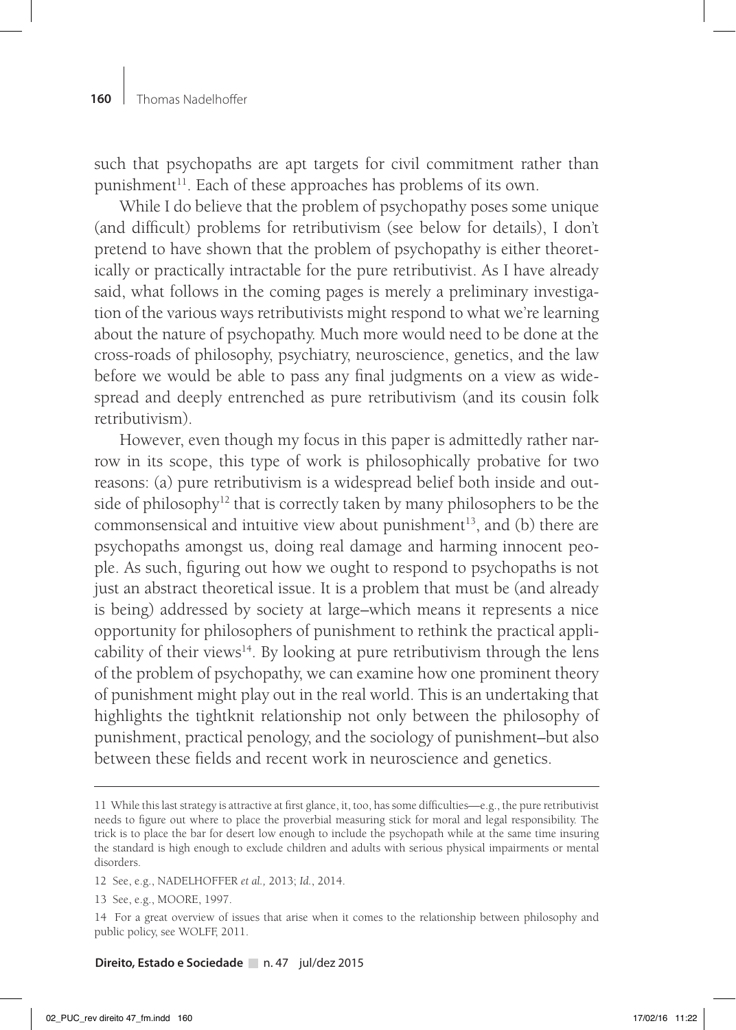such that psychopaths are apt targets for civil commitment rather than punishment[11]. Each of these approaches has problems of its own.

While I do believe that the problem of psychopathy poses some unique (and difficult) problems for retributivism (see below for details), I don't pretend to have shown that the problem of psychopathy is either theoretically or practically intractable for the pure retributivist. As I have already said, what follows in the coming pages is merely a preliminary investigation of the various ways retributivists might respond to what we're learning about the nature of psychopathy. Much more would need to be done at the cross-roads of philosophy, psychiatry, neuroscience, genetics, and the law before we would be able to pass any final judgments on a view as widespread and deeply entrenched as pure retributivism (and its cousin folk retributivism).

However, even though my focus in this paper is admittedly rather narrow in its scope, this type of work is philosophically probative for two reasons: (a) pure retributivism is a widespread belief both inside and outside of philosophy[12] that is correctly taken by many philosophers to be the commonsensical and intuitive view about punishment[13], and (b) there are psychopaths amongst us, doing real damage and harming innocent people. As such, figuring out how we ought to respond to psychopaths is not just an abstract theoretical issue. It is a problem that must be (and already is being) addressed by society at large–which means it represents a nice opportunity for philosophers of punishment to rethink the practical applicability of their views[14]. By looking at pure retributivism through the lens of the problem of psychopathy, we can examine how one prominent theory of punishment might play out in the real world. This is an undertaking that highlights the tightknit relationship not only between the philosophy of punishment, practical penology, and the sociology of punishment–but also between these fields and recent work in neuroscience and genetics.

---

11 While this last strategy is attractive at first glance, it, too, has some difficulties—e.g., the pure retributivist needs to figure out where to place the proverbial measuring stick for moral and legal responsibility. The trick is to place the bar for desert low enough to include the psychopath while at the same time insuring the standard is high enough to exclude children and adults with serious physical impairments or mental disorders.

12 See, e.g., NADELHOFFER *et al.,* 2013; *Id.*, 2014.

13 See, e.g., MOORE, 1997.

14 For a great overview of issues that arise when it comes to the relationship between philosophy and public policy, see WOLFF, 2011.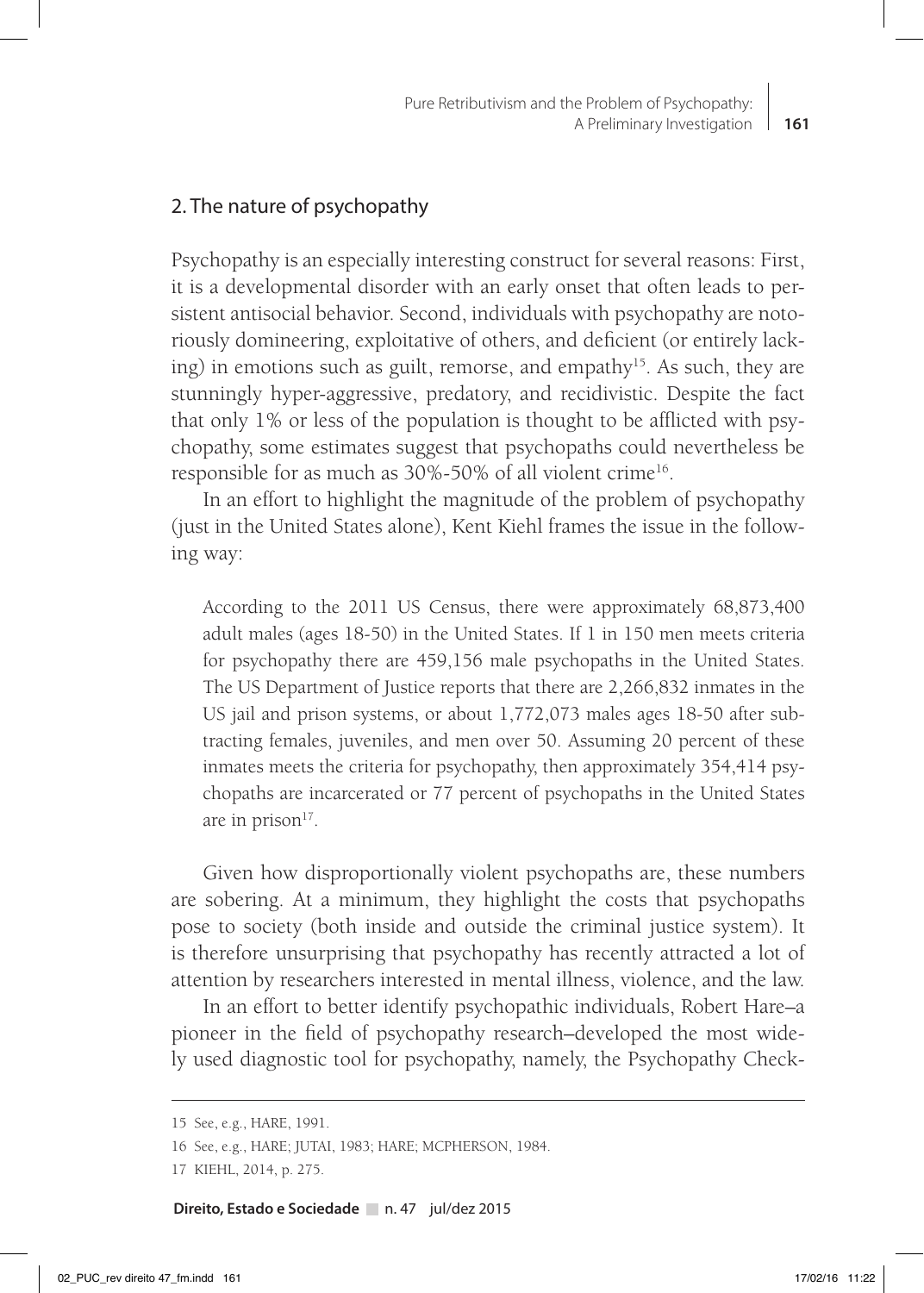## 2. The nature of psychopathy

Psychopathy is an especially interesting construct for several reasons: First, it is a developmental disorder with an early onset that often leads to persistent antisocial behavior. Second, individuals with psychopathy are notoriously domineering, exploitative of others, and deficient (or entirely lacking) in emotions such as guilt, remorse, and empathy[15]. As such, they are stunningly hyper-aggressive, predatory, and recidivistic. Despite the fact that only 1% or less of the population is thought to be afflicted with psychopathy, some estimates suggest that psychopaths could nevertheless be responsible for as much as 30%-50% of all violent crime[16].

In an effort to highlight the magnitude of the problem of psychopathy (just in the United States alone), Kent Kiehl frames the issue in the following way:

> According to the 2011 US Census, there were approximately 68,873,400 adult males (ages 18-50) in the United States. If 1 in 150 men meets criteria for psychopathy there are 459,156 male psychopaths in the United States. The US Department of Justice reports that there are 2,266,832 inmates in the US jail and prison systems, or about 1,772,073 males ages 18-50 after subtracting females, juveniles, and men over 50. Assuming 20 percent of these inmates meets the criteria for psychopathy, then approximately 354,414 psychopaths are incarcerated or 77 percent of psychopaths in the United States are in prison[17].

Given how disproportionally violent psychopaths are, these numbers are sobering. At a minimum, they highlight the costs that psychopaths pose to society (both inside and outside the criminal justice system). It is therefore unsurprising that psychopathy has recently attracted a lot of attention by researchers interested in mental illness, violence, and the law.

In an effort to better identify psychopathic individuals, Robert Hare–a pioneer in the field of psychopathy research–developed the most widely used diagnostic tool for psychopathy, namely, the Psychopathy Check-

---

15 See, e.g., HARE, 1991.

16 See, e.g., HARE; JUTAI, 1983; HARE; MCPHERSON, 1984.

17 KIEHL, 2014, p. 275.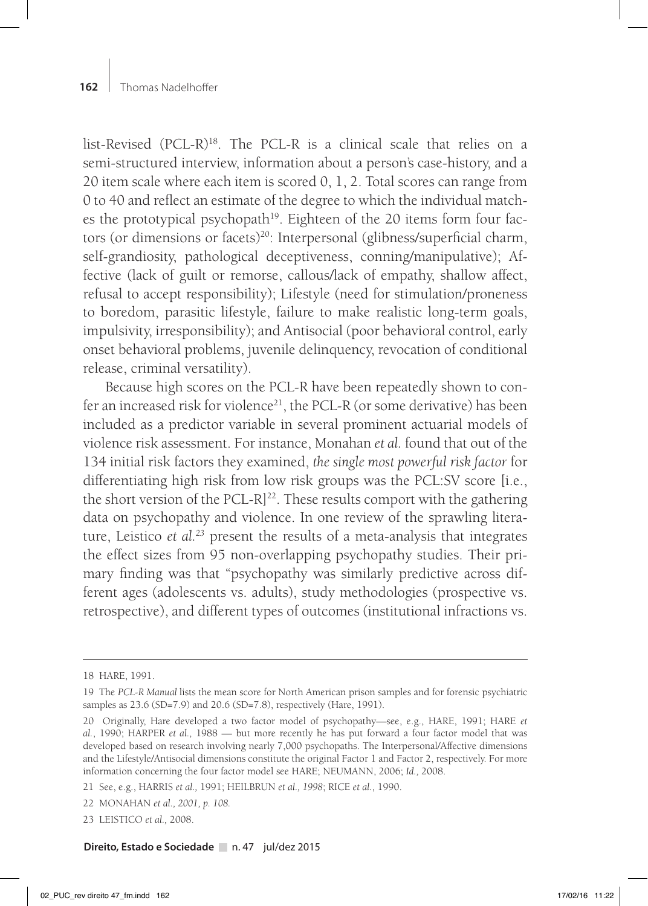list-Revised (PCL-R)[18]. The PCL-R is a clinical scale that relies on a semi-structured interview, information about a person's case-history, and a 20 item scale where each item is scored 0, 1, 2. Total scores can range from 0 to 40 and reflect an estimate of the degree to which the individual matches the prototypical psychopath[19]. Eighteen of the 20 items form four factors (or dimensions or facets)[20]: Interpersonal (glibness/superficial charm, self-grandiosity, pathological deceptiveness, conning/manipulative); Affective (lack of guilt or remorse, callous/lack of empathy, shallow affect, refusal to accept responsibility); Lifestyle (need for stimulation/proneness to boredom, parasitic lifestyle, failure to make realistic long-term goals, impulsivity, irresponsibility); and Antisocial (poor behavioral control, early onset behavioral problems, juvenile delinquency, revocation of conditional release, criminal versatility).

Because high scores on the PCL-R have been repeatedly shown to confer an increased risk for violence[21], the PCL-R (or some derivative) has been included as a predictor variable in several prominent actuarial models of violence risk assessment. For instance, Monahan *et al.* found that out of the 134 initial risk factors they examined, *the single most powerful risk factor* for differentiating high risk from low risk groups was the PCL:SV score [i.e., the short version of the PCL-R][22]. These results comport with the gathering data on psychopathy and violence. In one review of the sprawling literature, Leistico *et al.*[23] present the results of a meta-analysis that integrates the effect sizes from 95 non-overlapping psychopathy studies. Their primary finding was that "psychopathy was similarly predictive across different ages (adolescents vs. adults), study methodologies (prospective vs. retrospective), and different types of outcomes (institutional infractions vs.

---

18 HARE, 1991.

19 The *PCL-R Manual* lists the mean score for North American prison samples and for forensic psychiatric samples as 23.6 (SD=7.9) and 20.6 (SD=7.8), respectively (Hare, 1991).

20 Originally, Hare developed a two factor model of psychopathy—see, e.g., HARE, 1991; HARE *et al.*, 1990; HARPER *et al.*, 1988 — but more recently he has put forward a four factor model that was developed based on research involving nearly 7,000 psychopaths. The Interpersonal/Affective dimensions and the Lifestyle/Antisocial dimensions constitute the original Factor 1 and Factor 2, respectively. For more information concerning the four factor model see HARE; NEUMANN, 2006; *Id.*, 2008.

21 See, e.g., HARRIS *et al.*, 1991; HEILBRUN *et al.*, *1998*; RICE *et al.*, 1990.

22 MONAHAN *et al., 2001, p. 108.*

23 LEISTICO *et al.*, 2008.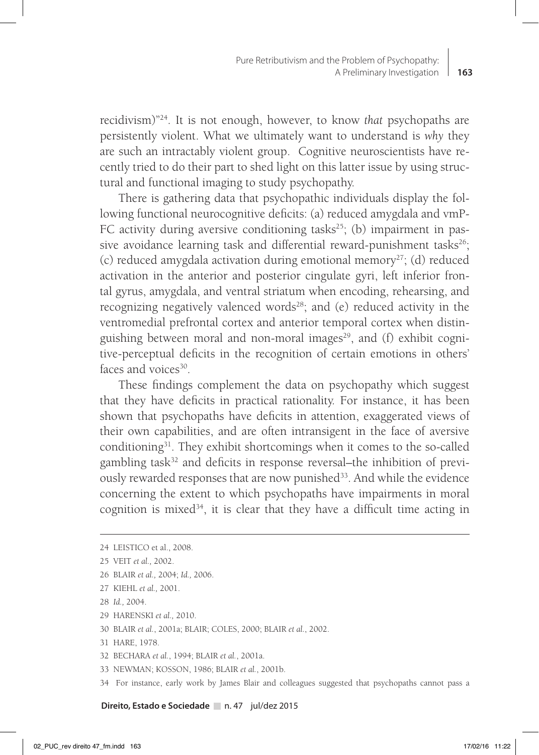recidivism)"[24]. It is not enough, however, to know *that* psychopaths are persistently violent. What we ultimately want to understand is *why* they are such an intractably violent group. Cognitive neuroscientists have recently tried to do their part to shed light on this latter issue by using structural and functional imaging to study psychopathy.

There is gathering data that psychopathic individuals display the following functional neurocognitive deficits: (a) reduced amygdala and vmPFC activity during aversive conditioning tasks[25]; (b) impairment in passive avoidance learning task and differential reward-punishment tasks[26]; (c) reduced amygdala activation during emotional memory[27]; (d) reduced activation in the anterior and posterior cingulate gyri, left inferior frontal gyrus, amygdala, and ventral striatum when encoding, rehearsing, and recognizing negatively valenced words[28]; and (e) reduced activity in the ventromedial prefrontal cortex and anterior temporal cortex when distinguishing between moral and non-moral images[29], and (f) exhibit cognitive-perceptual deficits in the recognition of certain emotions in others' faces and voices[30].

These findings complement the data on psychopathy which suggest that they have deficits in practical rationality. For instance, it has been shown that psychopaths have deficits in attention, exaggerated views of their own capabilities, and are often intransigent in the face of aversive conditioning[31]. They exhibit shortcomings when it comes to the so-called gambling task[32] and deficits in response reversal–the inhibition of previously rewarded responses that are now punished[33]. And while the evidence concerning the extent to which psychopaths have impairments in moral cognition is mixed[34], it is clear that they have a difficult time acting in

---

24 LEISTICO et al., 2008.

25 VEIT *et al.,* 2002.

26 BLAIR *et al.,* 2004; *Id.,* 2006.

27 KIEHL *et al.,* 2001.

28 *Id.,* 2004.

29 HARENSKI *et al.,* 2010.

30 BLAIR *et al.*, 2001a; BLAIR; COLES, 2000; BLAIR *et al.*, 2002.

31 HARE, 1978.

32 BECHARA *et al.*, 1994; BLAIR *et al.*, 2001a.

33 NEWMAN; KOSSON, 1986; BLAIR *et al.*, 2001b.

34 For instance, early work by James Blair and colleagues suggested that psychopaths cannot pass a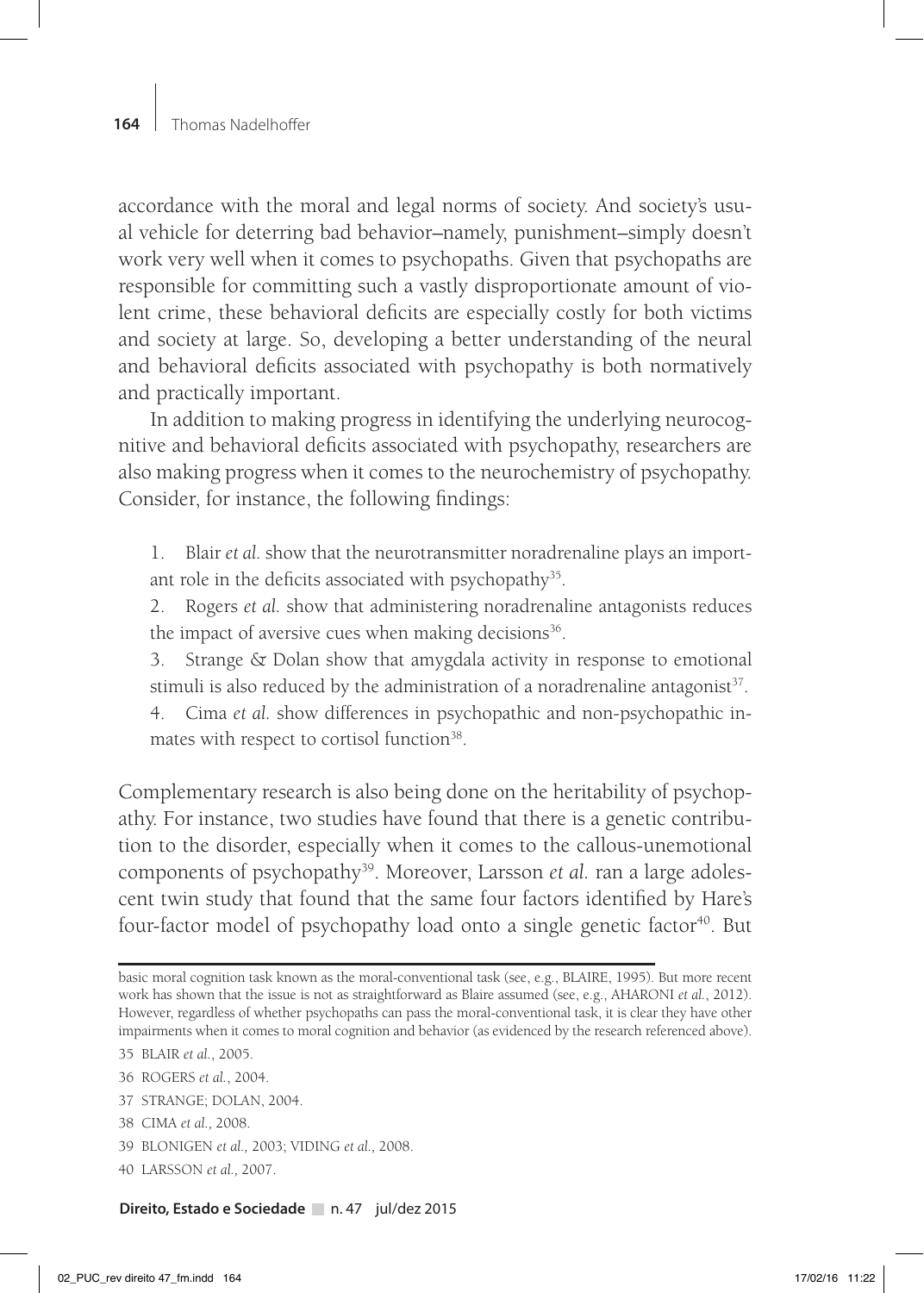accordance with the moral and legal norms of society. And society's usual vehicle for deterring bad behavior–namely, punishment–simply doesn't work very well when it comes to psychopaths. Given that psychopaths are responsible for committing such a vastly disproportionate amount of violent crime, these behavioral deficits are especially costly for both victims and society at large. So, developing a better understanding of the neural and behavioral deficits associated with psychopathy is both normatively and practically important.

In addition to making progress in identifying the underlying neurocognitive and behavioral deficits associated with psychopathy, researchers are also making progress when it comes to the neurochemistry of psychopathy. Consider, for instance, the following findings:

1. Blair *et al.* show that the neurotransmitter noradrenaline plays an important role in the deficits associated with psychopathy[35].
2. Rogers *et al.* show that administering noradrenaline antagonists reduces the impact of aversive cues when making decisions[36].
3. Strange & Dolan show that amygdala activity in response to emotional stimuli is also reduced by the administration of a noradrenaline antagonist[37].
4. Cima *et al.* show differences in psychopathic and non-psychopathic inmates with respect to cortisol function[38].

Complementary research is also being done on the heritability of psychopathy. For instance, two studies have found that there is a genetic contribution to the disorder, especially when it comes to the callous-unemotional components of psychopathy[39]. Moreover, Larsson *et al.* ran a large adolescent twin study that found that the same four factors identified by Hare's four-factor model of psychopathy load onto a single genetic factor[40]. But

---

basic moral cognition task known as the moral-conventional task (see, e.g., BLAIRE, 1995). But more recent work has shown that the issue is not as straightforward as Blaire assumed (see, e.g., AHARONI *et al.*, 2012). However, regardless of whether psychopaths can pass the moral-conventional task, it is clear they have other impairments when it comes to moral cognition and behavior (as evidenced by the research referenced above).

35 BLAIR *et al.*, 2005.

36 ROGERS *et al.*, 2004.

37 STRANGE; DOLAN, 2004.

38 CIMA *et al.*, 2008.

39 BLONIGEN *et al.*, 2003; VIDING *et al.*, 2008.

40 LARSSON *et al.*, 2007.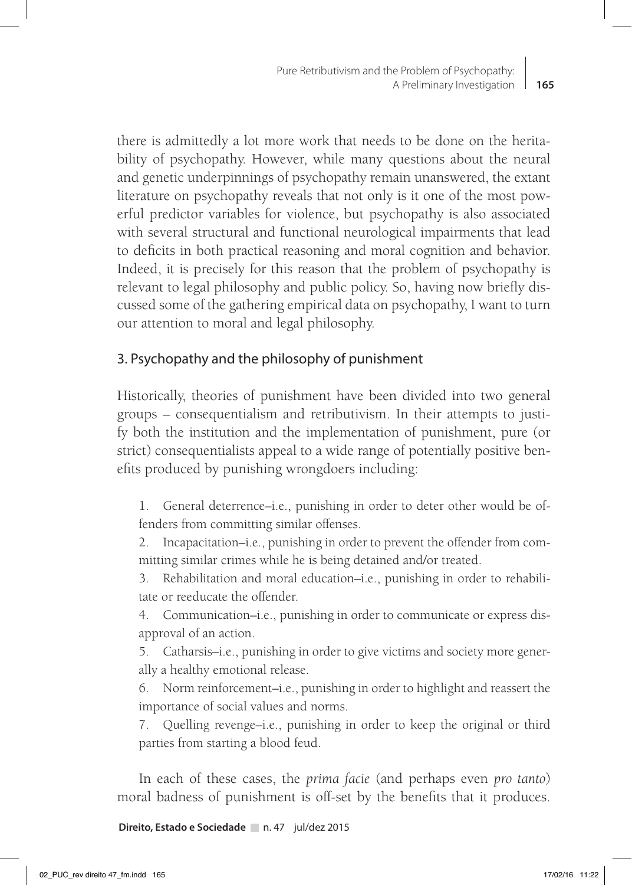there is admittedly a lot more work that needs to be done on the heritability of psychopathy. However, while many questions about the neural and genetic underpinnings of psychopathy remain unanswered, the extant literature on psychopathy reveals that not only is it one of the most powerful predictor variables for violence, but psychopathy is also associated with several structural and functional neurological impairments that lead to deficits in both practical reasoning and moral cognition and behavior. Indeed, it is precisely for this reason that the problem of psychopathy is relevant to legal philosophy and public policy. So, having now briefly discussed some of the gathering empirical data on psychopathy, I want to turn our attention to moral and legal philosophy.

## 3. Psychopathy and the philosophy of punishment

Historically, theories of punishment have been divided into two general groups – consequentialism and retributivism. In their attempts to justify both the institution and the implementation of punishment, pure (or strict) consequentialists appeal to a wide range of potentially positive benefits produced by punishing wrongdoers including:

1. General deterrence–i.e., punishing in order to deter other would be offenders from committing similar offenses.
2. Incapacitation–i.e., punishing in order to prevent the offender from committing similar crimes while he is being detained and/or treated.
3. Rehabilitation and moral education–i.e., punishing in order to rehabilitate or reeducate the offender.
4. Communication–i.e., punishing in order to communicate or express disapproval of an action.
5. Catharsis–i.e., punishing in order to give victims and society more generally a healthy emotional release.
6. Norm reinforcement–i.e., punishing in order to highlight and reassert the importance of social values and norms.
7. Quelling revenge–i.e., punishing in order to keep the original or third parties from starting a blood feud.

In each of these cases, the *prima facie* (and perhaps even *pro tanto*) moral badness of punishment is off-set by the benefits that it produces.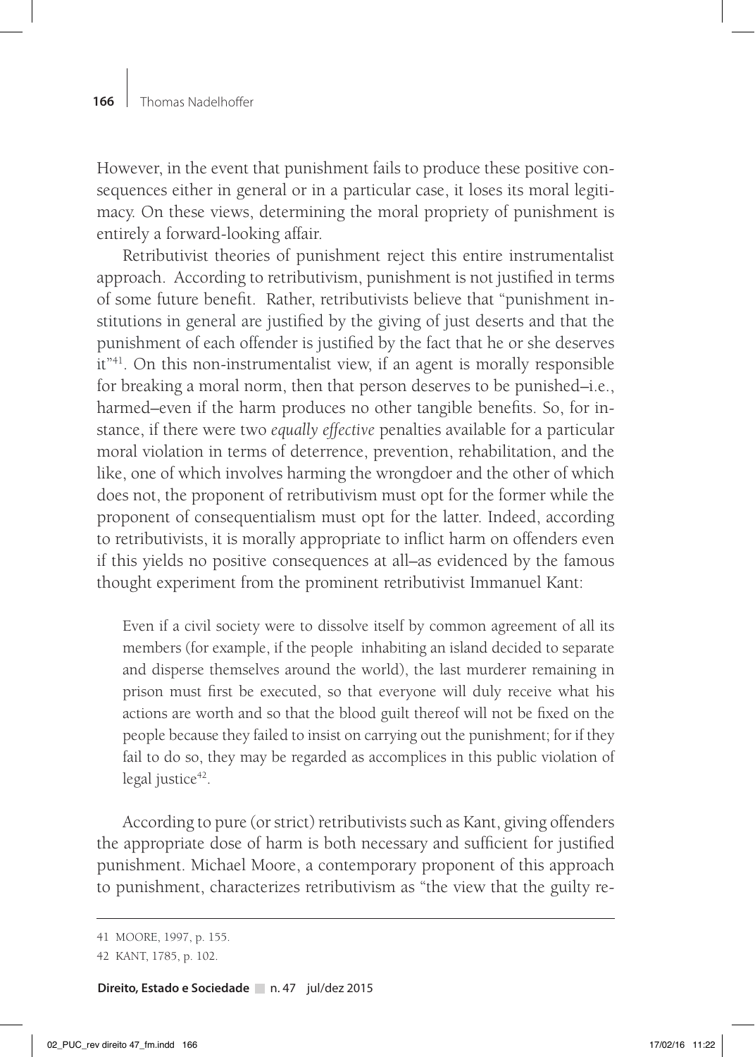However, in the event that punishment fails to produce these positive consequences either in general or in a particular case, it loses its moral legitimacy. On these views, determining the moral propriety of punishment is entirely a forward-looking affair.

Retributivist theories of punishment reject this entire instrumentalist approach. According to retributivism, punishment is not justified in terms of some future benefit. Rather, retributivists believe that "punishment institutions in general are justified by the giving of just deserts and that the punishment of each offender is justified by the fact that he or she deserves it"[41]. On this non-instrumentalist view, if an agent is morally responsible for breaking a moral norm, then that person deserves to be punished–i.e., harmed–even if the harm produces no other tangible benefits. So, for instance, if there were two *equally effective* penalties available for a particular moral violation in terms of deterrence, prevention, rehabilitation, and the like, one of which involves harming the wrongdoer and the other of which does not, the proponent of retributivism must opt for the former while the proponent of consequentialism must opt for the latter. Indeed, according to retributivists, it is morally appropriate to inflict harm on offenders even if this yields no positive consequences at all–as evidenced by the famous thought experiment from the prominent retributivist Immanuel Kant:

> Even if a civil society were to dissolve itself by common agreement of all its members (for example, if the people inhabiting an island decided to separate and disperse themselves around the world), the last murderer remaining in prison must first be executed, so that everyone will duly receive what his actions are worth and so that the blood guilt thereof will not be fixed on the people because they failed to insist on carrying out the punishment; for if they fail to do so, they may be regarded as accomplices in this public violation of legal justice[42].

According to pure (or strict) retributivists such as Kant, giving offenders the appropriate dose of harm is both necessary and sufficient for justified punishment. Michael Moore, a contemporary proponent of this approach to punishment, characterizes retributivism as "the view that the guilty re-

41 MOORE, 1997, p. 155.

42 KANT, 1785, p. 102.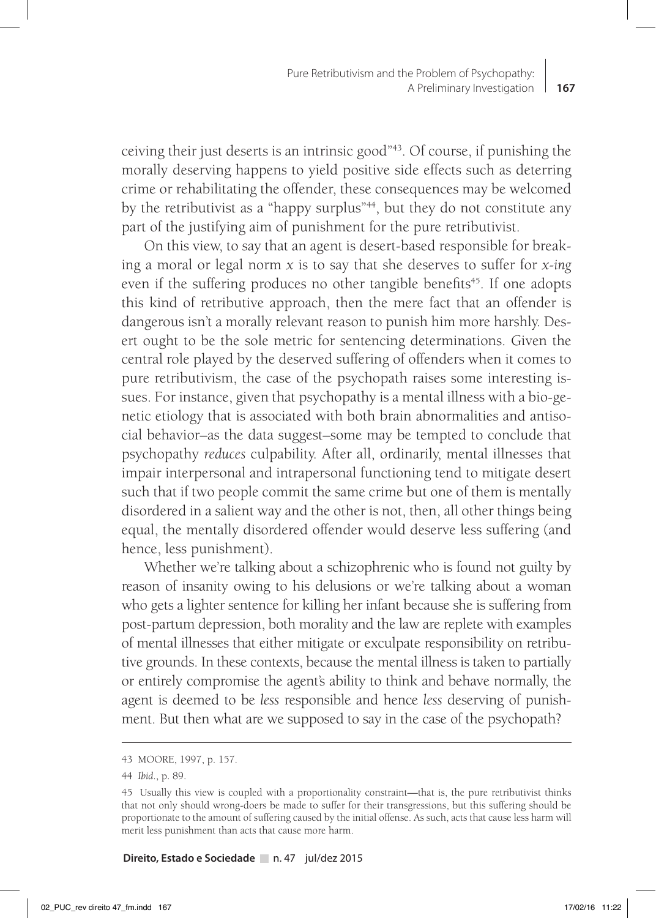ceiving their just deserts is an intrinsic good"[43]. Of course, if punishing the morally deserving happens to yield positive side effects such as deterring crime or rehabilitating the offender, these consequences may be welcomed by the retributivist as a "happy surplus"[44], but they do not constitute any part of the justifying aim of punishment for the pure retributivist.

On this view, to say that an agent is desert-based responsible for breaking a moral or legal norm *x* is to say that she deserves to suffer for *x-ing* even if the suffering produces no other tangible benefits[45]. If one adopts this kind of retributive approach, then the mere fact that an offender is dangerous isn't a morally relevant reason to punish him more harshly. Desert ought to be the sole metric for sentencing determinations. Given the central role played by the deserved suffering of offenders when it comes to pure retributivism, the case of the psychopath raises some interesting issues. For instance, given that psychopathy is a mental illness with a bio-genetic etiology that is associated with both brain abnormalities and antisocial behavior–as the data suggest–some may be tempted to conclude that psychopathy *reduces* culpability. After all, ordinarily, mental illnesses that impair interpersonal and intrapersonal functioning tend to mitigate desert such that if two people commit the same crime but one of them is mentally disordered in a salient way and the other is not, then, all other things being equal, the mentally disordered offender would deserve less suffering (and hence, less punishment).

Whether we're talking about a schizophrenic who is found not guilty by reason of insanity owing to his delusions or we're talking about a woman who gets a lighter sentence for killing her infant because she is suffering from post-partum depression, both morality and the law are replete with examples of mental illnesses that either mitigate or exculpate responsibility on retributive grounds. In these contexts, because the mental illness is taken to partially or entirely compromise the agent's ability to think and behave normally, the agent is deemed to be *less* responsible and hence *less* deserving of punishment. But then what are we supposed to say in the case of the psychopath?

---

43 MOORE, 1997, p. 157.

44 *Ibid.*, p. 89.

45 Usually this view is coupled with a proportionality constraint—that is, the pure retributivist thinks that not only should wrong-doers be made to suffer for their transgressions, but this suffering should be proportionate to the amount of suffering caused by the initial offense. As such, acts that cause less harm will merit less punishment than acts that cause more harm.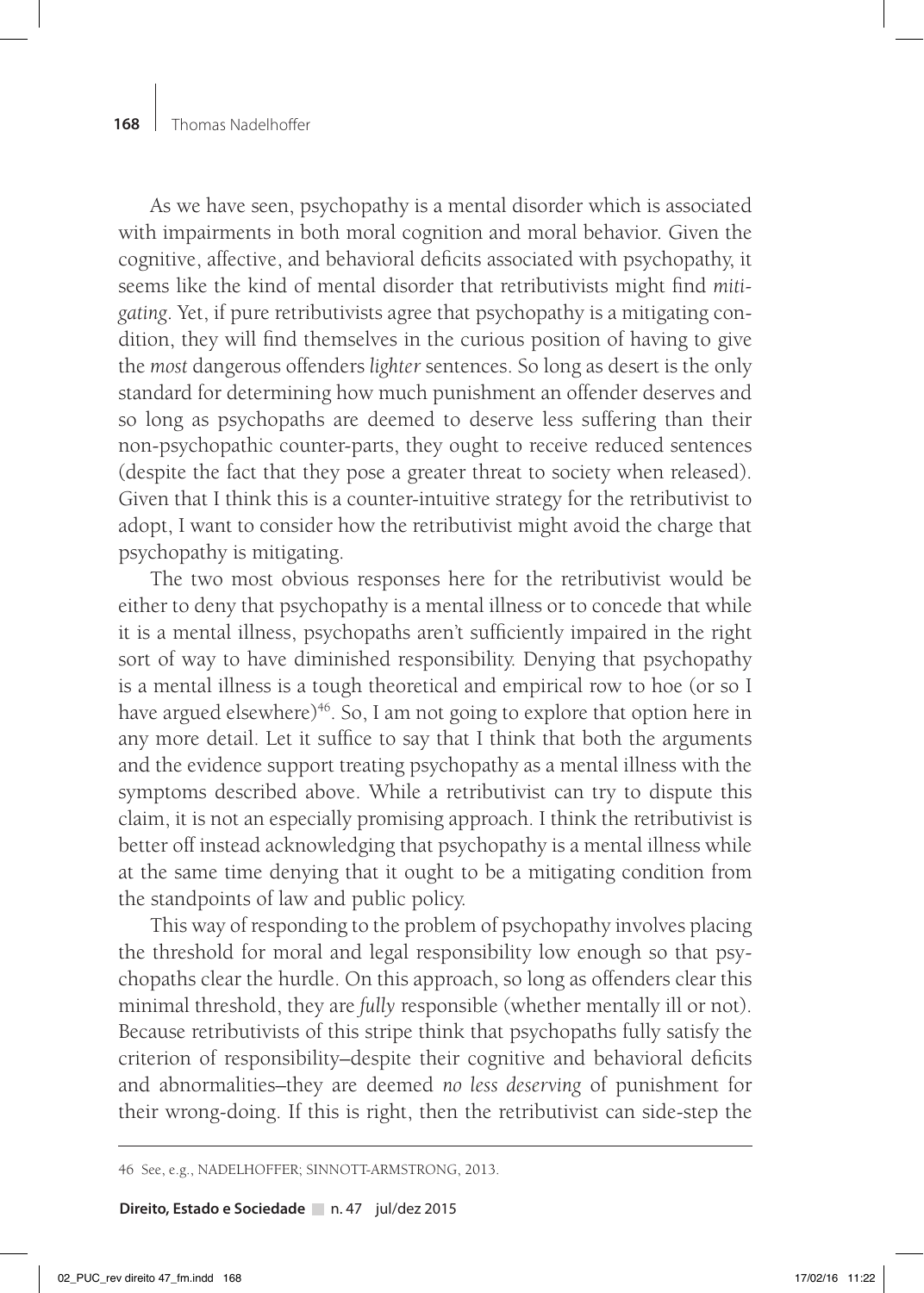As we have seen, psychopathy is a mental disorder which is associated with impairments in both moral cognition and moral behavior. Given the cognitive, affective, and behavioral deficits associated with psychopathy, it seems like the kind of mental disorder that retributivists might find *mitigating*. Yet, if pure retributivists agree that psychopathy is a mitigating condition, they will find themselves in the curious position of having to give the *most* dangerous offenders *lighter* sentences. So long as desert is the only standard for determining how much punishment an offender deserves and so long as psychopaths are deemed to deserve less suffering than their non-psychopathic counter-parts, they ought to receive reduced sentences (despite the fact that they pose a greater threat to society when released). Given that I think this is a counter-intuitive strategy for the retributivist to adopt, I want to consider how the retributivist might avoid the charge that psychopathy is mitigating.

The two most obvious responses here for the retributivist would be either to deny that psychopathy is a mental illness or to concede that while it is a mental illness, psychopaths aren't sufficiently impaired in the right sort of way to have diminished responsibility. Denying that psychopathy is a mental illness is a tough theoretical and empirical row to hoe (or so I have argued elsewhere)[46]. So, I am not going to explore that option here in any more detail. Let it suffice to say that I think that both the arguments and the evidence support treating psychopathy as a mental illness with the symptoms described above. While a retributivist can try to dispute this claim, it is not an especially promising approach. I think the retributivist is better off instead acknowledging that psychopathy is a mental illness while at the same time denying that it ought to be a mitigating condition from the standpoints of law and public policy.

This way of responding to the problem of psychopathy involves placing the threshold for moral and legal responsibility low enough so that psychopaths clear the hurdle. On this approach, so long as offenders clear this minimal threshold, they are *fully* responsible (whether mentally ill or not). Because retributivists of this stripe think that psychopaths fully satisfy the criterion of responsibility–despite their cognitive and behavioral deficits and abnormalities–they are deemed *no less deserving* of punishment for their wrong-doing. If this is right, then the retributivist can side-step the

46 See, e.g., NADELHOFFER; SINNOTT-ARMSTRONG, 2013.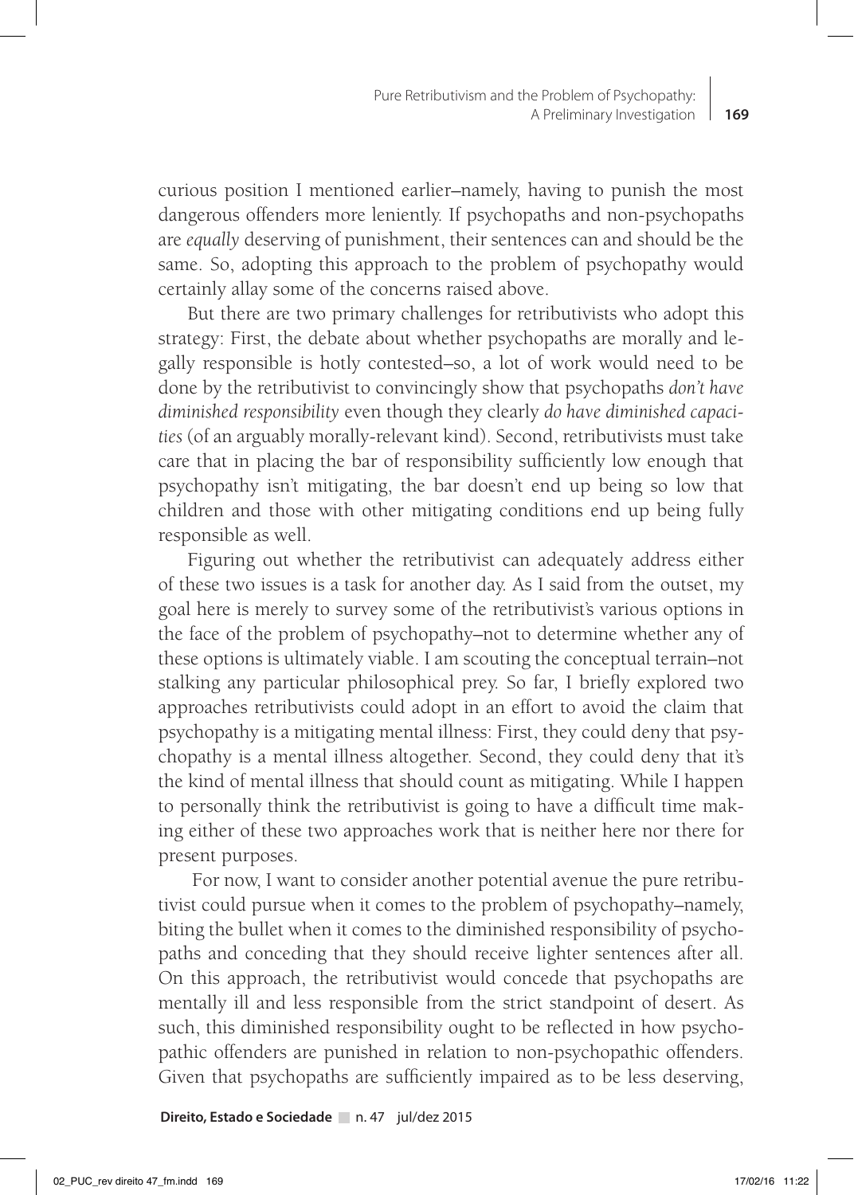curious position I mentioned earlier–namely, having to punish the most dangerous offenders more leniently. If psychopaths and non-psychopaths are *equally* deserving of punishment, their sentences can and should be the same. So, adopting this approach to the problem of psychopathy would certainly allay some of the concerns raised above.

But there are two primary challenges for retributivists who adopt this strategy: First, the debate about whether psychopaths are morally and legally responsible is hotly contested–so, a lot of work would need to be done by the retributivist to convincingly show that psychopaths *don't have diminished responsibility* even though they clearly *do have diminished capacities* (of an arguably morally-relevant kind). Second, retributivists must take care that in placing the bar of responsibility sufficiently low enough that psychopathy isn't mitigating, the bar doesn't end up being so low that children and those with other mitigating conditions end up being fully responsible as well.

Figuring out whether the retributivist can adequately address either of these two issues is a task for another day. As I said from the outset, my goal here is merely to survey some of the retributivist's various options in the face of the problem of psychopathy–not to determine whether any of these options is ultimately viable. I am scouting the conceptual terrain–not stalking any particular philosophical prey. So far, I briefly explored two approaches retributivists could adopt in an effort to avoid the claim that psychopathy is a mitigating mental illness: First, they could deny that psychopathy is a mental illness altogether. Second, they could deny that it's the kind of mental illness that should count as mitigating. While I happen to personally think the retributivist is going to have a difficult time making either of these two approaches work that is neither here nor there for present purposes.

For now, I want to consider another potential avenue the pure retributivist could pursue when it comes to the problem of psychopathy–namely, biting the bullet when it comes to the diminished responsibility of psychopaths and conceding that they should receive lighter sentences after all. On this approach, the retributivist would concede that psychopaths are mentally ill and less responsible from the strict standpoint of desert. As such, this diminished responsibility ought to be reflected in how psychopathic offenders are punished in relation to non-psychopathic offenders. Given that psychopaths are sufficiently impaired as to be less deserving,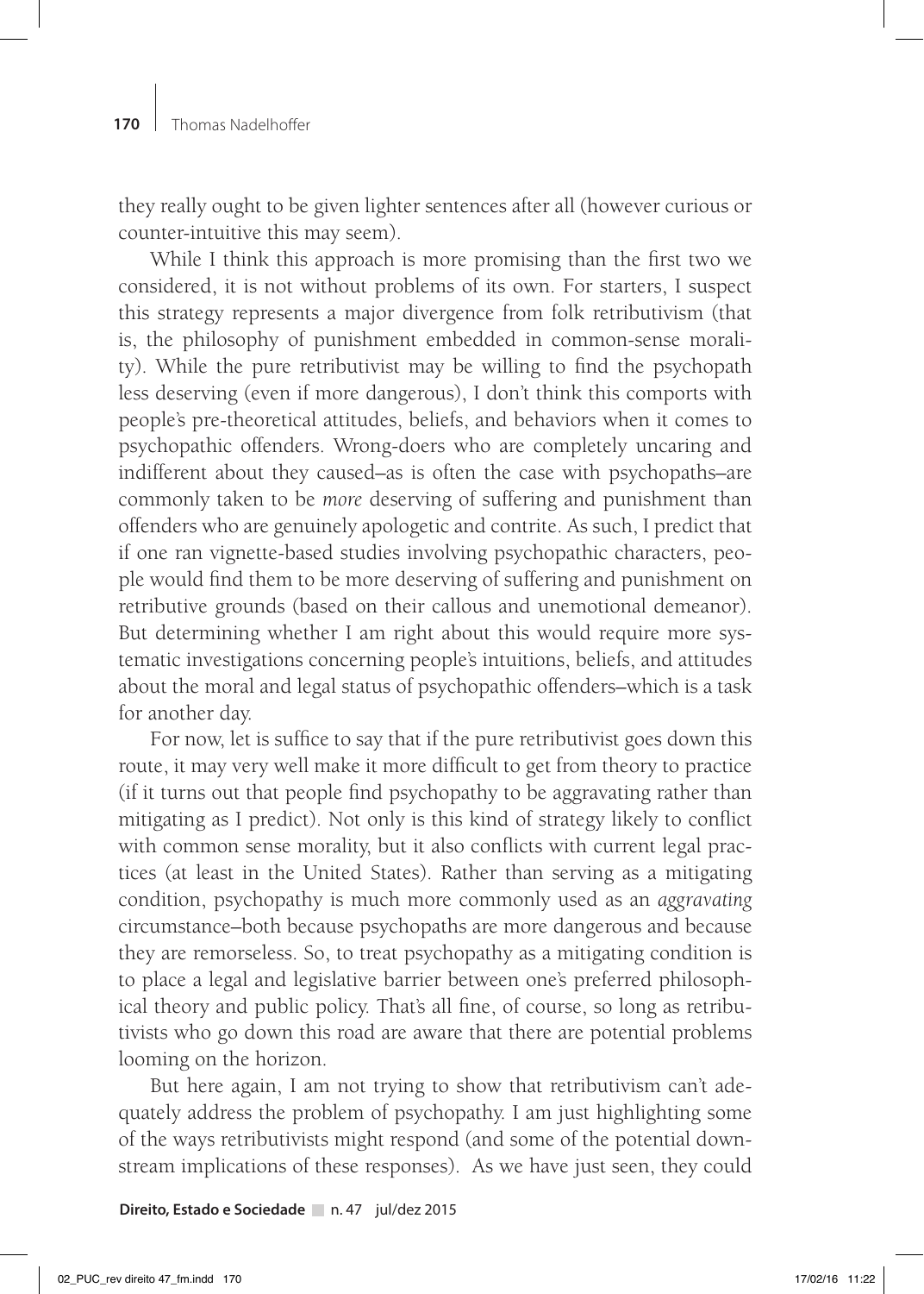they really ought to be given lighter sentences after all (however curious or counter-intuitive this may seem).

While I think this approach is more promising than the first two we considered, it is not without problems of its own. For starters, I suspect this strategy represents a major divergence from folk retributivism (that is, the philosophy of punishment embedded in common-sense morality). While the pure retributivist may be willing to find the psychopath less deserving (even if more dangerous), I don't think this comports with people's pre-theoretical attitudes, beliefs, and behaviors when it comes to psychopathic offenders. Wrong-doers who are completely uncaring and indifferent about they caused–as is often the case with psychopaths–are commonly taken to be *more* deserving of suffering and punishment than offenders who are genuinely apologetic and contrite. As such, I predict that if one ran vignette-based studies involving psychopathic characters, people would find them to be more deserving of suffering and punishment on retributive grounds (based on their callous and unemotional demeanor). But determining whether I am right about this would require more systematic investigations concerning people's intuitions, beliefs, and attitudes about the moral and legal status of psychopathic offenders–which is a task for another day.

For now, let is suffice to say that if the pure retributivist goes down this route, it may very well make it more difficult to get from theory to practice (if it turns out that people find psychopathy to be aggravating rather than mitigating as I predict). Not only is this kind of strategy likely to conflict with common sense morality, but it also conflicts with current legal practices (at least in the United States). Rather than serving as a mitigating condition, psychopathy is much more commonly used as an *aggravating* circumstance–both because psychopaths are more dangerous and because they are remorseless. So, to treat psychopathy as a mitigating condition is to place a legal and legislative barrier between one's preferred philosophical theory and public policy. That's all fine, of course, so long as retributivists who go down this road are aware that there are potential problems looming on the horizon.

But here again, I am not trying to show that retributivism can't adequately address the problem of psychopathy. I am just highlighting some of the ways retributivists might respond (and some of the potential downstream implications of these responses). As we have just seen, they could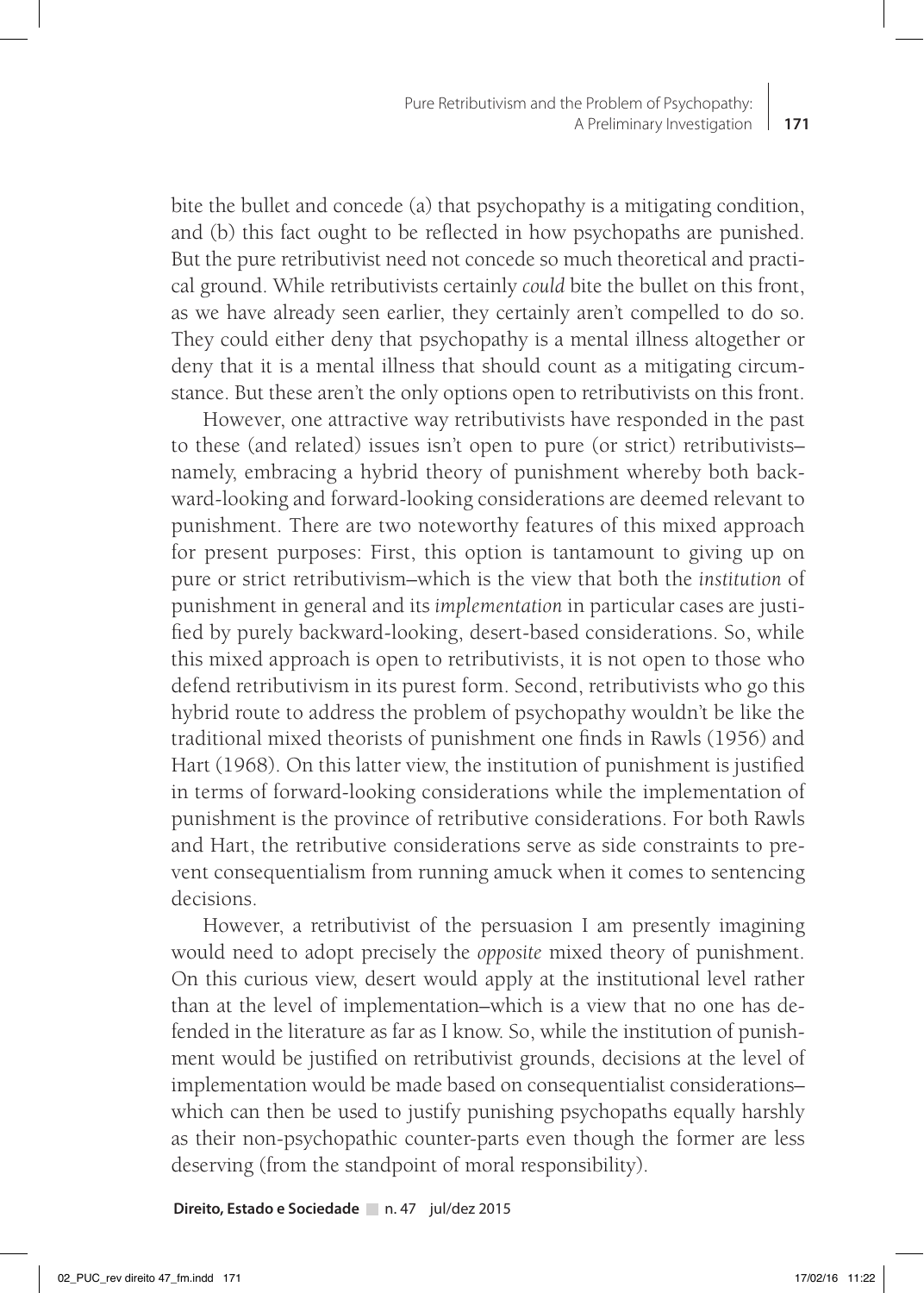bite the bullet and concede (a) that psychopathy is a mitigating condition, and (b) this fact ought to be reflected in how psychopaths are punished. But the pure retributivist need not concede so much theoretical and practical ground. While retributivists certainly *could* bite the bullet on this front, as we have already seen earlier, they certainly aren't compelled to do so. They could either deny that psychopathy is a mental illness altogether or deny that it is a mental illness that should count as a mitigating circumstance. But these aren't the only options open to retributivists on this front.

However, one attractive way retributivists have responded in the past to these (and related) issues isn't open to pure (or strict) retributivists–namely, embracing a hybrid theory of punishment whereby both backward-looking and forward-looking considerations are deemed relevant to punishment. There are two noteworthy features of this mixed approach for present purposes: First, this option is tantamount to giving up on pure or strict retributivism–which is the view that both the *institution* of punishment in general and its *implementation* in particular cases are justified by purely backward-looking, desert-based considerations. So, while this mixed approach is open to retributivists, it is not open to those who defend retributivism in its purest form. Second, retributivists who go this hybrid route to address the problem of psychopathy wouldn't be like the traditional mixed theorists of punishment one finds in Rawls (1956) and Hart (1968). On this latter view, the institution of punishment is justified in terms of forward-looking considerations while the implementation of punishment is the province of retributive considerations. For both Rawls and Hart, the retributive considerations serve as side constraints to prevent consequentialism from running amuck when it comes to sentencing decisions.

However, a retributivist of the persuasion I am presently imagining would need to adopt precisely the *opposite* mixed theory of punishment. On this curious view, desert would apply at the institutional level rather than at the level of implementation–which is a view that no one has defended in the literature as far as I know. So, while the institution of punishment would be justified on retributivist grounds, decisions at the level of implementation would be made based on consequentialist considerations–which can then be used to justify punishing psychopaths equally harshly as their non-psychopathic counter-parts even though the former are less deserving (from the standpoint of moral responsibility).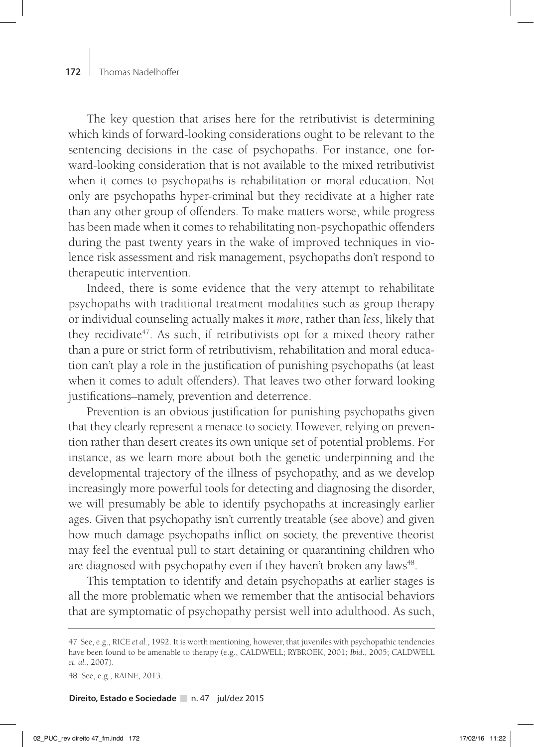The key question that arises here for the retributivist is determining which kinds of forward-looking considerations ought to be relevant to the sentencing decisions in the case of psychopaths. For instance, one forward-looking consideration that is not available to the mixed retributivist when it comes to psychopaths is rehabilitation or moral education. Not only are psychopaths hyper-criminal but they recidivate at a higher rate than any other group of offenders. To make matters worse, while progress has been made when it comes to rehabilitating non-psychopathic offenders during the past twenty years in the wake of improved techniques in violence risk assessment and risk management, psychopaths don't respond to therapeutic intervention.

Indeed, there is some evidence that the very attempt to rehabilitate psychopaths with traditional treatment modalities such as group therapy or individual counseling actually makes it *more*, rather than *less*, likely that they recidivate[47]. As such, if retributivists opt for a mixed theory rather than a pure or strict form of retributivism, rehabilitation and moral education can't play a role in the justification of punishing psychopaths (at least when it comes to adult offenders). That leaves two other forward looking justifications–namely, prevention and deterrence.

Prevention is an obvious justification for punishing psychopaths given that they clearly represent a menace to society. However, relying on prevention rather than desert creates its own unique set of potential problems. For instance, as we learn more about both the genetic underpinning and the developmental trajectory of the illness of psychopathy, and as we develop increasingly more powerful tools for detecting and diagnosing the disorder, we will presumably be able to identify psychopaths at increasingly earlier ages. Given that psychopathy isn't currently treatable (see above) and given how much damage psychopaths inflict on society, the preventive theorist may feel the eventual pull to start detaining or quarantining children who are diagnosed with psychopathy even if they haven't broken any laws[48].

This temptation to identify and detain psychopaths at earlier stages is all the more problematic when we remember that the antisocial behaviors that are symptomatic of psychopathy persist well into adulthood. As such,

---

47 See, e.g., RICE *et al.*, 1992. It is worth mentioning, however, that juveniles with psychopathic tendencies have been found to be amenable to therapy (e.g., CALDWELL; RYBROEK, 2001; *Ibid.*, 2005; CALDWELL *et. al.*, 2007).

48 See, e.g., RAINE, 2013.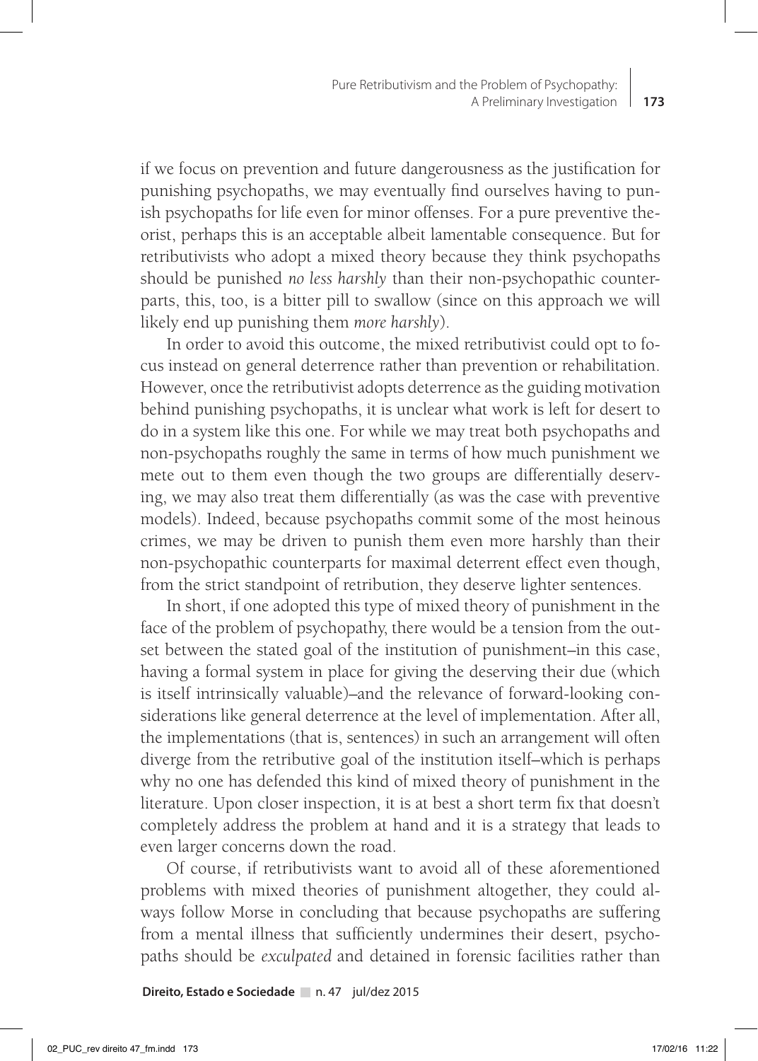if we focus on prevention and future dangerousness as the justification for punishing psychopaths, we may eventually find ourselves having to punish psychopaths for life even for minor offenses. For a pure preventive theorist, perhaps this is an acceptable albeit lamentable consequence. But for retributivists who adopt a mixed theory because they think psychopaths should be punished *no less harshly* than their non-psychopathic counterparts, this, too, is a bitter pill to swallow (since on this approach we will likely end up punishing them *more harshly*).

In order to avoid this outcome, the mixed retributivist could opt to focus instead on general deterrence rather than prevention or rehabilitation. However, once the retributivist adopts deterrence as the guiding motivation behind punishing psychopaths, it is unclear what work is left for desert to do in a system like this one. For while we may treat both psychopaths and non-psychopaths roughly the same in terms of how much punishment we mete out to them even though the two groups are differentially deserving, we may also treat them differentially (as was the case with preventive models). Indeed, because psychopaths commit some of the most heinous crimes, we may be driven to punish them even more harshly than their non-psychopathic counterparts for maximal deterrent effect even though, from the strict standpoint of retribution, they deserve lighter sentences.

In short, if one adopted this type of mixed theory of punishment in the face of the problem of psychopathy, there would be a tension from the outset between the stated goal of the institution of punishment–in this case, having a formal system in place for giving the deserving their due (which is itself intrinsically valuable)–and the relevance of forward-looking considerations like general deterrence at the level of implementation. After all, the implementations (that is, sentences) in such an arrangement will often diverge from the retributive goal of the institution itself–which is perhaps why no one has defended this kind of mixed theory of punishment in the literature. Upon closer inspection, it is at best a short term fix that doesn't completely address the problem at hand and it is a strategy that leads to even larger concerns down the road.

Of course, if retributivists want to avoid all of these aforementioned problems with mixed theories of punishment altogether, they could always follow Morse in concluding that because psychopaths are suffering from a mental illness that sufficiently undermines their desert, psychopaths should be *exculpated* and detained in forensic facilities rather than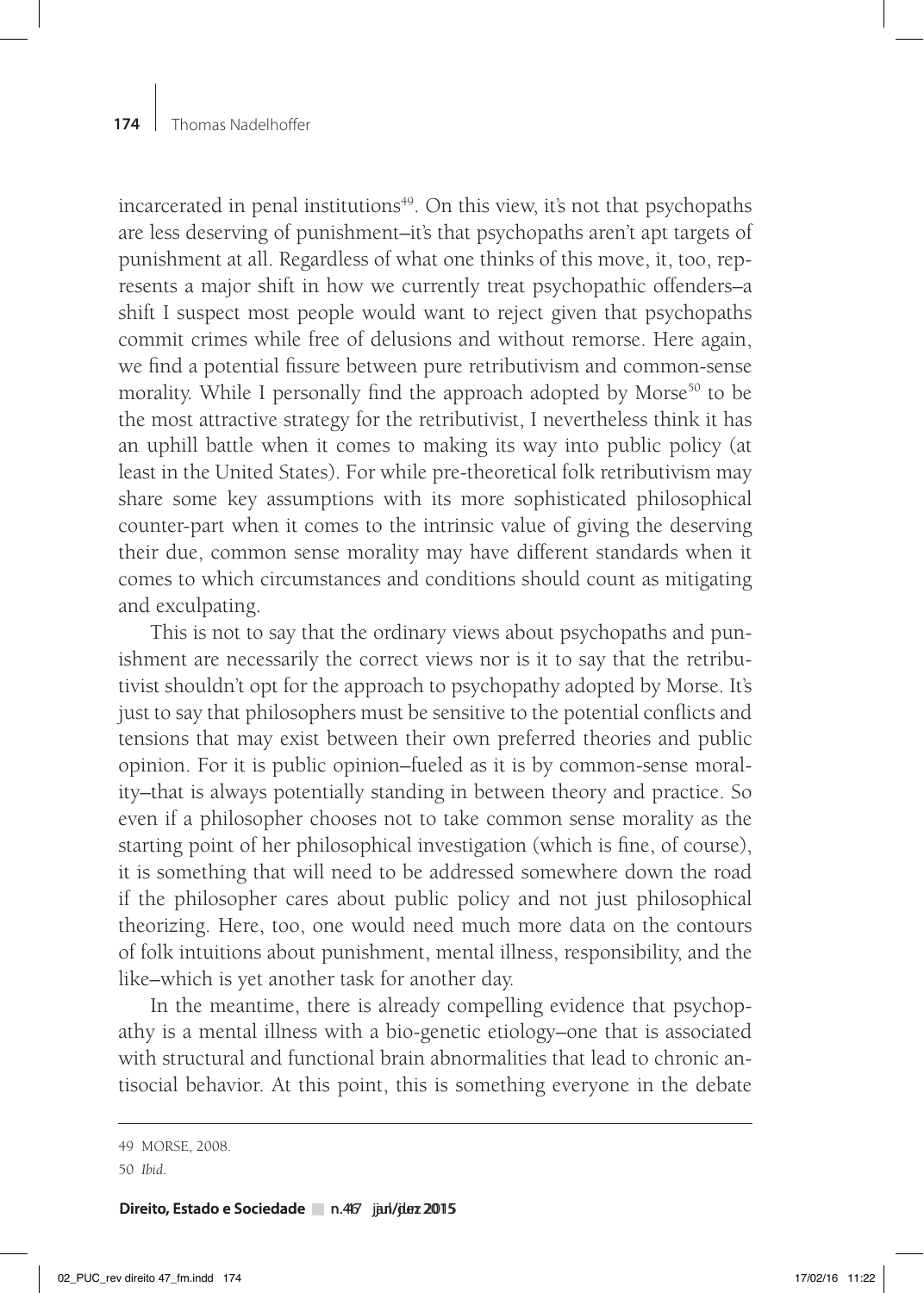incarcerated in penal institutions[49]. On this view, it's not that psychopaths are less deserving of punishment–it's that psychopaths aren't apt targets of punishment at all. Regardless of what one thinks of this move, it, too, represents a major shift in how we currently treat psychopathic offenders–a shift I suspect most people would want to reject given that psychopaths commit crimes while free of delusions and without remorse. Here again, we find a potential fissure between pure retributivism and common-sense morality. While I personally find the approach adopted by Morse[50] to be the most attractive strategy for the retributivist, I nevertheless think it has an uphill battle when it comes to making its way into public policy (at least in the United States). For while pre-theoretical folk retributivism may share some key assumptions with its more sophisticated philosophical counter-part when it comes to the intrinsic value of giving the deserving their due, common sense morality may have different standards when it comes to which circumstances and conditions should count as mitigating and exculpating.

This is not to say that the ordinary views about psychopaths and punishment are necessarily the correct views nor is it to say that the retributivist shouldn't opt for the approach to psychopathy adopted by Morse. It's just to say that philosophers must be sensitive to the potential conflicts and tensions that may exist between their own preferred theories and public opinion. For it is public opinion–fueled as it is by common-sense morality–that is always potentially standing in between theory and practice. So even if a philosopher chooses not to take common sense morality as the starting point of her philosophical investigation (which is fine, of course), it is something that will need to be addressed somewhere down the road if the philosopher cares about public policy and not just philosophical theorizing. Here, too, one would need much more data on the contours of folk intuitions about punishment, mental illness, responsibility, and the like–which is yet another task for another day.

In the meantime, there is already compelling evidence that psychopathy is a mental illness with a bio-genetic etiology–one that is associated with structural and functional brain abnormalities that lead to chronic antisocial behavior. At this point, this is something everyone in the debate

---

49 MORSE, 2008.

50 *Ibid.*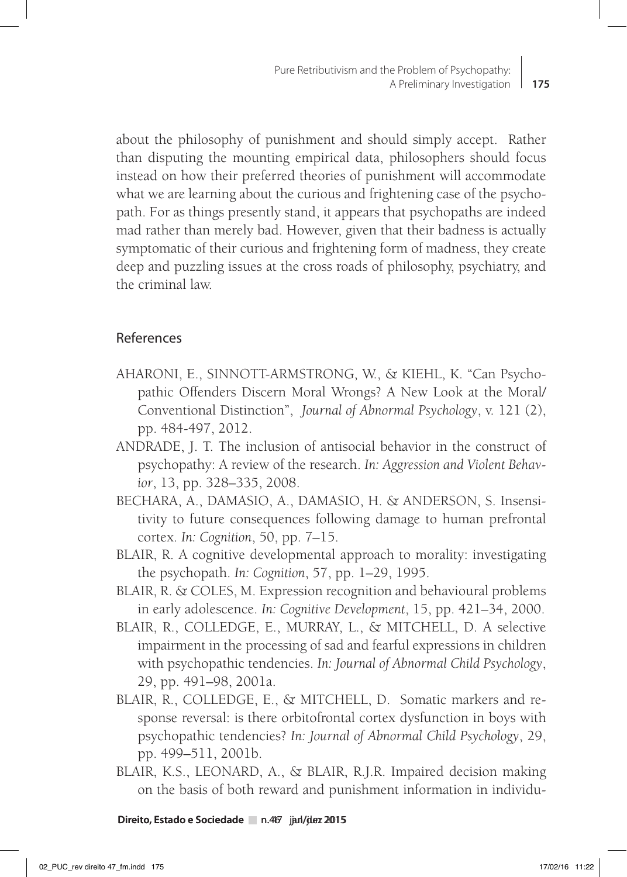about the philosophy of punishment and should simply accept. Rather than disputing the mounting empirical data, philosophers should focus instead on how their preferred theories of punishment will accommodate what we are learning about the curious and frightening case of the psychopath. For as things presently stand, it appears that psychopaths are indeed mad rather than merely bad. However, given that their badness is actually symptomatic of their curious and frightening form of madness, they create deep and puzzling issues at the cross roads of philosophy, psychiatry, and the criminal law.

## References

AHARONI, E., SINNOTT-ARMSTRONG, W., & KIEHL, K. "Can Psychopathic Offenders Discern Moral Wrongs? A New Look at the Moral/Conventional Distinction", *Journal of Abnormal Psychology*, v. 121 (2), pp. 484-497, 2012.

ANDRADE, J. T. The inclusion of antisocial behavior in the construct of psychopathy: A review of the research. *In: Aggression and Violent Behavior*, 13, pp. 328–335, 2008.

BECHARA, A., DAMASIO, A., DAMASIO, H. & ANDERSON, S. Insensitivity to future consequences following damage to human prefrontal cortex. *In: Cognition*, 50, pp. 7–15.

BLAIR, R. A cognitive developmental approach to morality: investigating the psychopath. *In: Cognition*, 57, pp. 1–29, 1995.

BLAIR, R. & COLES, M. Expression recognition and behavioural problems in early adolescence. *In: Cognitive Development*, 15, pp. 421–34, 2000.

BLAIR, R., COLLEDGE, E., MURRAY, L., & MITCHELL, D. A selective impairment in the processing of sad and fearful expressions in children with psychopathic tendencies. *In: Journal of Abnormal Child Psychology*, 29, pp. 491–98, 2001a.

BLAIR, R., COLLEDGE, E., & MITCHELL, D. Somatic markers and response reversal: is there orbitofrontal cortex dysfunction in boys with psychopathic tendencies? *In: Journal of Abnormal Child Psychology*, 29, pp. 499–511, 2001b.

BLAIR, K.S., LEONARD, A., & BLAIR, R.J.R. Impaired decision making on the basis of both reward and punishment information in individu-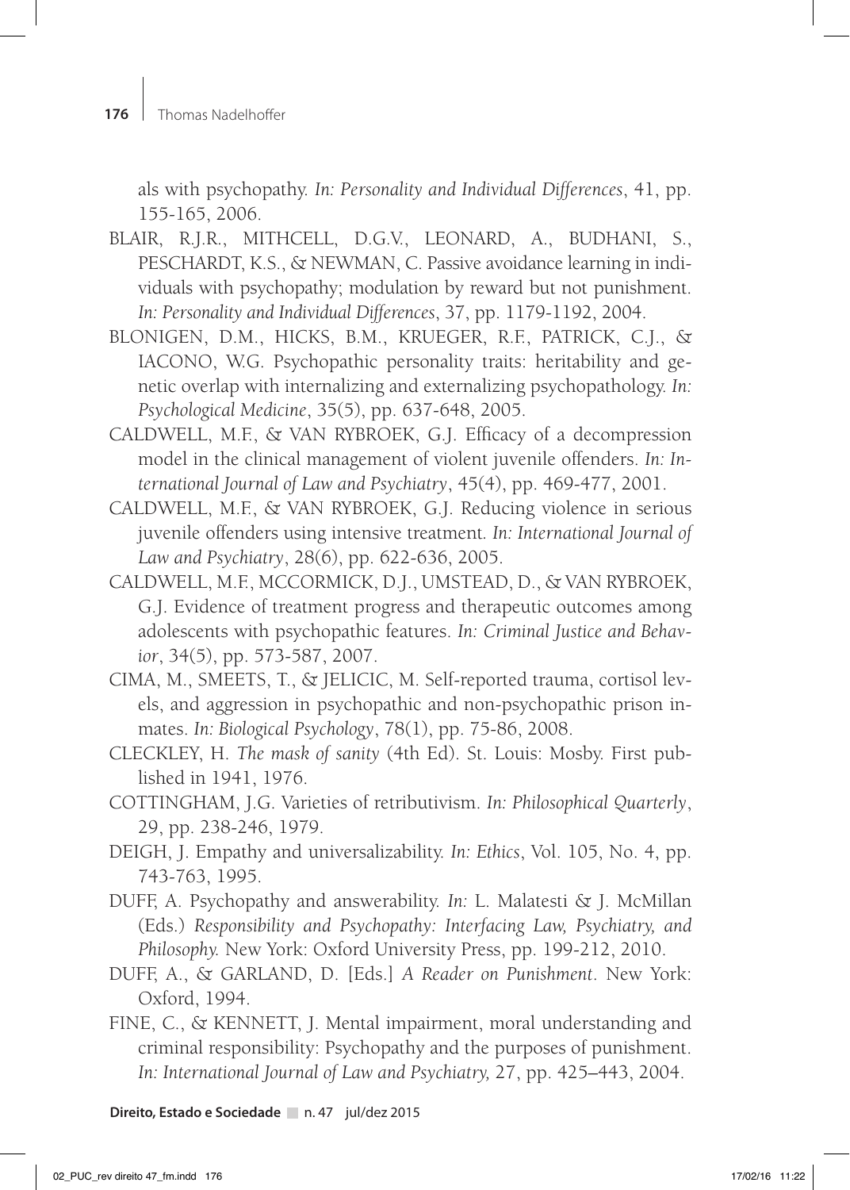als with psychopathy. *In: Personality and Individual Differences*, 41, pp. 155-165, 2006.

BLAIR, R.J.R., MITHCELL, D.G.V., LEONARD, A., BUDHANI, S., PESCHARDT, K.S., & NEWMAN, C. Passive avoidance learning in individuals with psychopathy; modulation by reward but not punishment. *In: Personality and Individual Differences*, 37, pp. 1179-1192, 2004.

BLONIGEN, D.M., HICKS, B.M., KRUEGER, R.F., PATRICK, C.J., & IACONO, W.G. Psychopathic personality traits: heritability and genetic overlap with internalizing and externalizing psychopathology. *In: Psychological Medicine*, 35(5), pp. 637-648, 2005.

CALDWELL, M.F., & VAN RYBROEK, G.J. Efficacy of a decompression model in the clinical management of violent juvenile offenders. *In: International Journal of Law and Psychiatry*, 45(4), pp. 469-477, 2001.

CALDWELL, M.F., & VAN RYBROEK, G.J. Reducing violence in serious juvenile offenders using intensive treatment. *In: International Journal of Law and Psychiatry*, 28(6), pp. 622-636, 2005.

CALDWELL, M.F., MCCORMICK, D.J., UMSTEAD, D., & VAN RYBROEK, G.J. Evidence of treatment progress and therapeutic outcomes among adolescents with psychopathic features. *In: Criminal Justice and Behavior*, 34(5), pp. 573-587, 2007.

CIMA, M., SMEETS, T., & JELICIC, M. Self-reported trauma, cortisol levels, and aggression in psychopathic and non-psychopathic prison inmates. *In: Biological Psychology*, 78(1), pp. 75-86, 2008.

CLECKLEY, H. *The mask of sanity* (4th Ed). St. Louis: Mosby. First published in 1941, 1976.

COTTINGHAM, J.G. Varieties of retributivism. *In: Philosophical Quarterly*, 29, pp. 238-246, 1979.

DEIGH, J. Empathy and universalizability. *In: Ethics*, Vol. 105, No. 4, pp. 743-763, 1995.

DUFF, A. Psychopathy and answerability. *In:* L. Malatesti & J. McMillan (Eds.) *Responsibility and Psychopathy: Interfacing Law, Psychiatry, and Philosophy.* New York: Oxford University Press, pp. 199-212, 2010.

DUFF, A., & GARLAND, D. [Eds.] *A Reader on Punishment*. New York: Oxford, 1994.

FINE, C., & KENNETT, J. Mental impairment, moral understanding and criminal responsibility: Psychopathy and the purposes of punishment. *In: International Journal of Law and Psychiatry,* 27, pp. 425–443, 2004.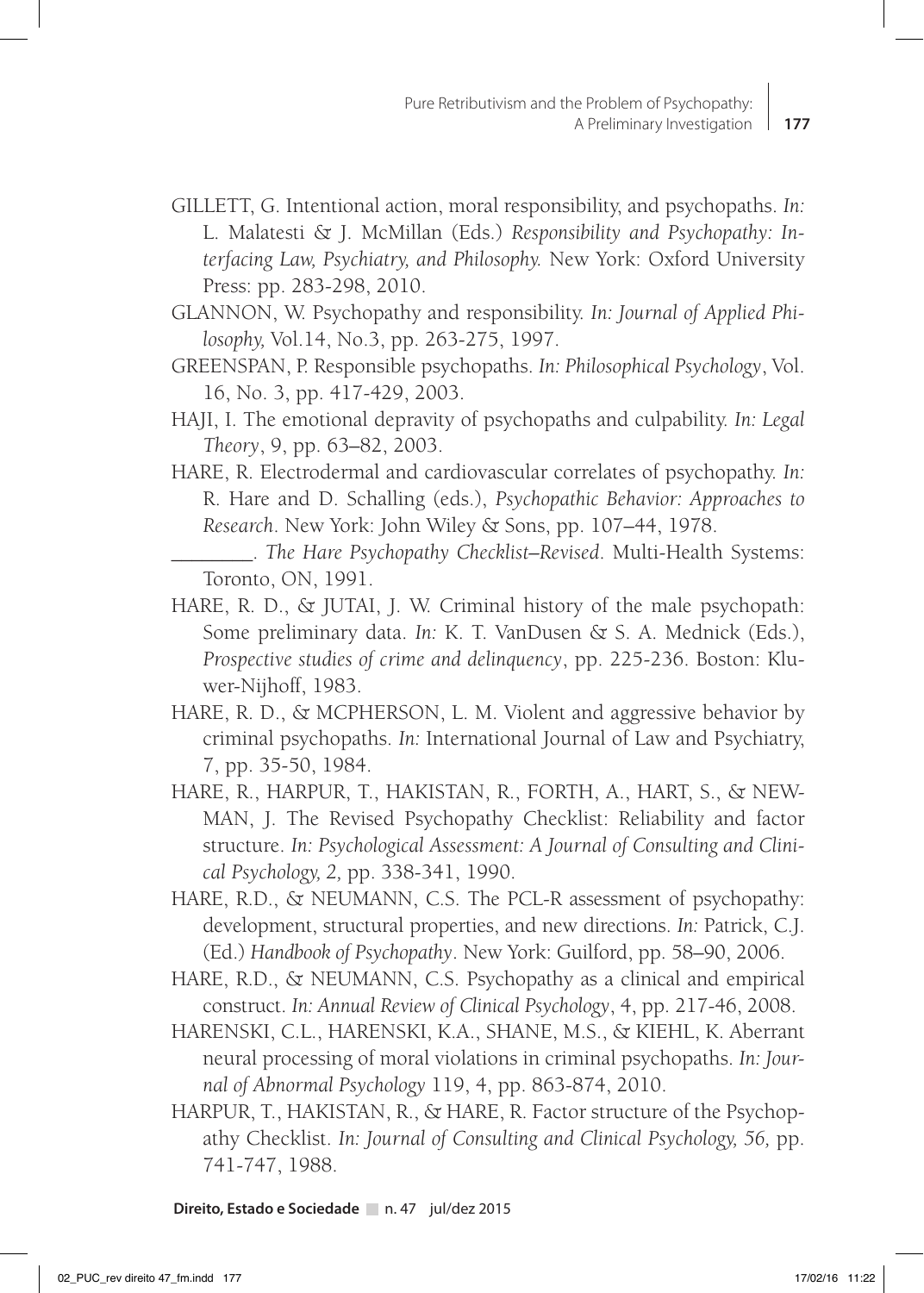GILLETT, G. Intentional action, moral responsibility, and psychopaths. *In:* L. Malatesti & J. McMillan (Eds.) *Responsibility and Psychopathy: Interfacing Law, Psychiatry, and Philosophy.* New York: Oxford University Press: pp. 283-298, 2010.

GLANNON, W. Psychopathy and responsibility. *In: Journal of Applied Philosophy,* Vol.14, No.3, pp. 263-275, 1997.

GREENSPAN, P. Responsible psychopaths. *In: Philosophical Psychology*, Vol. 16, No. 3, pp. 417-429, 2003.

HAJI, I. The emotional depravity of psychopaths and culpability. *In: Legal Theory*, 9, pp. 63–82, 2003.

HARE, R. Electrodermal and cardiovascular correlates of psychopathy. *In:* R. Hare and D. Schalling (eds.), *Psychopathic Behavior: Approaches to Research*. New York: John Wiley & Sons, pp. 107–44, 1978.

________. *The Hare Psychopathy Checklist–Revised*. Multi-Health Systems: Toronto, ON, 1991.

HARE, R. D., & JUTAI, J. W. Criminal history of the male psychopath: Some preliminary data. *In:* K. T. VanDusen & S. A. Mednick (Eds.), *Prospective studies of crime and delinquency*, pp. 225-236. Boston: Kluwer-Nijhoff, 1983.

HARE, R. D., & MCPHERSON, L. M. Violent and aggressive behavior by criminal psychopaths. *In:* International Journal of Law and Psychiatry, 7, pp. 35-50, 1984.

HARE, R., HARPUR, T., HAKISTAN, R., FORTH, A., HART, S., & NEWMAN, J. The Revised Psychopathy Checklist: Reliability and factor structure. *In: Psychological Assessment: A Journal of Consulting and Clinical Psychology, 2,* pp. 338-341, 1990.

HARE, R.D., & NEUMANN, C.S. The PCL-R assessment of psychopathy: development, structural properties, and new directions. *In:* Patrick, C.J. (Ed.) *Handbook of Psychopathy*. New York: Guilford, pp. 58–90, 2006.

HARE, R.D., & NEUMANN, C.S. Psychopathy as a clinical and empirical construct. *In: Annual Review of Clinical Psychology*, 4, pp. 217-46, 2008.

HARENSKI, C.L., HARENSKI, K.A., SHANE, M.S., & KIEHL, K. Aberrant neural processing of moral violations in criminal psychopaths. *In: Journal of Abnormal Psychology* 119, 4, pp. 863-874, 2010.

HARPUR, T., HAKISTAN, R., & HARE, R. Factor structure of the Psychopathy Checklist. *In: Journal of Consulting and Clinical Psychology, 56,* pp. 741-747, 1988.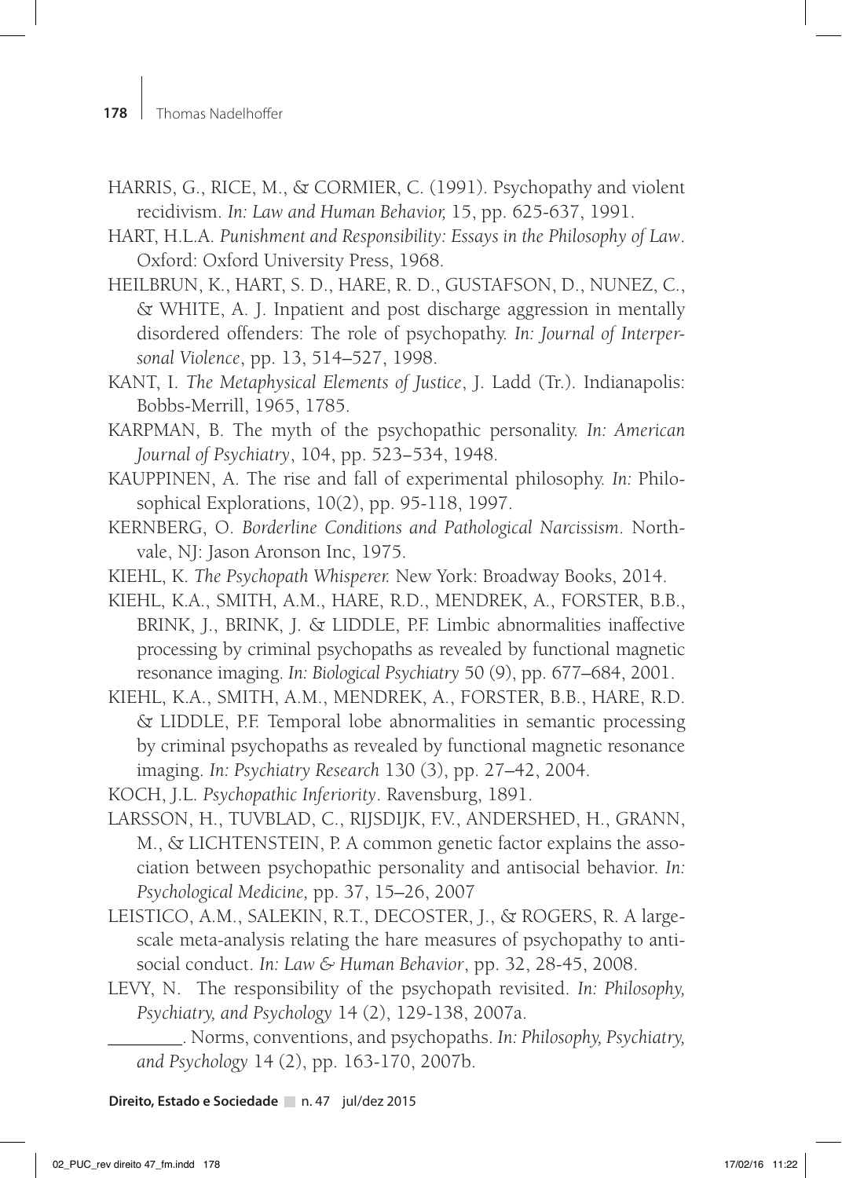HARRIS, G., RICE, M., & CORMIER, C. (1991). Psychopathy and violent recidivism. *In: Law and Human Behavior,* 15, pp. 625-637, 1991.

HART, H.L.A. *Punishment and Responsibility: Essays in the Philosophy of Law*. Oxford: Oxford University Press, 1968.

HEILBRUN, K., HART, S. D., HARE, R. D., GUSTAFSON, D., NUNEZ, C., & WHITE, A. J. Inpatient and post discharge aggression in mentally disordered offenders: The role of psychopathy. *In: Journal of Interpersonal Violence*, pp. 13, 514–527, 1998.

KANT, I. *The Metaphysical Elements of Justice*, J. Ladd (Tr.). Indianapolis: Bobbs-Merrill, 1965, 1785.

KARPMAN, B. The myth of the psychopathic personality. *In: American Journal of Psychiatry*, 104, pp. 523–534, 1948.

KAUPPINEN, A. The rise and fall of experimental philosophy. *In:* Philosophical Explorations, 10(2), pp. 95-118, 1997.

KERNBERG, O. *Borderline Conditions and Pathological Narcissism*. Northvale, NJ: Jason Aronson Inc, 1975.

KIEHL, K. *The Psychopath Whisperer.* New York: Broadway Books, 2014.

KIEHL, K.A., SMITH, A.M., HARE, R.D., MENDREK, A., FORSTER, B.B., BRINK, J., BRINK, J. & LIDDLE, P.F. Limbic abnormalities inaffective processing by criminal psychopaths as revealed by functional magnetic resonance imaging. *In: Biological Psychiatry* 50 (9), pp. 677–684, 2001.

KIEHL, K.A., SMITH, A.M., MENDREK, A., FORSTER, B.B., HARE, R.D. & LIDDLE, P.F. Temporal lobe abnormalities in semantic processing by criminal psychopaths as revealed by functional magnetic resonance imaging. *In: Psychiatry Research* 130 (3), pp. 27–42, 2004.

KOCH, J.L. *Psychopathic Inferiority*. Ravensburg, 1891.

LARSSON, H., TUVBLAD, C., RIJSDIJK, F.V., ANDERSHED, H., GRANN, M., & LICHTENSTEIN, P. A common genetic factor explains the association between psychopathic personality and antisocial behavior. *In: Psychological Medicine,* pp. 37, 15–26, 2007

LEISTICO, A.M., SALEKIN, R.T., DECOSTER, J., & ROGERS, R. A large-scale meta-analysis relating the hare measures of psychopathy to antisocial conduct. *In: Law & Human Behavior*, pp. 32, 28-45, 2008.

LEVY, N. The responsibility of the psychopath revisited. *In: Philosophy, Psychiatry, and Psychology* 14 (2), 129-138, 2007a.

\_\_\_\_\_\_\_\_. Norms, conventions, and psychopaths. *In: Philosophy, Psychiatry, and Psychology* 14 (2), pp. 163-170, 2007b.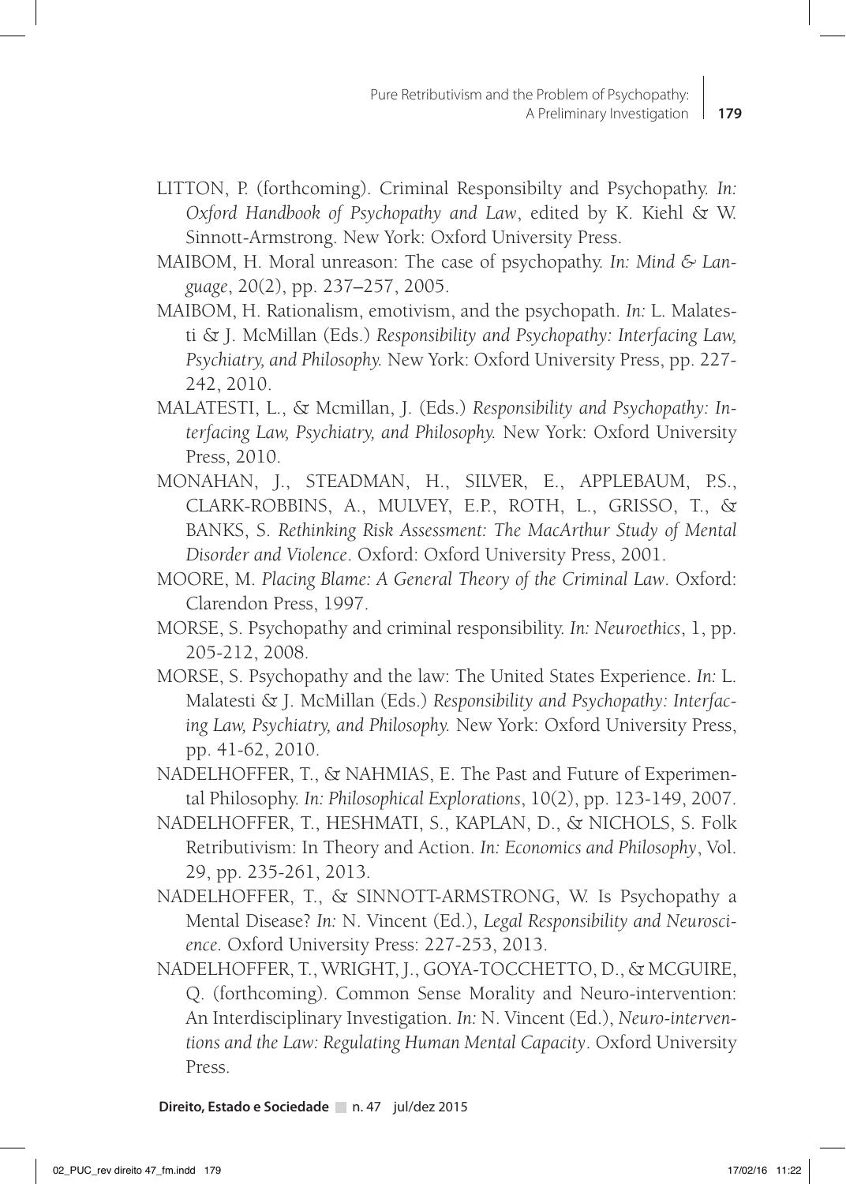LITTON, P. (forthcoming). Criminal Responsibilty and Psychopathy. *In: Oxford Handbook of Psychopathy and Law*, edited by K. Kiehl & W. Sinnott-Armstrong. New York: Oxford University Press.

MAIBOM, H. Moral unreason: The case of psychopathy. *In: Mind & Language*, 20(2), pp. 237–257, 2005.

MAIBOM, H. Rationalism, emotivism, and the psychopath. *In:* L. Malatesti & J. McMillan (Eds.) *Responsibility and Psychopathy: Interfacing Law, Psychiatry, and Philosophy.* New York: Oxford University Press, pp. 227-242, 2010.

MALATESTI, L., & Mcmillan, J. (Eds.) *Responsibility and Psychopathy: Interfacing Law, Psychiatry, and Philosophy.* New York: Oxford University Press, 2010.

MONAHAN, J., STEADMAN, H., SILVER, E., APPLEBAUM, P.S., CLARK-ROBBINS, A., MULVEY, E.P., ROTH, L., GRISSO, T., & BANKS, S. *Rethinking Risk Assessment: The MacArthur Study of Mental Disorder and Violence*. Oxford: Oxford University Press, 2001.

MOORE, M. *Placing Blame: A General Theory of the Criminal Law*. Oxford: Clarendon Press, 1997.

MORSE, S. Psychopathy and criminal responsibility. *In: Neuroethics*, 1, pp. 205-212, 2008.

MORSE, S. Psychopathy and the law: The United States Experience. *In:* L. Malatesti & J. McMillan (Eds.) *Responsibility and Psychopathy: Interfacing Law, Psychiatry, and Philosophy.* New York: Oxford University Press, pp. 41-62, 2010.

NADELHOFFER, T., & NAHMIAS, E. The Past and Future of Experimental Philosophy. *In: Philosophical Explorations*, 10(2), pp. 123-149, 2007.

NADELHOFFER, T., HESHMATI, S., KAPLAN, D., & NICHOLS, S. Folk Retributivism: In Theory and Action. *In: Economics and Philosophy*, Vol. 29, pp. 235-261, 2013.

NADELHOFFER, T., & SINNOTT-ARMSTRONG, W. Is Psychopathy a Mental Disease? *In:* N. Vincent (Ed.), *Legal Responsibility and Neuroscience*. Oxford University Press: 227-253, 2013.

NADELHOFFER, T., WRIGHT, J., GOYA-TOCCHETTO, D., & MCGUIRE, Q. (forthcoming). Common Sense Morality and Neuro-intervention: An Interdisciplinary Investigation. *In:* N. Vincent (Ed.), *Neuro-interventions and the Law: Regulating Human Mental Capacity*. Oxford University Press.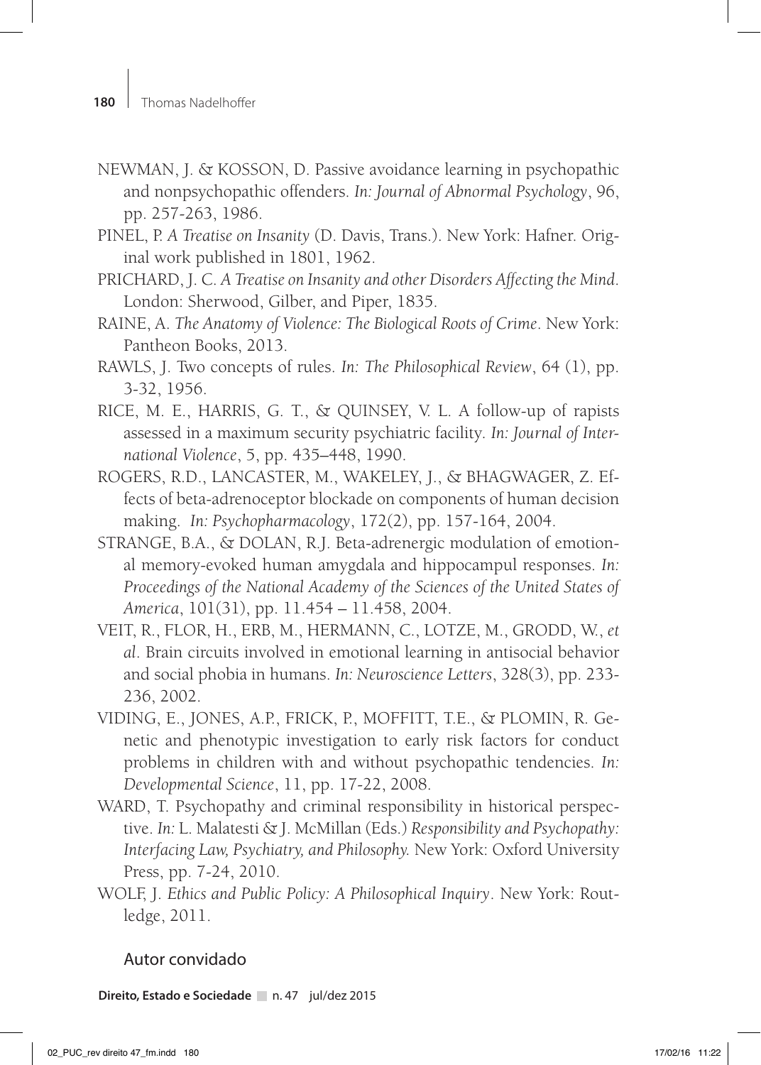NEWMAN, J. & KOSSON, D. Passive avoidance learning in psychopathic and nonpsychopathic offenders. *In: Journal of Abnormal Psychology*, 96, pp. 257-263, 1986.

PINEL, P. *A Treatise on Insanity* (D. Davis, Trans.). New York: Hafner. Original work published in 1801, 1962.

PRICHARD, J. C. *A Treatise on Insanity and other Disorders Affecting the Mind*. London: Sherwood, Gilber, and Piper, 1835.

RAINE, A. *The Anatomy of Violence: The Biological Roots of Crime*. New York: Pantheon Books, 2013.

RAWLS, J. Two concepts of rules. *In: The Philosophical Review*, 64 (1), pp. 3-32, 1956.

RICE, M. E., HARRIS, G. T., & QUINSEY, V. L. A follow-up of rapists assessed in a maximum security psychiatric facility. *In: Journal of International Violence*, 5, pp. 435–448, 1990.

ROGERS, R.D., LANCASTER, M., WAKELEY, J., & BHAGWAGER, Z. Effects of beta-adrenoceptor blockade on components of human decision making. *In: Psychopharmacology*, 172(2), pp. 157-164, 2004.

STRANGE, B.A., & DOLAN, R.J. Beta-adrenergic modulation of emotional memory-evoked human amygdala and hippocampul responses. *In: Proceedings of the National Academy of the Sciences of the United States of America*, 101(31), pp. 11.454 – 11.458, 2004.

VEIT, R., FLOR, H., ERB, M., HERMANN, C., LOTZE, M., GRODD, W., *et al*. Brain circuits involved in emotional learning in antisocial behavior and social phobia in humans. *In: Neuroscience Letters*, 328(3), pp. 233-236, 2002.

VIDING, E., JONES, A.P., FRICK, P., MOFFITT, T.E., & PLOMIN, R. Genetic and phenotypic investigation to early risk factors for conduct problems in children with and without psychopathic tendencies. *In: Developmental Science*, 11, pp. 17-22, 2008.

WARD, T. Psychopathy and criminal responsibility in historical perspective. *In:* L. Malatesti & J. McMillan (Eds.) *Responsibility and Psychopathy: Interfacing Law, Psychiatry, and Philosophy.* New York: Oxford University Press, pp. 7-24, 2010.

WOLF, J. *Ethics and Public Policy: A Philosophical Inquiry*. New York: Routledge, 2011.

Autor convidado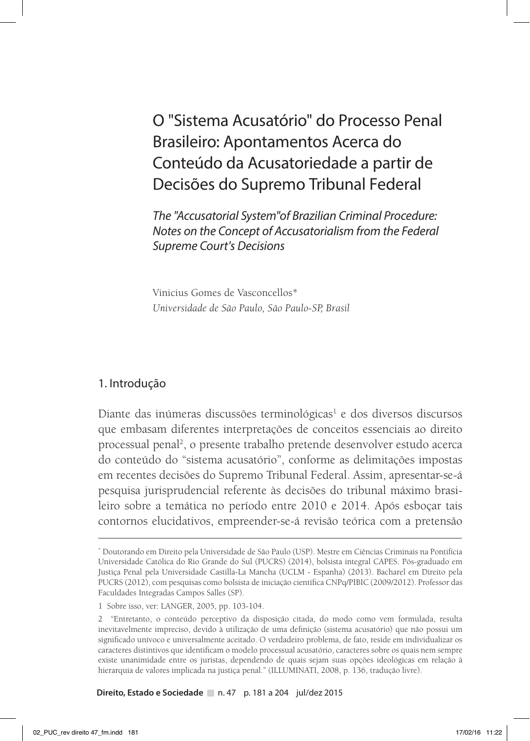# O "Sistema Acusatório" do Processo Penal Brasileiro: Apontamentos Acerca do Conteúdo da Acusatoriedade a partir de Decisões do Supremo Tribunal Federal

*The "Accusatorial System"of Brazilian Criminal Procedure: Notes on the Concept of Accusatorialism from the Federal Supreme Court's Decisions*

Vinicius Gomes de Vasconcellos*
*Universidade de São Paulo, São Paulo-SP, Brasil*

## 1. Introdução

Diante das inúmeras discussões terminológicas[1] e dos diversos discursos que embasam diferentes interpretações de conceitos essenciais ao direito processual penal[2], o presente trabalho pretende desenvolver estudo acerca do conteúdo do "sistema acusatório", conforme as delimitações impostas em recentes decisões do Supremo Tribunal Federal. Assim, apresentar-se-á pesquisa jurisprudencial referente às decisões do tribunal máximo brasileiro sobre a temática no período entre 2010 e 2014. Após esboçar tais contornos elucidativos, empreender-se-á revisão teórica com a pretensão

---

\* Doutorando em Direito pela Universidade de São Paulo (USP). Mestre em Ciências Criminais na Pontifícia Universidade Católica do Rio Grande do Sul (PUCRS) (2014), bolsista integral CAPES. Pós-graduado em Justiça Penal pela Universidade Castilla-La Mancha (UCLM - Espanha) (2013). Bacharel em Direito pela PUCRS (2012), com pesquisas como bolsista de iniciação científica CNPq/PIBIC (2009/2012). Professor das Faculdades Integradas Campos Salles (SP).

1 Sobre isso, ver: LANGER, 2005, pp. 103-104.

2 "Entretanto, o conteúdo perceptivo da disposição citada, do modo como vem formulada, resulta inevitavelmente impreciso, devido à utilização de uma definição (sistema acusatório) que não possui um significado unívoco e universalmente aceitado. O verdadeiro problema, de fato, reside em individualizar os caracteres distintivos que identificam o modelo processual acusatório, caracteres sobre os quais nem sempre existe unanimidade entre os juristas, dependendo de quais sejam suas opções ideológicas em relação à hierarquia de valores implicada na justiça penal." (ILLUMINATI, 2008, p. 136, tradução livre).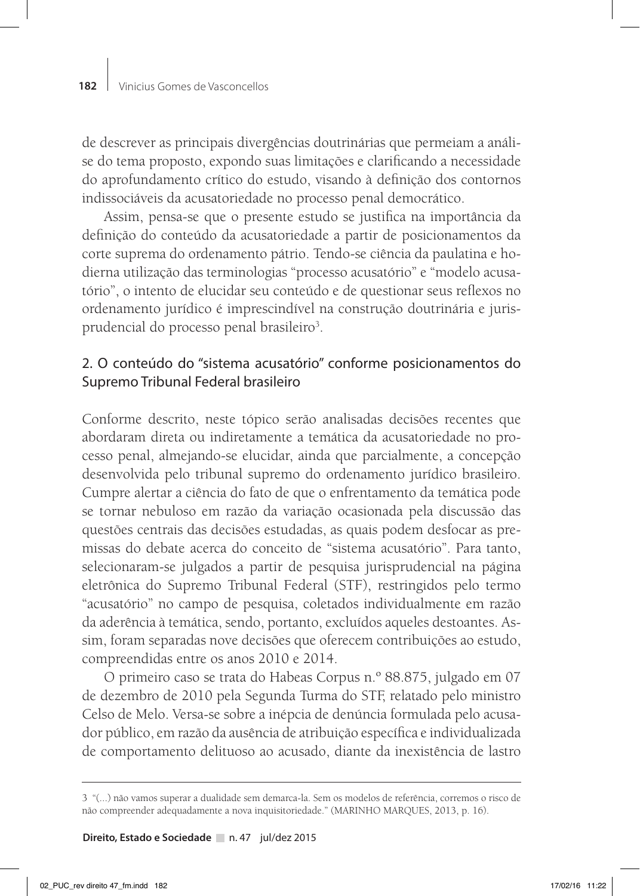de descrever as principais divergências doutrinárias que permeiam a análise do tema proposto, expondo suas limitações e clarificando a necessidade do aprofundamento crítico do estudo, visando à definição dos contornos indissociáveis da acusatoriedade no processo penal democrático.

Assim, pensa-se que o presente estudo se justifica na importância da definição do conteúdo da acusatoriedade a partir de posicionamentos da corte suprema do ordenamento pátrio. Tendo-se ciência da paulatina e hodierna utilização das terminologias "processo acusatório" e "modelo acusatório", o intento de elucidar seu conteúdo e de questionar seus reflexos no ordenamento jurídico é imprescindível na construção doutrinária e jurisprudencial do processo penal brasileiro[3].

## 2. O conteúdo do "sistema acusatório" conforme posicionamentos do Supremo Tribunal Federal brasileiro

Conforme descrito, neste tópico serão analisadas decisões recentes que abordaram direta ou indiretamente a temática da acusatoriedade no processo penal, almejando-se elucidar, ainda que parcialmente, a concepção desenvolvida pelo tribunal supremo do ordenamento jurídico brasileiro. Cumpre alertar a ciência do fato de que o enfrentamento da temática pode se tornar nebuloso em razão da variação ocasionada pela discussão das questões centrais das decisões estudadas, as quais podem desfocar as premissas do debate acerca do conceito de "sistema acusatório". Para tanto, selecionaram-se julgados a partir de pesquisa jurisprudencial na página eletrônica do Supremo Tribunal Federal (STF), restringidos pelo termo "acusatório" no campo de pesquisa, coletados individualmente em razão da aderência à temática, sendo, portanto, excluídos aqueles destoantes. Assim, foram separadas nove decisões que oferecem contribuições ao estudo, compreendidas entre os anos 2010 e 2014.

O primeiro caso se trata do Habeas Corpus n.º 88.875, julgado em 07 de dezembro de 2010 pela Segunda Turma do STF, relatado pelo ministro Celso de Melo. Versa-se sobre a inépcia de denúncia formulada pelo acusador público, em razão da ausência de atribuição específica e individualizada de comportamento delituoso ao acusado, diante da inexistência de lastro

---

3 "(...) não vamos superar a dualidade sem demarca-la. Sem os modelos de referência, corremos o risco de não compreender adequadamente a nova inquisitoriedade." (MARINHO MARQUES, 2013, p. 16).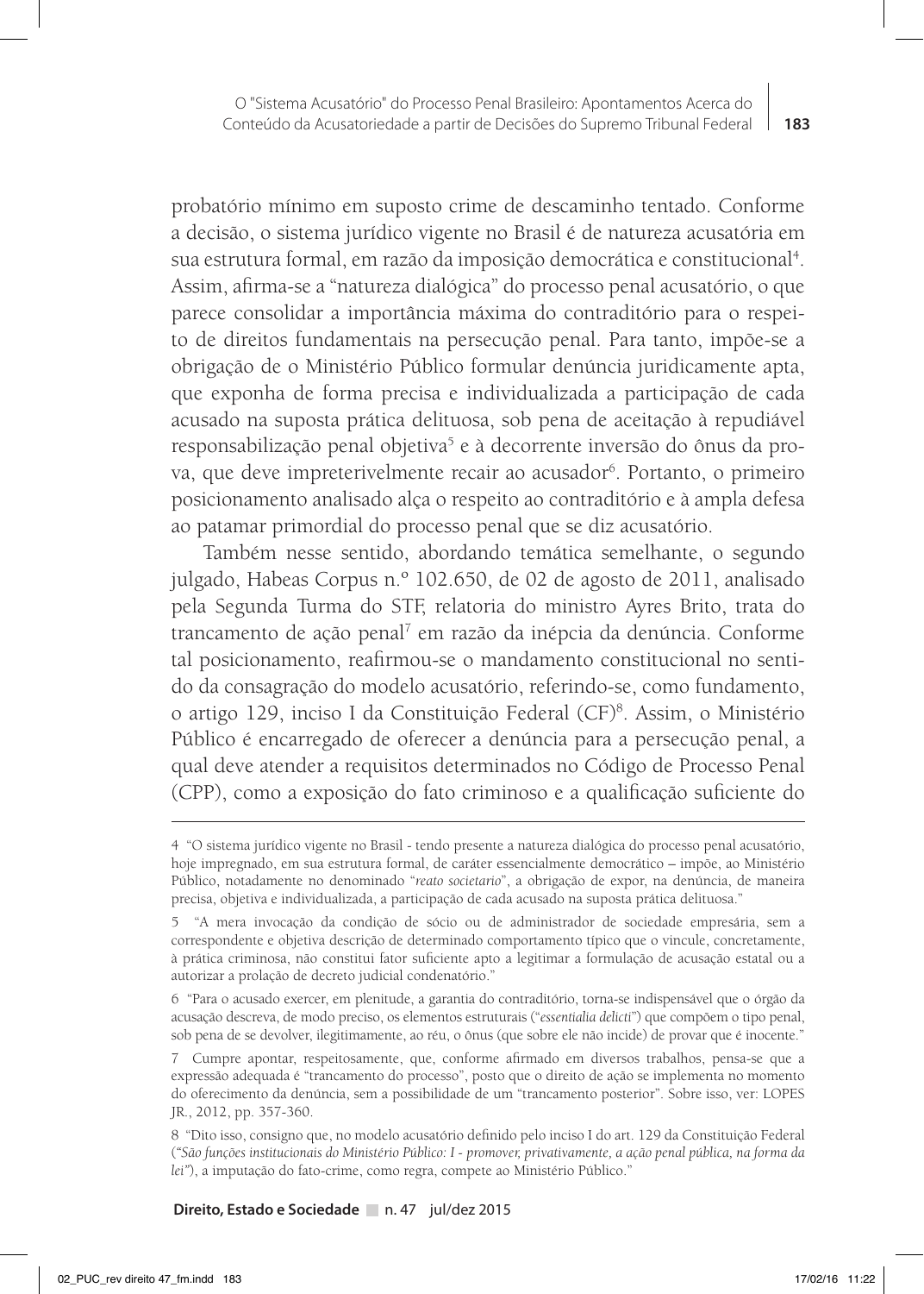probatório mínimo em suposto crime de descaminho tentado. Conforme a decisão, o sistema jurídico vigente no Brasil é de natureza acusatória em sua estrutura formal, em razão da imposição democrática e constitucional[4]. Assim, afirma-se a "natureza dialógica" do processo penal acusatório, o que parece consolidar a importância máxima do contraditório para o respeito de direitos fundamentais na persecução penal. Para tanto, impõe-se a obrigação de o Ministério Público formular denúncia juridicamente apta, que exponha de forma precisa e individualizada a participação de cada acusado na suposta prática delituosa, sob pena de aceitação à repudiável responsabilização penal objetiva[5] e à decorrente inversão do ônus da prova, que deve impreterivelmente recair ao acusador[6]. Portanto, o primeiro posicionamento analisado alça o respeito ao contraditório e à ampla defesa ao patamar primordial do processo penal que se diz acusatório.

Também nesse sentido, abordando temática semelhante, o segundo julgado, Habeas Corpus n.º 102.650, de 02 de agosto de 2011, analisado pela Segunda Turma do STF, relatoria do ministro Ayres Brito, trata do trancamento de ação penal[7] em razão da inépcia da denúncia. Conforme tal posicionamento, reafirmou-se o mandamento constitucional no sentido da consagração do modelo acusatório, referindo-se, como fundamento, o artigo 129, inciso I da Constituição Federal (CF)[8]. Assim, o Ministério Público é encarregado de oferecer a denúncia para a persecução penal, a qual deve atender a requisitos determinados no Código de Processo Penal (CPP), como a exposição do fato criminoso e a qualificação suficiente do

---

4 "O sistema jurídico vigente no Brasil - tendo presente a natureza dialógica do processo penal acusatório, hoje impregnado, em sua estrutura formal, de caráter essencialmente democrático – impõe, ao Ministério Público, notadamente no denominado "*reato societario*", a obrigação de expor, na denúncia, de maneira precisa, objetiva e individualizada, a participação de cada acusado na suposta prática delituosa."

5 "A mera invocação da condição de sócio ou de administrador de sociedade empresária, sem a correspondente e objetiva descrição de determinado comportamento típico que o vincule, concretamente, à prática criminosa, não constitui fator suficiente apto a legitimar a formulação de acusação estatal ou a autorizar a prolação de decreto judicial condenatório."

6 "Para o acusado exercer, em plenitude, a garantia do contraditório, torna-se indispensável que o órgão da acusação descreva, de modo preciso, os elementos estruturais ("*essentialia delicti*") que compõem o tipo penal, sob pena de se devolver, ilegitimamente, ao réu, o ônus (que sobre ele não incide) de provar que é inocente."

7 Cumpre apontar, respeitosamente, que, conforme afirmado em diversos trabalhos, pensa-se que a expressão adequada é "trancamento do processo", posto que o direito de ação se implementa no momento do oferecimento da denúncia, sem a possibilidade de um "trancamento posterior". Sobre isso, ver: LOPES JR., 2012, pp. 357-360.

8 "Dito isso, consigno que, no modelo acusatório definido pelo inciso I do art. 129 da Constituição Federal (*"São funções institucionais do Ministério Público: I - promover, privativamente, a ação penal pública, na forma da lei"*), a imputação do fato-crime, como regra, compete ao Ministério Público."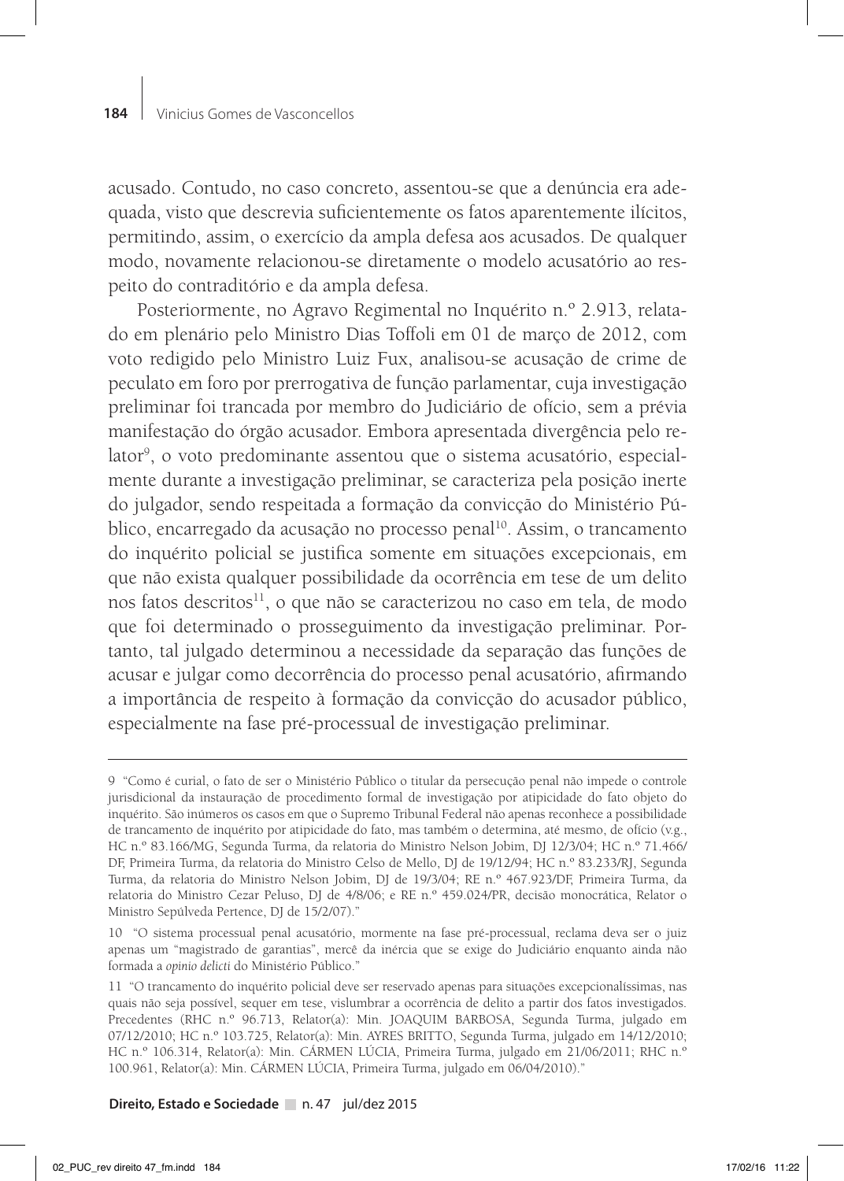acusado. Contudo, no caso concreto, assentou-se que a denúncia era adequada, visto que descrevia suficientemente os fatos aparentemente ilícitos, permitindo, assim, o exercício da ampla defesa aos acusados. De qualquer modo, novamente relacionou-se diretamente o modelo acusatório ao respeito do contraditório e da ampla defesa.

Posteriormente, no Agravo Regimental no Inquérito n.º 2.913, relatado em plenário pelo Ministro Dias Toffoli em 01 de março de 2012, com voto redigido pelo Ministro Luiz Fux, analisou-se acusação de crime de peculato em foro por prerrogativa de função parlamentar, cuja investigação preliminar foi trancada por membro do Judiciário de ofício, sem a prévia manifestação do órgão acusador. Embora apresentada divergência pelo relator[9], o voto predominante assentou que o sistema acusatório, especialmente durante a investigação preliminar, se caracteriza pela posição inerte do julgador, sendo respeitada a formação da convicção do Ministério Público, encarregado da acusação no processo penal[10]. Assim, o trancamento do inquérito policial se justifica somente em situações excepcionais, em que não exista qualquer possibilidade da ocorrência em tese de um delito nos fatos descritos[11], o que não se caracterizou no caso em tela, de modo que foi determinado o prosseguimento da investigação preliminar. Portanto, tal julgado determinou a necessidade da separação das funções de acusar e julgar como decorrência do processo penal acusatório, afirmando a importância de respeito à formação da convicção do acusador público, especialmente na fase pré-processual de investigação preliminar.

---

9 "Como é curial, o fato de ser o Ministério Público o titular da persecução penal não impede o controle jurisdicional da instauração de procedimento formal de investigação por atipicidade do fato objeto do inquérito. São inúmeros os casos em que o Supremo Tribunal Federal não apenas reconhece a possibilidade de trancamento de inquérito por atipicidade do fato, mas também o determina, até mesmo, de ofício (v.g., HC n.º 83.166/MG, Segunda Turma, da relatoria do Ministro Nelson Jobim, DJ 12/3/04; HC n.º 71.466/DF, Primeira Turma, da relatoria do Ministro Celso de Mello, DJ de 19/12/94; HC n.º 83.233/RJ, Segunda Turma, da relatoria do Ministro Nelson Jobim, DJ de 19/3/04; RE n.º 467.923/DF, Primeira Turma, da relatoria do Ministro Cezar Peluso, DJ de 4/8/06; e RE n.º 459.024/PR, decisão monocrática, Relator o Ministro Sepúlveda Pertence, DJ de 15/2/07)."

10 "O sistema processual penal acusatório, mormente na fase pré-processual, reclama deva ser o juiz apenas um "magistrado de garantias", mercê da inércia que se exige do Judiciário enquanto ainda não formada a *opinio delicti* do Ministério Público."

11 "O trancamento do inquérito policial deve ser reservado apenas para situações excepcionalíssimas, nas quais não seja possível, sequer em tese, vislumbrar a ocorrência de delito a partir dos fatos investigados. Precedentes (RHC n.º 96.713, Relator(a): Min. JOAQUIM BARBOSA, Segunda Turma, julgado em 07/12/2010; HC n.º 103.725, Relator(a): Min. AYRES BRITTO, Segunda Turma, julgado em 14/12/2010; HC n.º 106.314, Relator(a): Min. CÁRMEN LÚCIA, Primeira Turma, julgado em 21/06/2011; RHC n.º 100.961, Relator(a): Min. CÁRMEN LÚCIA, Primeira Turma, julgado em 06/04/2010)."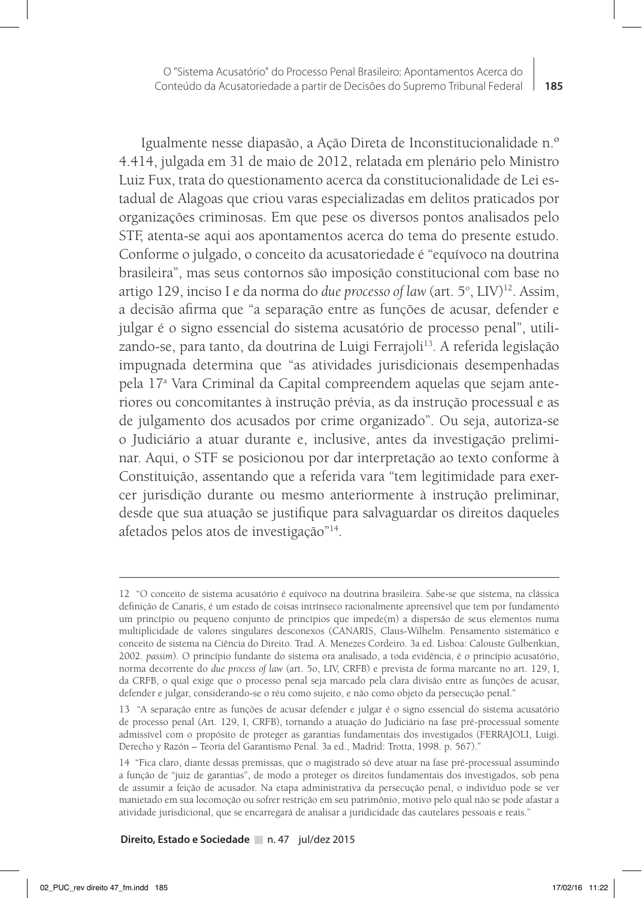Igualmente nesse diapasão, a Ação Direta de Inconstitucionalidade n.º 4.414, julgada em 31 de maio de 2012, relatada em plenário pelo Ministro Luiz Fux, trata do questionamento acerca da constitucionalidade de Lei estadual de Alagoas que criou varas especializadas em delitos praticados por organizações criminosas. Em que pese os diversos pontos analisados pelo STF, atenta-se aqui aos apontamentos acerca do tema do presente estudo. Conforme o julgado, o conceito da acusatoriedade é "equívoco na doutrina brasileira", mas seus contornos são imposição constitucional com base no artigo 129, inciso I e da norma do *due processo of law* (art. 5º, LIV)[12]. Assim, a decisão afirma que "a separação entre as funções de acusar, defender e julgar é o signo essencial do sistema acusatório de processo penal", utilizando-se, para tanto, da doutrina de Luigi Ferrajoli[13]. A referida legislação impugnada determina que "as atividades jurisdicionais desempenhadas pela 17ª Vara Criminal da Capital compreendem aquelas que sejam anteriores ou concomitantes à instrução prévia, as da instrução processual e as de julgamento dos acusados por crime organizado". Ou seja, autoriza-se o Judiciário a atuar durante e, inclusive, antes da investigação preliminar. Aqui, o STF se posicionou por dar interpretação ao texto conforme à Constituição, assentando que a referida vara "tem legitimidade para exercer jurisdição durante ou mesmo anteriormente à instrução preliminar, desde que sua atuação se justifique para salvaguardar os direitos daqueles afetados pelos atos de investigação"[14].

---

12 "O conceito de sistema acusatório é equívoco na doutrina brasileira. Sabe-se que sistema, na clássica definição de Canaris, é um estado de coisas intrínseco racionalmente apreensível que tem por fundamento um princípio ou pequeno conjunto de princípios que impede(m) a dispersão de seus elementos numa multiplicidade de valores singulares desconexos (CANARIS, Claus-Wilhelm. Pensamento sistemático e conceito de sistema na Ciência do Direito. Trad. A. Menezes Cordeiro. 3a ed. Lisboa: Calouste Gulbenkian, 2002. *passim*). O princípio fundante do sistema ora analisado, a toda evidência, é o princípio acusatório, norma decorrente do *due process of law* (art. 5o, LIV, CRFB) e prevista de forma marcante no art. 129, I, da CRFB, o qual exige que o processo penal seja marcado pela clara divisão entre as funções de acusar, defender e julgar, considerando-se o réu como sujeito, e não como objeto da persecução penal."

13 "A separação entre as funções de acusar defender e julgar é o signo essencial do sistema acusatório de processo penal (Art. 129, I, CRFB), tornando a atuação do Judiciário na fase pré-processual somente admissível com o propósito de proteger as garantias fundamentais dos investigados (FERRAJOLI, Luigi. Derecho y Razón – Teoría del Garantismo Penal. 3a ed., Madrid: Trotta, 1998. p. 567)."

14 "Fica claro, diante dessas premissas, que o magistrado só deve atuar na fase pré-processual assumindo a função de "juiz de garantias", de modo a proteger os direitos fundamentais dos investigados, sob pena de assumir a feição de acusador. Na etapa administrativa da persecução penal, o indivíduo pode se ver manietado em sua locomoção ou sofrer restrição em seu patrimônio, motivo pelo qual não se pode afastar a atividade jurisdicional, que se encarregará de analisar a juridicidade das cautelares pessoais e reais."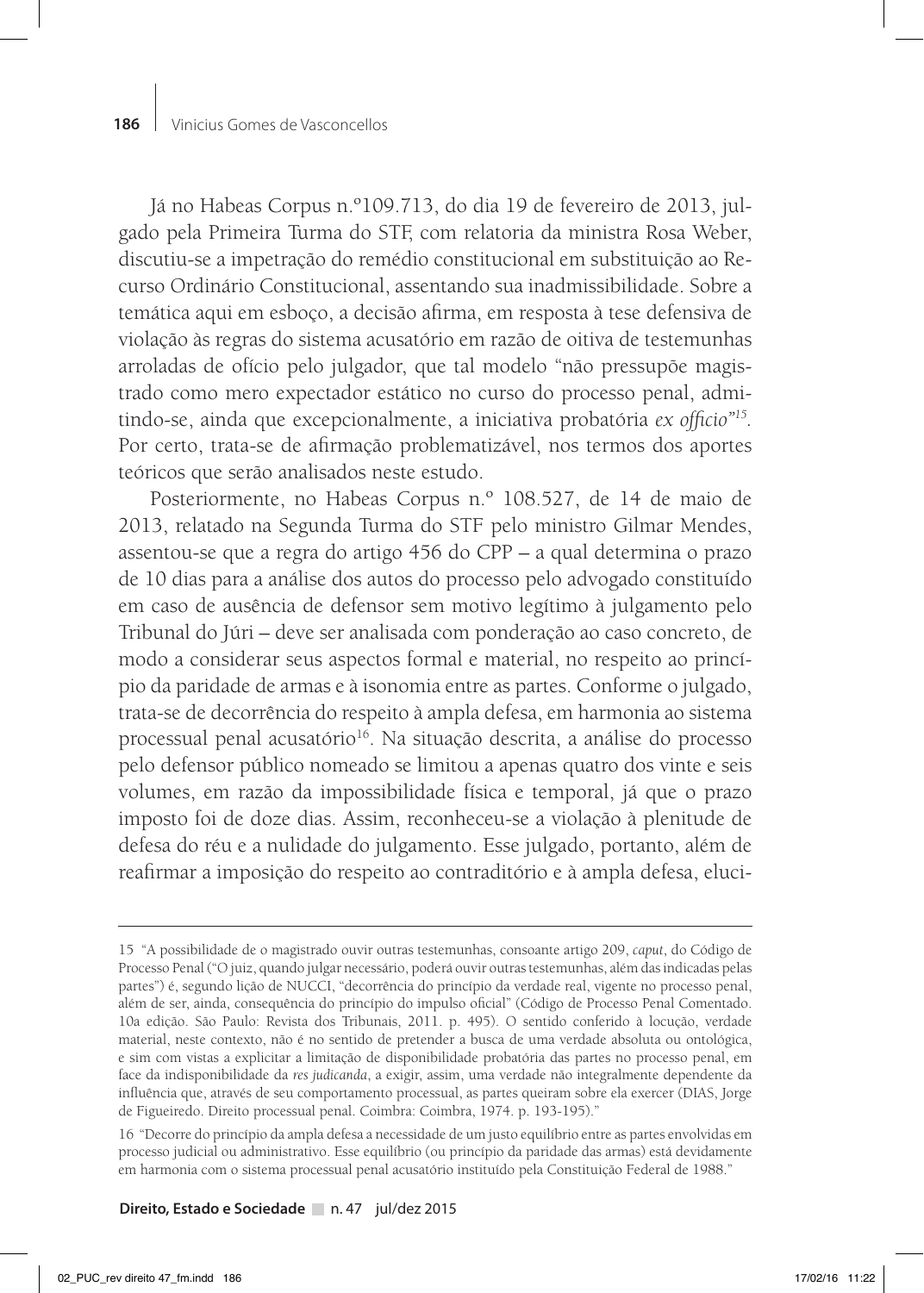Já no Habeas Corpus n.º109.713, do dia 19 de fevereiro de 2013, julgado pela Primeira Turma do STF, com relatoria da ministra Rosa Weber, discutiu-se a impetração do remédio constitucional em substituição ao Recurso Ordinário Constitucional, assentando sua inadmissibilidade. Sobre a temática aqui em esboço, a decisão afirma, em resposta à tese defensiva de violação às regras do sistema acusatório em razão de oitiva de testemunhas arroladas de ofício pelo julgador, que tal modelo "não pressupõe magistrado como mero expectador estático no curso do processo penal, admitindo-se, ainda que excepcionalmente, a iniciativa probatória *ex officio*"[15]. Por certo, trata-se de afirmação problematizável, nos termos dos aportes teóricos que serão analisados neste estudo.

Posteriormente, no Habeas Corpus n.º 108.527, de 14 de maio de 2013, relatado na Segunda Turma do STF pelo ministro Gilmar Mendes, assentou-se que a regra do artigo 456 do CPP – a qual determina o prazo de 10 dias para a análise dos autos do processo pelo advogado constituído em caso de ausência de defensor sem motivo legítimo à julgamento pelo Tribunal do Júri – deve ser analisada com ponderação ao caso concreto, de modo a considerar seus aspectos formal e material, no respeito ao princípio da paridade de armas e à isonomia entre as partes. Conforme o julgado, trata-se de decorrência do respeito à ampla defesa, em harmonia ao sistema processual penal acusatório[16]. Na situação descrita, a análise do processo pelo defensor público nomeado se limitou a apenas quatro dos vinte e seis volumes, em razão da impossibilidade física e temporal, já que o prazo imposto foi de doze dias. Assim, reconheceu-se a violação à plenitude de defesa do réu e a nulidade do julgamento. Esse julgado, portanto, além de reafirmar a imposição do respeito ao contraditório e à ampla defesa, eluci-

---

15 "A possibilidade de o magistrado ouvir outras testemunhas, consoante artigo 209, *caput*, do Código de Processo Penal ("O juiz, quando julgar necessário, poderá ouvir outras testemunhas, além das indicadas pelas partes") é, segundo lição de NUCCI, "decorrência do princípio da verdade real, vigente no processo penal, além de ser, ainda, consequência do princípio do impulso oficial" (Código de Processo Penal Comentado. 10a edição. São Paulo: Revista dos Tribunais, 2011. p. 495). O sentido conferido à locução, verdade material, neste contexto, não é no sentido de pretender a busca de uma verdade absoluta ou ontológica, e sim com vistas a explicitar a limitação de disponibilidade probatória das partes no processo penal, em face da indisponibilidade da *res judicanda*, a exigir, assim, uma verdade não integralmente dependente da influência que, através de seu comportamento processual, as partes queiram sobre ela exercer (DIAS, Jorge de Figueiredo. Direito processual penal. Coimbra: Coimbra, 1974. p. 193-195)."

16 "Decorre do princípio da ampla defesa a necessidade de um justo equilíbrio entre as partes envolvidas em processo judicial ou administrativo. Esse equilíbrio (ou princípio da paridade das armas) está devidamente em harmonia com o sistema processual penal acusatório instituído pela Constituição Federal de 1988."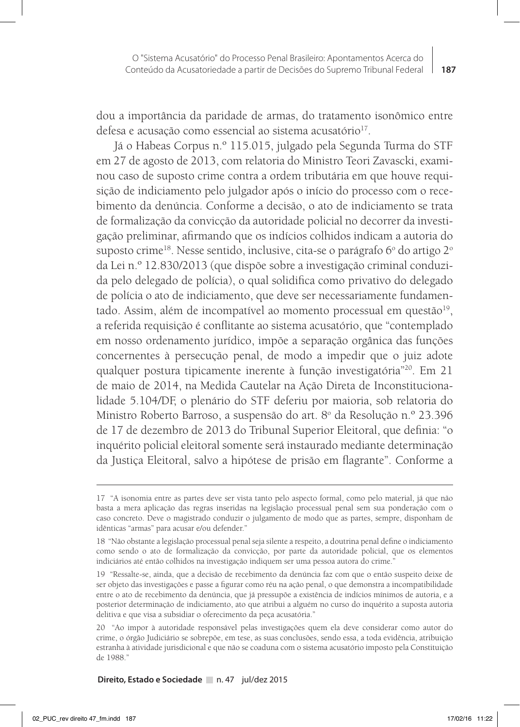dou a importância da paridade de armas, do tratamento isonômico entre defesa e acusação como essencial ao sistema acusatório[17].

Já o Habeas Corpus n.º 115.015, julgado pela Segunda Turma do STF em 27 de agosto de 2013, com relatoria do Ministro Teori Zavascki, examinou caso de suposto crime contra a ordem tributária em que houve requisição de indiciamento pelo julgador após o início do processo com o recebimento da denúncia. Conforme a decisão, o ato de indiciamento se trata de formalização da convicção da autoridade policial no decorrer da investigação preliminar, afirmando que os indícios colhidos indicam a autoria do suposto crime[18]. Nesse sentido, inclusive, cita-se o parágrafo 6º do artigo 2º da Lei n.º 12.830/2013 (que dispõe sobre a investigação criminal conduzida pelo delegado de polícia), o qual solidifica como privativo do delegado de polícia o ato de indiciamento, que deve ser necessariamente fundamentado. Assim, além de incompatível ao momento processual em questão[19], a referida requisição é conflitante ao sistema acusatório, que "contemplado em nosso ordenamento jurídico, impõe a separação orgânica das funções concernentes à persecução penal, de modo a impedir que o juiz adote qualquer postura tipicamente inerente à função investigatória"[20]. Em 21 de maio de 2014, na Medida Cautelar na Ação Direta de Inconstitucionalidade 5.104/DF, o plenário do STF deferiu por maioria, sob relatoria do Ministro Roberto Barroso, a suspensão do art. 8º da Resolução n.º 23.396 de 17 de dezembro de 2013 do Tribunal Superior Eleitoral, que definia: "o inquérito policial eleitoral somente será instaurado mediante determinação da Justiça Eleitoral, salvo a hipótese de prisão em flagrante". Conforme a

---

17 "A isonomia entre as partes deve ser vista tanto pelo aspecto formal, como pelo material, já que não basta a mera aplicação das regras inseridas na legislação processual penal sem sua ponderação com o caso concreto. Deve o magistrado conduzir o julgamento de modo que as partes, sempre, disponham de idênticas "armas" para acusar e/ou defender."

18 "Não obstante a legislação processual penal seja silente a respeito, a doutrina penal define o indiciamento como sendo o ato de formalização da convicção, por parte da autoridade policial, que os elementos indiciários até então colhidos na investigação indiquem ser uma pessoa autora do crime."

19 "Ressalte-se, ainda, que a decisão de recebimento da denúncia faz com que o então suspeito deixe de ser objeto das investigações e passe a figurar como réu na ação penal, o que demonstra a incompatibilidade entre o ato de recebimento da denúncia, que já pressupõe a existência de indícios mínimos de autoria, e a posterior determinação de indiciamento, ato que atribui a alguém no curso do inquérito a suposta autoria delitiva e que visa a subsidiar o oferecimento da peça acusatória."

20 "Ao impor à autoridade responsável pelas investigações quem ela deve considerar como autor do crime, o órgão Judiciário se sobrepõe, em tese, as suas conclusões, sendo essa, a toda evidência, atribuição estranha à atividade jurisdicional e que não se coaduna com o sistema acusatório imposto pela Constituição de 1988."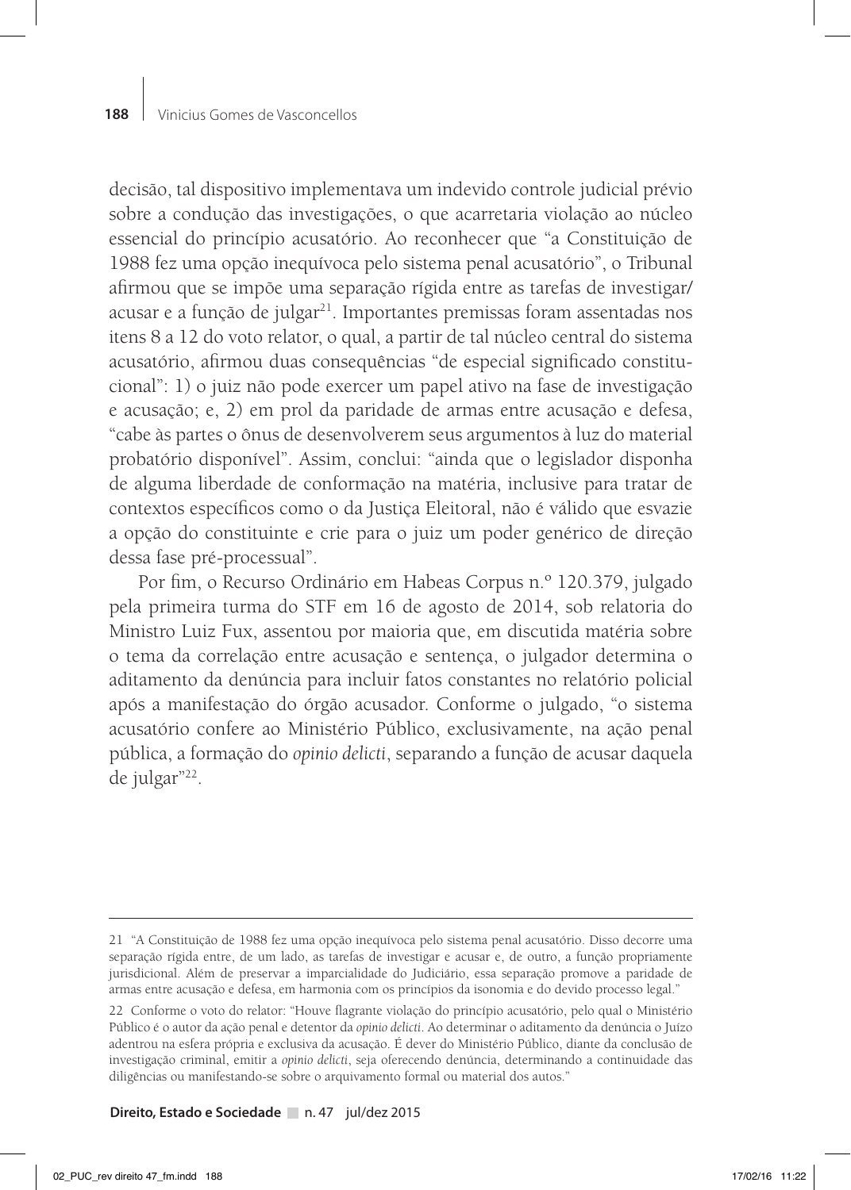decisão, tal dispositivo implementava um indevido controle judicial prévio sobre a condução das investigações, o que acarretaria violação ao núcleo essencial do princípio acusatório. Ao reconhecer que "a Constituição de 1988 fez uma opção inequívoca pelo sistema penal acusatório", o Tribunal afirmou que se impõe uma separação rígida entre as tarefas de investigar/acusar e a função de julgar[21]. Importantes premissas foram assentadas nos itens 8 a 12 do voto relator, o qual, a partir de tal núcleo central do sistema acusatório, afirmou duas consequências "de especial significado constitucional": 1) o juiz não pode exercer um papel ativo na fase de investigação e acusação; e, 2) em prol da paridade de armas entre acusação e defesa, "cabe às partes o ônus de desenvolverem seus argumentos à luz do material probatório disponível". Assim, conclui: "ainda que o legislador disponha de alguma liberdade de conformação na matéria, inclusive para tratar de contextos específicos como o da Justiça Eleitoral, não é válido que esvazie a opção do constituinte e crie para o juiz um poder genérico de direção dessa fase pré-processual".

Por fim, o Recurso Ordinário em Habeas Corpus n.º 120.379, julgado pela primeira turma do STF em 16 de agosto de 2014, sob relatoria do Ministro Luiz Fux, assentou por maioria que, em discutida matéria sobre o tema da correlação entre acusação e sentença, o julgador determina o aditamento da denúncia para incluir fatos constantes no relatório policial após a manifestação do órgão acusador. Conforme o julgado, "o sistema acusatório confere ao Ministério Público, exclusivamente, na ação penal pública, a formação do *opinio delicti*, separando a função de acusar daquela de julgar"[22].

---

21 "A Constituição de 1988 fez uma opção inequívoca pelo sistema penal acusatório. Disso decorre uma separação rígida entre, de um lado, as tarefas de investigar e acusar e, de outro, a função propriamente jurisdicional. Além de preservar a imparcialidade do Judiciário, essa separação promove a paridade de armas entre acusação e defesa, em harmonia com os princípios da isonomia e do devido processo legal."

22 Conforme o voto do relator: "Houve flagrante violação do princípio acusatório, pelo qual o Ministério Público é o autor da ação penal e detentor da *opinio delicti*. Ao determinar o aditamento da denúncia o Juízo adentrou na esfera própria e exclusiva da acusação. É dever do Ministério Público, diante da conclusão de investigação criminal, emitir a *opinio delicti*, seja oferecendo denúncia, determinando a continuidade das diligências ou manifestando-se sobre o arquivamento formal ou material dos autos."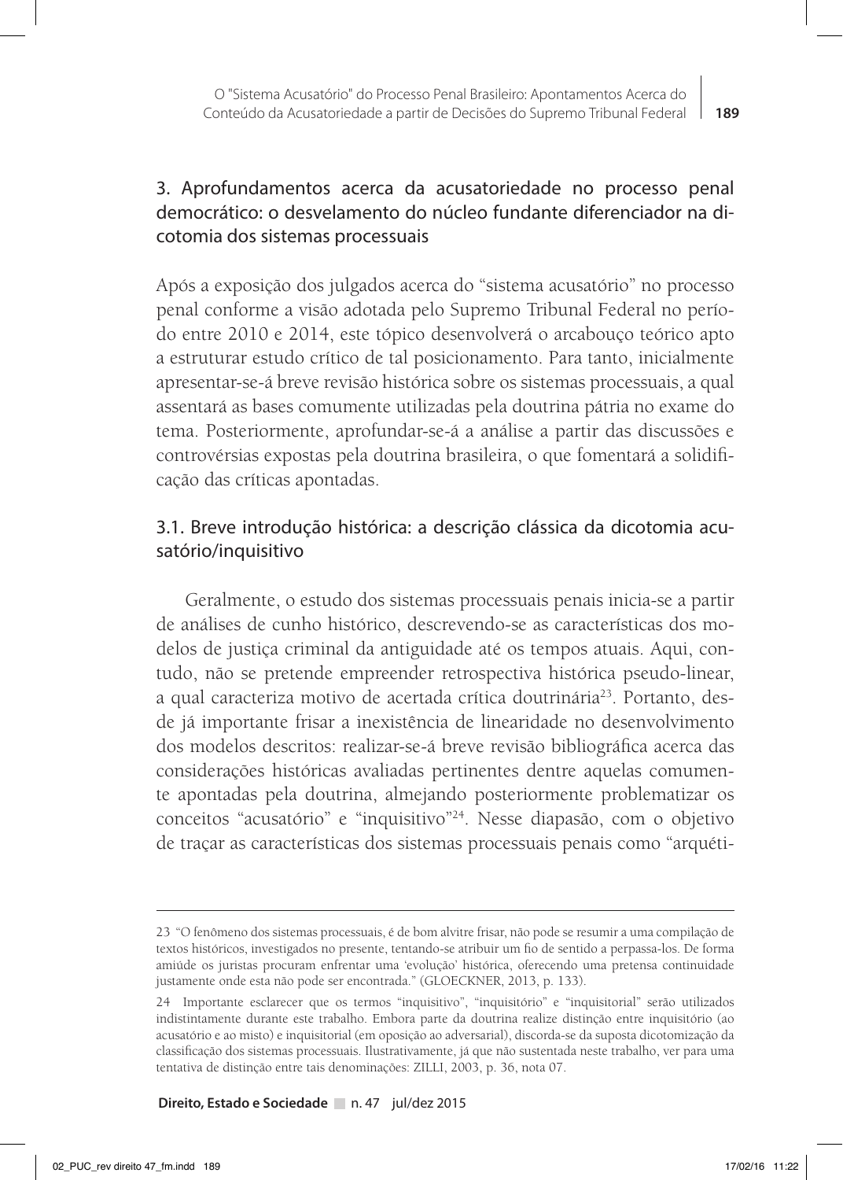## 3. Aprofundamentos acerca da acusatoriedade no processo penal democrático: o desvelamento do núcleo fundante diferenciador na dicotomia dos sistemas processuais

Após a exposição dos julgados acerca do "sistema acusatório" no processo penal conforme a visão adotada pelo Supremo Tribunal Federal no período entre 2010 e 2014, este tópico desenvolverá o arcabouço teórico apto a estruturar estudo crítico de tal posicionamento. Para tanto, inicialmente apresentar-se-á breve revisão histórica sobre os sistemas processuais, a qual assentará as bases comumente utilizadas pela doutrina pátria no exame do tema. Posteriormente, aprofundar-se-á a análise a partir das discussões e controvérsias expostas pela doutrina brasileira, o que fomentará a solidificação das críticas apontadas.

### 3.1. Breve introdução histórica: a descrição clássica da dicotomia acusatório/inquisitivo

Geralmente, o estudo dos sistemas processuais penais inicia-se a partir de análises de cunho histórico, descrevendo-se as características dos modelos de justiça criminal da antiguidade até os tempos atuais. Aqui, contudo, não se pretende empreender retrospectiva histórica pseudo-linear, a qual caracteriza motivo de acertada crítica doutrinária[23]. Portanto, desde já importante frisar a inexistência de linearidade no desenvolvimento dos modelos descritos: realizar-se-á breve revisão bibliográfica acerca das considerações históricas avaliadas pertinentes dentre aquelas comumente apontadas pela doutrina, almejando posteriormente problematizar os conceitos "acusatório" e "inquisitivo"[24]. Nesse diapasão, com o objetivo de traçar as características dos sistemas processuais penais como "arquéti-

---

23 "O fenômeno dos sistemas processuais, é de bom alvitre frisar, não pode se resumir a uma compilação de textos históricos, investigados no presente, tentando-se atribuir um fio de sentido a perpassa-los. De forma amiúde os juristas procuram enfrentar uma 'evolução' histórica, oferecendo uma pretensa continuidade justamente onde esta não pode ser encontrada." (GLOECKNER, 2013, p. 133).

24 Importante esclarecer que os termos "inquisitivo", "inquisitório" e "inquisitorial" serão utilizados indistintamente durante este trabalho. Embora parte da doutrina realize distinção entre inquisitório (ao acusatório e ao misto) e inquisitorial (em oposição ao adversarial), discorda-se da suposta dicotomização da classificação dos sistemas processuais. Ilustrativamente, já que não sustentada neste trabalho, ver para uma tentativa de distinção entre tais denominações: ZILLI, 2003, p. 36, nota 07.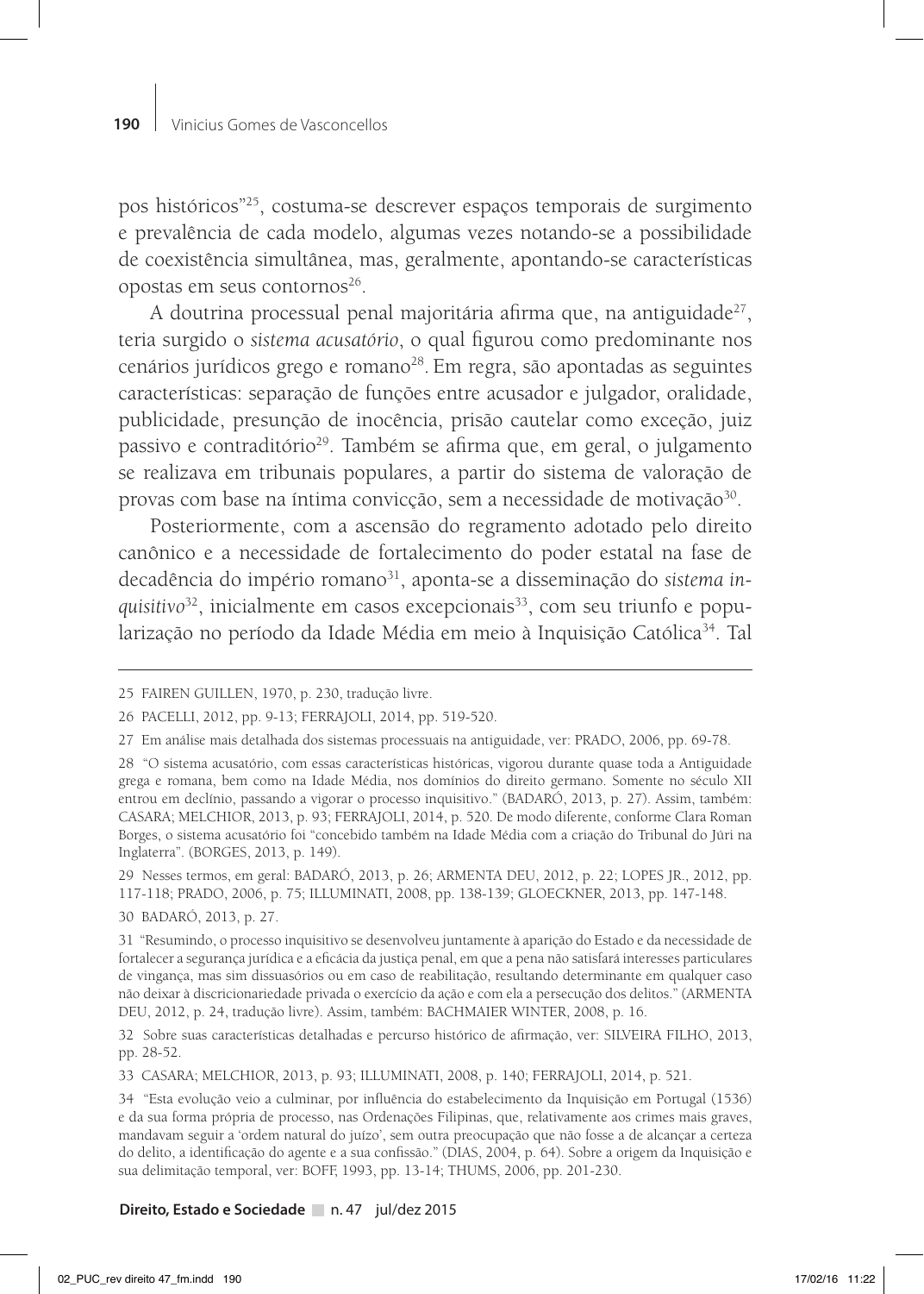pos históricos"[25], costuma-se descrever espaços temporais de surgimento e prevalência de cada modelo, algumas vezes notando-se a possibilidade de coexistência simultânea, mas, geralmente, apontando-se características opostas em seus contornos[26].

A doutrina processual penal majoritária afirma que, na antiguidade[27], teria surgido o *sistema acusatório*, o qual figurou como predominante nos cenários jurídicos grego e romano[28]. Em regra, são apontadas as seguintes características: separação de funções entre acusador e julgador, oralidade, publicidade, presunção de inocência, prisão cautelar como exceção, juiz passivo e contraditório[29]. Também se afirma que, em geral, o julgamento se realizava em tribunais populares, a partir do sistema de valoração de provas com base na íntima convicção, sem a necessidade de motivação[30].

Posteriormente, com a ascensão do regramento adotado pelo direito canônico e a necessidade de fortalecimento do poder estatal na fase de decadência do império romano[31], aponta-se a disseminação do *sistema inquisitivo*[32], inicialmente em casos excepcionais[33], com seu triunfo e popularização no período da Idade Média em meio à Inquisição Católica[34]. Tal

---

25 FAIREN GUILLEN, 1970, p. 230, tradução livre.

26 PACELLI, 2012, pp. 9-13; FERRAJOLI, 2014, pp. 519-520.

27 Em análise mais detalhada dos sistemas processuais na antiguidade, ver: PRADO, 2006, pp. 69-78.

28 "O sistema acusatório, com essas características históricas, vigorou durante quase toda a Antiguidade grega e romana, bem como na Idade Média, nos domínios do direito germano. Somente no século XII entrou em declínio, passando a vigorar o processo inquisitivo." (BADARÓ, 2013, p. 27). Assim, também: CASARA; MELCHIOR, 2013, p. 93; FERRAJOLI, 2014, p. 520. De modo diferente, conforme Clara Roman Borges, o sistema acusatório foi "concebido também na Idade Média com a criação do Tribunal do Júri na Inglaterra". (BORGES, 2013, p. 149).

29 Nesses termos, em geral: BADARÓ, 2013, p. 26; ARMENTA DEU, 2012, p. 22; LOPES JR., 2012, pp. 117-118; PRADO, 2006, p. 75; ILLUMINATI, 2008, pp. 138-139; GLOECKNER, 2013, pp. 147-148.

30 BADARÓ, 2013, p. 27.

31 "Resumindo, o processo inquisitivo se desenvolveu juntamente à aparição do Estado e da necessidade de fortalecer a segurança jurídica e a eficácia da justiça penal, em que a pena não satisfará interesses particulares de vingança, mas sim dissuasórios ou em caso de reabilitação, resultando determinante em qualquer caso não deixar à discricionariedade privada o exercício da ação e com ela a persecução dos delitos." (ARMENTA DEU, 2012, p. 24, tradução livre). Assim, também: BACHMAIER WINTER, 2008, p. 16.

32 Sobre suas características detalhadas e percurso histórico de afirmação, ver: SILVEIRA FILHO, 2013, pp. 28-52.

33 CASARA; MELCHIOR, 2013, p. 93; ILLUMINATI, 2008, p. 140; FERRAJOLI, 2014, p. 521.

34 "Esta evolução veio a culminar, por influência do estabelecimento da Inquisição em Portugal (1536) e da sua forma própria de processo, nas Ordenações Filipinas, que, relativamente aos crimes mais graves, mandavam seguir a 'ordem natural do juízo', sem outra preocupação que não fosse a de alcançar a certeza do delito, a identificação do agente e a sua confissão." (DIAS, 2004, p. 64). Sobre a origem da Inquisição e sua delimitação temporal, ver: BOFF, 1993, pp. 13-14; THUMS, 2006, pp. 201-230.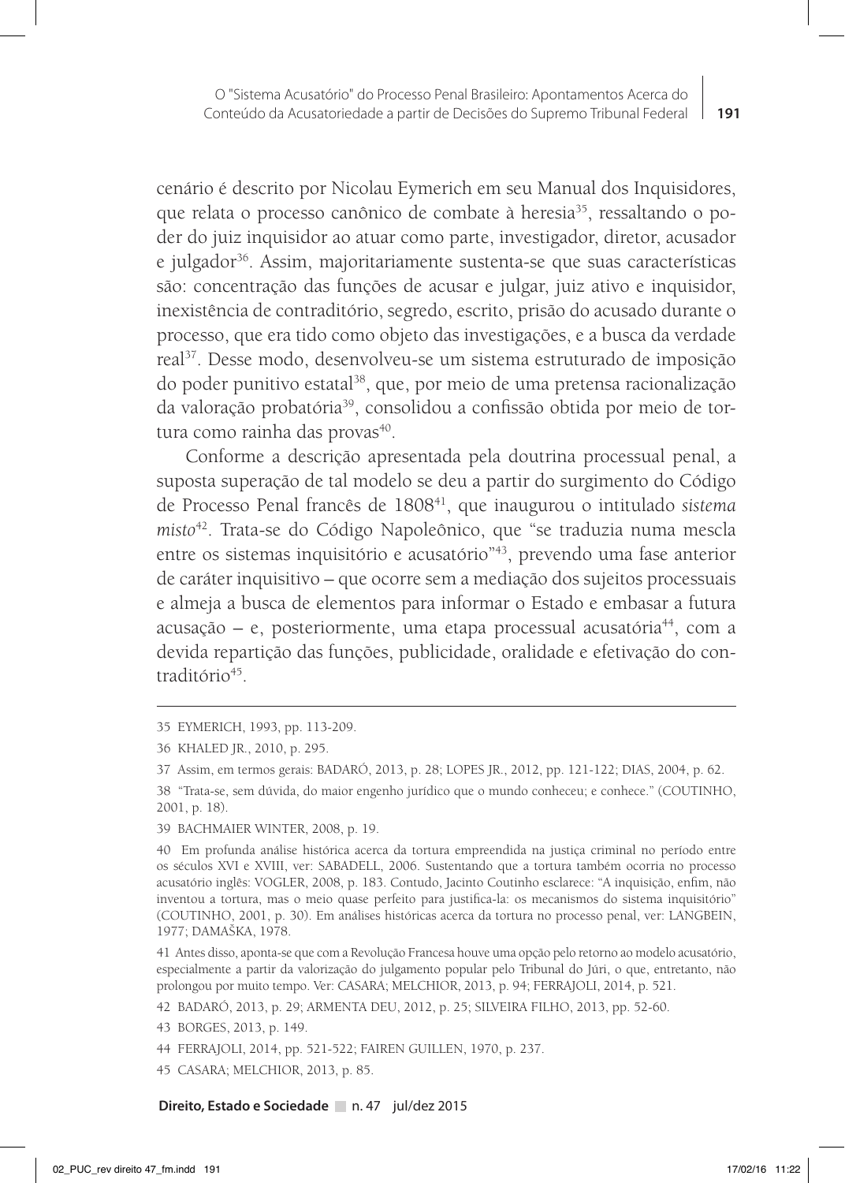cenário é descrito por Nicolau Eymerich em seu Manual dos Inquisidores, que relata o processo canônico de combate à heresia[35], ressaltando o poder do juiz inquisidor ao atuar como parte, investigador, diretor, acusador e julgador[36]. Assim, majoritariamente sustenta-se que suas características são: concentração das funções de acusar e julgar, juiz ativo e inquisidor, inexistência de contraditório, segredo, escrito, prisão do acusado durante o processo, que era tido como objeto das investigações, e a busca da verdade real[37]. Desse modo, desenvolveu-se um sistema estruturado de imposição do poder punitivo estatal[38], que, por meio de uma pretensa racionalização da valoração probatória[39], consolidou a confissão obtida por meio de tortura como rainha das provas[40].

Conforme a descrição apresentada pela doutrina processual penal, a suposta superação de tal modelo se deu a partir do surgimento do Código de Processo Penal francês de 1808[41], que inaugurou o intitulado *sistema misto*[42]. Trata-se do Código Napoleônico, que "se traduzia numa mescla entre os sistemas inquisitório e acusatório"[43], prevendo uma fase anterior de caráter inquisitivo – que ocorre sem a mediação dos sujeitos processuais e almeja a busca de elementos para informar o Estado e embasar a futura acusação – e, posteriormente, uma etapa processual acusatória[44], com a devida repartição das funções, publicidade, oralidade e efetivação do contraditório[45].

---

35 EYMERICH, 1993, pp. 113-209.

36 KHALED JR., 2010, p. 295.

37 Assim, em termos gerais: BADARÓ, 2013, p. 28; LOPES JR., 2012, pp. 121-122; DIAS, 2004, p. 62.

38 "Trata-se, sem dúvida, do maior engenho jurídico que o mundo conheceu; e conhece." (COUTINHO, 2001, p. 18).

39 BACHMAIER WINTER, 2008, p. 19.

40 Em profunda análise histórica acerca da tortura empreendida na justiça criminal no período entre os séculos XVI e XVIII, ver: SABADELL, 2006. Sustentando que a tortura também ocorria no processo acusatório inglês: VOGLER, 2008, p. 183. Contudo, Jacinto Coutinho esclarece: "A inquisição, enfim, não inventou a tortura, mas o meio quase perfeito para justificá-la: os mecanismos do sistema inquisitório" (COUTINHO, 2001, p. 30). Em análises históricas acerca da tortura no processo penal, ver: LANGBEIN, 1977; DAMAŠKA, 1978.

41 Antes disso, aponta-se que com a Revolução Francesa houve uma opção pelo retorno ao modelo acusatório, especialmente a partir da valorização do julgamento popular pelo Tribunal do Júri, o que, entretanto, não prolongou por muito tempo. Ver: CASARA; MELCHIOR, 2013, p. 94; FERRAJOLI, 2014, p. 521.

42 BADARÓ, 2013, p. 29; ARMENTA DEU, 2012, p. 25; SILVEIRA FILHO, 2013, pp. 52-60.

43 BORGES, 2013, p. 149.

44 FERRAJOLI, 2014, pp. 521-522; FAIREN GUILLEN, 1970, p. 237.

45 CASARA; MELCHIOR, 2013, p. 85.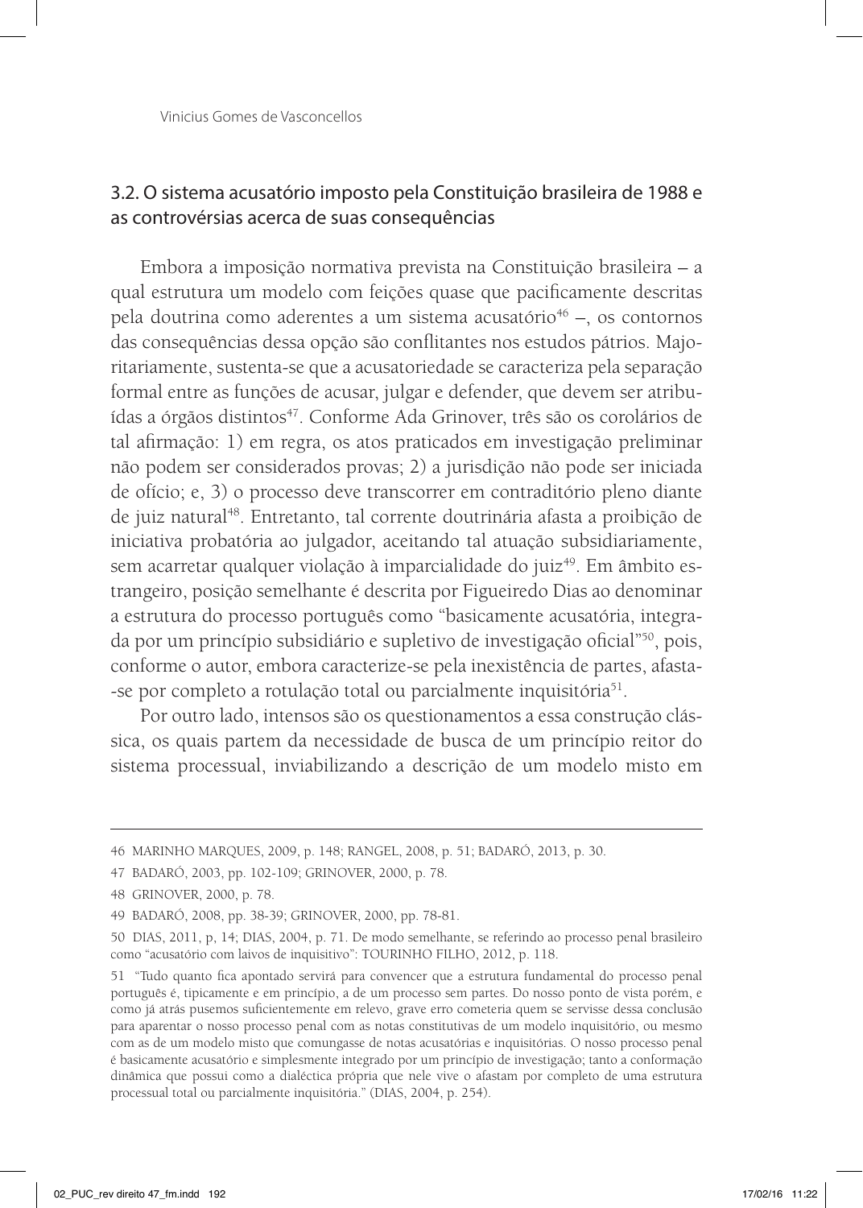## 3.2. O sistema acusatório imposto pela Constituição brasileira de 1988 e as controvérsias acerca de suas consequências

Embora a imposição normativa prevista na Constituição brasileira – a qual estrutura um modelo com feições quase que pacificamente descritas pela doutrina como aderentes a um sistema acusatório[46] –, os contornos das consequências dessa opção são conflitantes nos estudos pátrios. Majoritariamente, sustenta-se que a acusatoriedade se caracteriza pela separação formal entre as funções de acusar, julgar e defender, que devem ser atribuídas a órgãos distintos[47]. Conforme Ada Grinover, três são os corolários de tal afirmação: 1) em regra, os atos praticados em investigação preliminar não podem ser considerados provas; 2) a jurisdição não pode ser iniciada de ofício; e, 3) o processo deve transcorrer em contraditório pleno diante de juiz natural[48]. Entretanto, tal corrente doutrinária afasta a proibição de iniciativa probatória ao julgador, aceitando tal atuação subsidiariamente, sem acarretar qualquer violação à imparcialidade do juiz[49]. Em âmbito estrangeiro, posição semelhante é descrita por Figueiredo Dias ao denominar a estrutura do processo português como "basicamente acusatória, integrada por um princípio subsidiário e supletivo de investigação oficial"[50], pois, conforme o autor, embora caracterize-se pela inexistência de partes, afasta-se por completo a rotulação total ou parcialmente inquisitória[51].

Por outro lado, intensos são os questionamentos a essa construção clássica, os quais partem da necessidade de busca de um princípio reitor do sistema processual, inviabilizando a descrição de um modelo misto em

---

46 MARINHO MARQUES, 2009, p. 148; RANGEL, 2008, p. 51; BADARÓ, 2013, p. 30.

47 BADARÓ, 2003, pp. 102-109; GRINOVER, 2000, p. 78.

48 GRINOVER, 2000, p. 78.

49 BADARÓ, 2008, pp. 38-39; GRINOVER, 2000, pp. 78-81.

50 DIAS, 2011, p, 14; DIAS, 2004, p. 71. De modo semelhante, se referindo ao processo penal brasileiro como "acusatório com laivos de inquisitivo": TOURINHO FILHO, 2012, p. 118.

51 "Tudo quanto fica apontado servirá para convencer que a estrutura fundamental do processo penal português é, tipicamente e em princípio, a de um processo sem partes. Do nosso ponto de vista porém, e como já atrás pusemos suficientemente em relevo, grave erro cometeria quem se servisse dessa conclusão para aparentar o nosso processo penal com as notas constitutivas de um modelo inquisitório, ou mesmo com as de um modelo misto que comungasse de notas acusatórias e inquisitórias. O nosso processo penal é basicamente acusatório e simplesmente integrado por um princípio de investigação; tanto a conformação dinâmica que possui como a dialéctica própria que nele vive o afastam por completo de uma estrutura processual total ou parcialmente inquisitória." (DIAS, 2004, p. 254).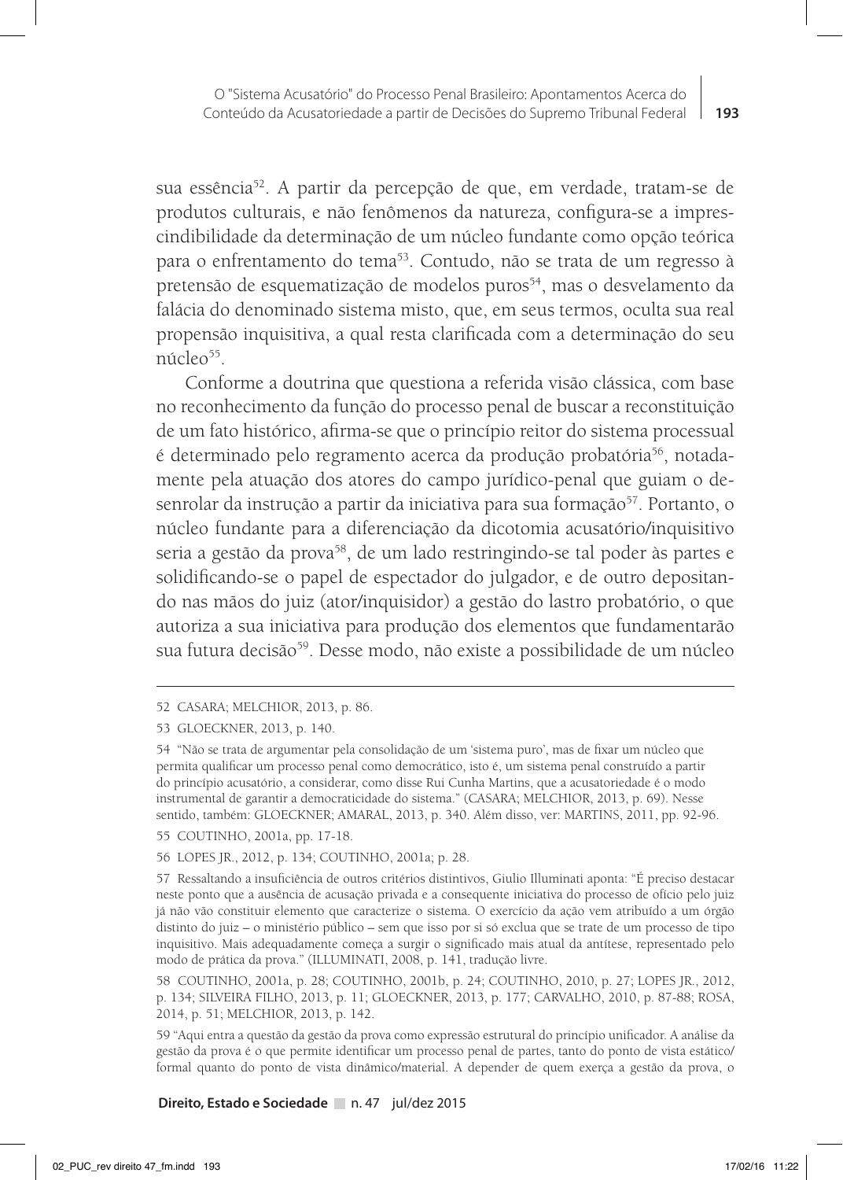sua essência[52]. A partir da percepção de que, em verdade, tratam-se de produtos culturais, e não fenômenos da natureza, configura-se a imprescindibilidade da determinação de um núcleo fundante como opção teórica para o enfrentamento do tema[53]. Contudo, não se trata de um regresso à pretensão de esquematização de modelos puros[54], mas o desvelamento da falácia do denominado sistema misto, que, em seus termos, oculta sua real propensão inquisitiva, a qual resta clarificada com a determinação do seu núcleo[55].

Conforme a doutrina que questiona a referida visão clássica, com base no reconhecimento da função do processo penal de buscar a reconstituição de um fato histórico, afirma-se que o princípio reitor do sistema processual é determinado pelo regramento acerca da produção probatória[56], notadamente pela atuação dos atores do campo jurídico-penal que guiam o desenrolar da instrução a partir da iniciativa para sua formação[57]. Portanto, o núcleo fundante para a diferenciação da dicotomia acusatório/inquisitivo seria a gestão da prova[58], de um lado restringindo-se tal poder às partes e solidificando-se o papel de espectador do julgador, e de outro depositando nas mãos do juiz (ator/inquisidor) a gestão do lastro probatório, o que autoriza a sua iniciativa para produção dos elementos que fundamentarão sua futura decisão[59]. Desse modo, não existe a possibilidade de um núcleo

---

52 CASARA; MELCHIOR, 2013, p. 86.

53 GLOECKNER, 2013, p. 140.

54 "Não se trata de argumentar pela consolidação de um 'sistema puro', mas de fixar um núcleo que permita qualificar um processo penal como democrático, isto é, um sistema penal construído a partir do princípio acusatório, a considerar, como disse Rui Cunha Martins, que a acusatoriedade é o modo instrumental de garantir a democraticidade do sistema." (CASARA; MELCHIOR, 2013, p. 69). Nesse sentido, também: GLOECKNER; AMARAL, 2013, p. 340. Além disso, ver: MARTINS, 2011, pp. 92-96.

55 COUTINHO, 2001a, pp. 17-18.

56 LOPES JR., 2012, p. 134; COUTINHO, 2001a; p. 28.

57 Ressaltando a insuficiência de outros critérios distintivos, Giulio Illuminati aponta: "É preciso destacar neste ponto que a ausência de acusação privada e a consequente iniciativa do processo de ofício pelo juiz já não vão constituir elemento que caracterize o sistema. O exercício da ação vem atribuído a um órgão distinto do juiz – o ministério público – sem que isso por si só exclua que se trate de um processo de tipo inquisitivo. Mais adequadamente começa a surgir o significado mais atual da antítese, representado pelo modo de prática da prova." (ILLUMINATI, 2008, p. 141, tradução livre.

58 COUTINHO, 2001a, p. 28; COUTINHO, 2001b, p. 24; COUTINHO, 2010, p. 27; LOPES JR., 2012, p. 134; SILVEIRA FILHO, 2013, p. 11; GLOECKNER, 2013, p. 177; CARVALHO, 2010, p. 87-88; ROSA, 2014, p. 51; MELCHIOR, 2013, p. 142.

59 "Aqui entra a questão da gestão da prova como expressão estrutural do princípio unificador. A análise da gestão da prova é o que permite identificar um processo penal de partes, tanto do ponto de vista estático/formal quanto do ponto de vista dinâmico/material. A depender de quem exerça a gestão da prova, o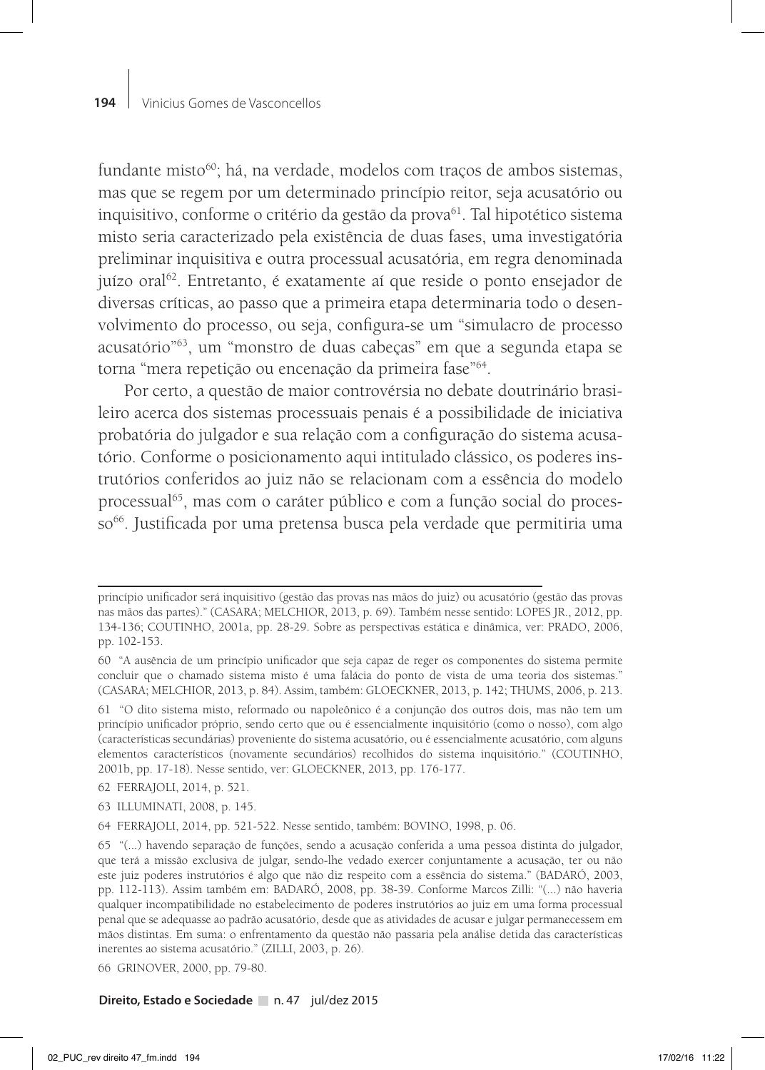fundante misto[60]; há, na verdade, modelos com traços de ambos sistemas, mas que se regem por um determinado princípio reitor, seja acusatório ou inquisitivo, conforme o critério da gestão da prova[61]. Tal hipotético sistema misto seria caracterizado pela existência de duas fases, uma investigatória preliminar inquisitiva e outra processual acusatória, em regra denominada juízo oral[62]. Entretanto, é exatamente aí que reside o ponto ensejador de diversas críticas, ao passo que a primeira etapa determinaria todo o desenvolvimento do processo, ou seja, configura-se um "simulacro de processo acusatório"[63], um "monstro de duas cabeças" em que a segunda etapa se torna "mera repetição ou encenação da primeira fase"[64].

Por certo, a questão de maior controvérsia no debate doutrinário brasileiro acerca dos sistemas processuais penais é a possibilidade de iniciativa probatória do julgador e sua relação com a configuração do sistema acusatório. Conforme o posicionamento aqui intitulado clássico, os poderes instrutórios conferidos ao juiz não se relacionam com a essência do modelo processual[65], mas com o caráter público e com a função social do processo[66]. Justificada por uma pretensa busca pela verdade que permitiria uma

---

princípio unificador será inquisitivo (gestão das provas nas mãos do juiz) ou acusatório (gestão das provas nas mãos das partes)." (CASARA; MELCHIOR, 2013, p. 69). Também nesse sentido: LOPES JR., 2012, pp. 134-136; COUTINHO, 2001a, pp. 28-29. Sobre as perspectivas estática e dinâmica, ver: PRADO, 2006, pp. 102-153.

60 "A ausência de um princípio unificador que seja capaz de reger os componentes do sistema permite concluir que o chamado sistema misto é uma falácia do ponto de vista de uma teoria dos sistemas." (CASARA; MELCHIOR, 2013, p. 84). Assim, também: GLOECKNER, 2013, p. 142; THUMS, 2006, p. 213.

61 "O dito sistema misto, reformado ou napoleônico é a conjunção dos outros dois, mas não tem um princípio unificador próprio, sendo certo que ou é essencialmente inquisitório (como o nosso), com algo (características secundárias) proveniente do sistema acusatório, ou é essencialmente acusatório, com alguns elementos característicos (novamente secundários) recolhidos do sistema inquisitório." (COUTINHO, 2001b, pp. 17-18). Nesse sentido, ver: GLOECKNER, 2013, pp. 176-177.

62 FERRAJOLI, 2014, p. 521.

63 ILLUMINATI, 2008, p. 145.

64 FERRAJOLI, 2014, pp. 521-522. Nesse sentido, também: BOVINO, 1998, p. 06.

65 "(...) havendo separação de funções, sendo a acusação conferida a uma pessoa distinta do julgador, que terá a missão exclusiva de julgar, sendo-lhe vedado exercer conjuntamente a acusação, ter ou não este juiz poderes instrutórios é algo que não diz respeito com a essência do sistema." (BADARÓ, 2003, pp. 112-113). Assim também em: BADARÓ, 2008, pp. 38-39. Conforme Marcos Zilli: "(...) não haveria qualquer incompatibilidade no estabelecimento de poderes instrutórios ao juiz em uma forma processual penal que se adequasse ao padrão acusatório, desde que as atividades de acusar e julgar permanecessem em mãos distintas. Em suma: o enfrentamento da questão não passaria pela análise detida das características inerentes ao sistema acusatório." (ZILLI, 2003, p. 26).

66 GRINOVER, 2000, pp. 79-80.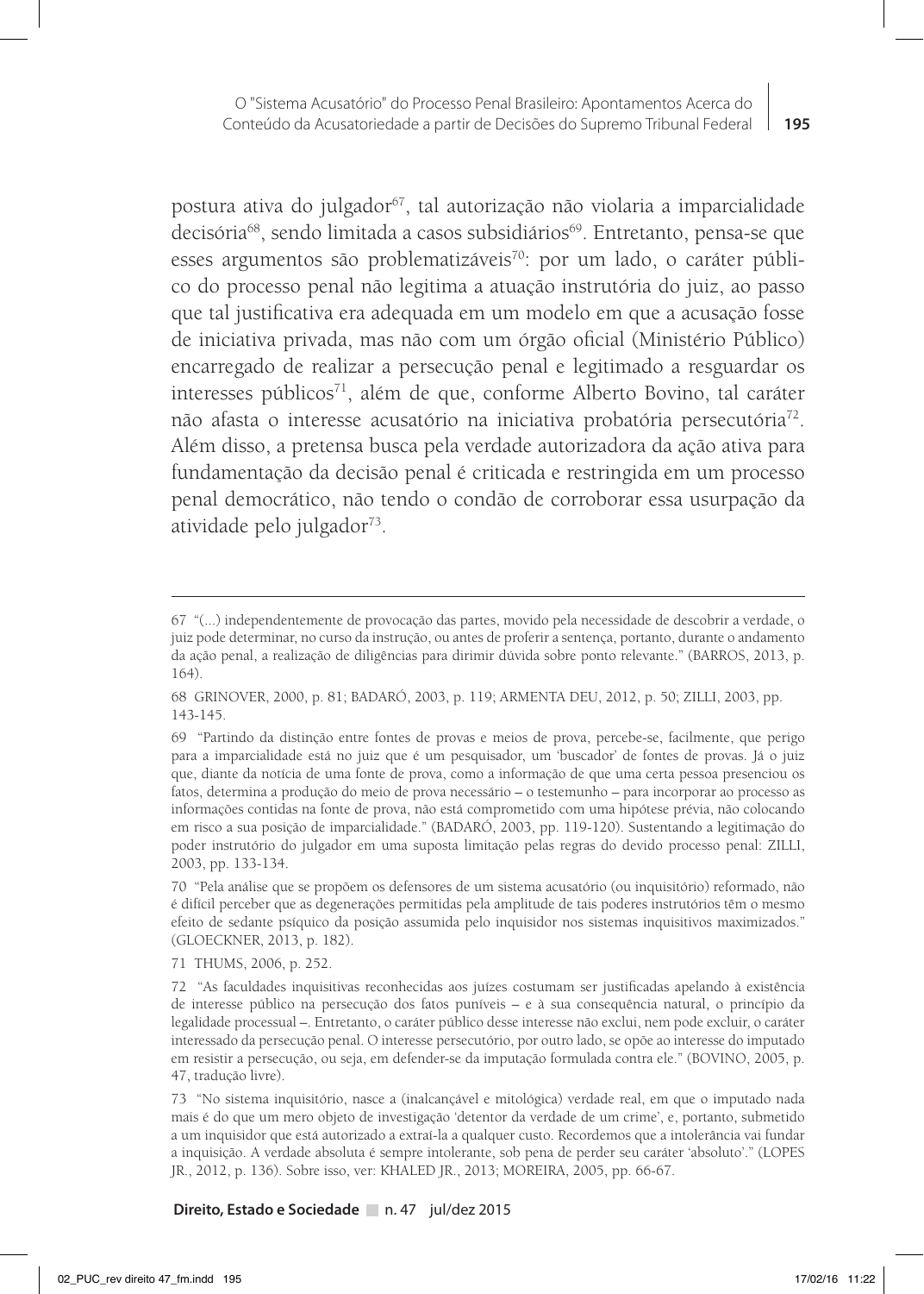postura ativa do julgador[67], tal autorização não violaria a imparcialidade decisória[68], sendo limitada a casos subsidiários[69]. Entretanto, pensa-se que esses argumentos são problematizáveis[70]: por um lado, o caráter público do processo penal não legitima a atuação instrutória do juiz, ao passo que tal justificativa era adequada em um modelo em que a acusação fosse de iniciativa privada, mas não com um órgão oficial (Ministério Público) encarregado de realizar a persecução penal e legitimado a resguardar os interesses públicos[71], além de que, conforme Alberto Bovino, tal caráter não afasta o interesse acusatório na iniciativa probatória persecutória[72]. Além disso, a pretensa busca pela verdade autorizadora da ação ativa para fundamentação da decisão penal é criticada e restringida em um processo penal democrático, não tendo o condão de corroborar essa usurpação da atividade pelo julgador[73].

---

67 "(...) independentemente de provocação das partes, movido pela necessidade de descobrir a verdade, o juiz pode determinar, no curso da instrução, ou antes de proferir a sentença, portanto, durante o andamento da ação penal, a realização de diligências para dirimir dúvida sobre ponto relevante." (BARROS, 2013, p. 164).

68 GRINOVER, 2000, p. 81; BADARÓ, 2003, p. 119; ARMENTA DEU, 2012, p. 50; ZILLI, 2003, pp. 143-145.

69 "Partindo da distinção entre fontes de provas e meios de prova, percebe-se, facilmente, que perigo para a imparcialidade está no juiz que é um pesquisador, um 'buscador' de fontes de provas. Já o juiz que, diante da notícia de uma fonte de prova, como a informação de que uma certa pessoa presenciou os fatos, determina a produção do meio de prova necessário – o testemunho – para incorporar ao processo as informações contidas na fonte de prova, não está comprometido com uma hipótese prévia, não colocando em risco a sua posição de imparcialidade." (BADARÓ, 2003, pp. 119-120). Sustentando a legitimação do poder instrutório do julgador em uma suposta limitação pelas regras do devido processo penal: ZILLI, 2003, pp. 133-134.

70 "Pela análise que se propõem os defensores de um sistema acusatório (ou inquisitório) reformado, não é difícil perceber que as degenerações permitidas pela amplitude de tais poderes instrutórios têm o mesmo efeito de sedante psíquico da posição assumida pelo inquisidor nos sistemas inquisitivos maximizados." (GLOECKNER, 2013, p. 182).

71 THUMS, 2006, p. 252.

72 "As faculdades inquisitivas reconhecidas aos juízes costumam ser justificadas apelando à existência de interesse público na persecução dos fatos puníveis – e à sua consequência natural, o princípio da legalidade processual –. Entretanto, o caráter público desse interesse não exclui, nem pode excluir, o caráter interessado da persecução penal. O interesse persecutório, por outro lado, se opõe ao interesse do imputado em resistir a persecução, ou seja, em defender-se da imputação formulada contra ele." (BOVINO, 2005, p. 47, tradução livre).

73 "No sistema inquisitório, nasce a (inalcançável e mitológica) verdade real, em que o imputado nada mais é do que um mero objeto de investigação 'detentor da verdade de um crime', e, portanto, submetido a um inquisidor que está autorizado a extraí-la a qualquer custo. Recordemos que a intolerância vai fundar a inquisição. A verdade absoluta é sempre intolerante, sob pena de perder seu caráter 'absoluto'." (LOPES JR., 2012, p. 136). Sobre isso, ver: KHALED JR., 2013; MOREIRA, 2005, pp. 66-67.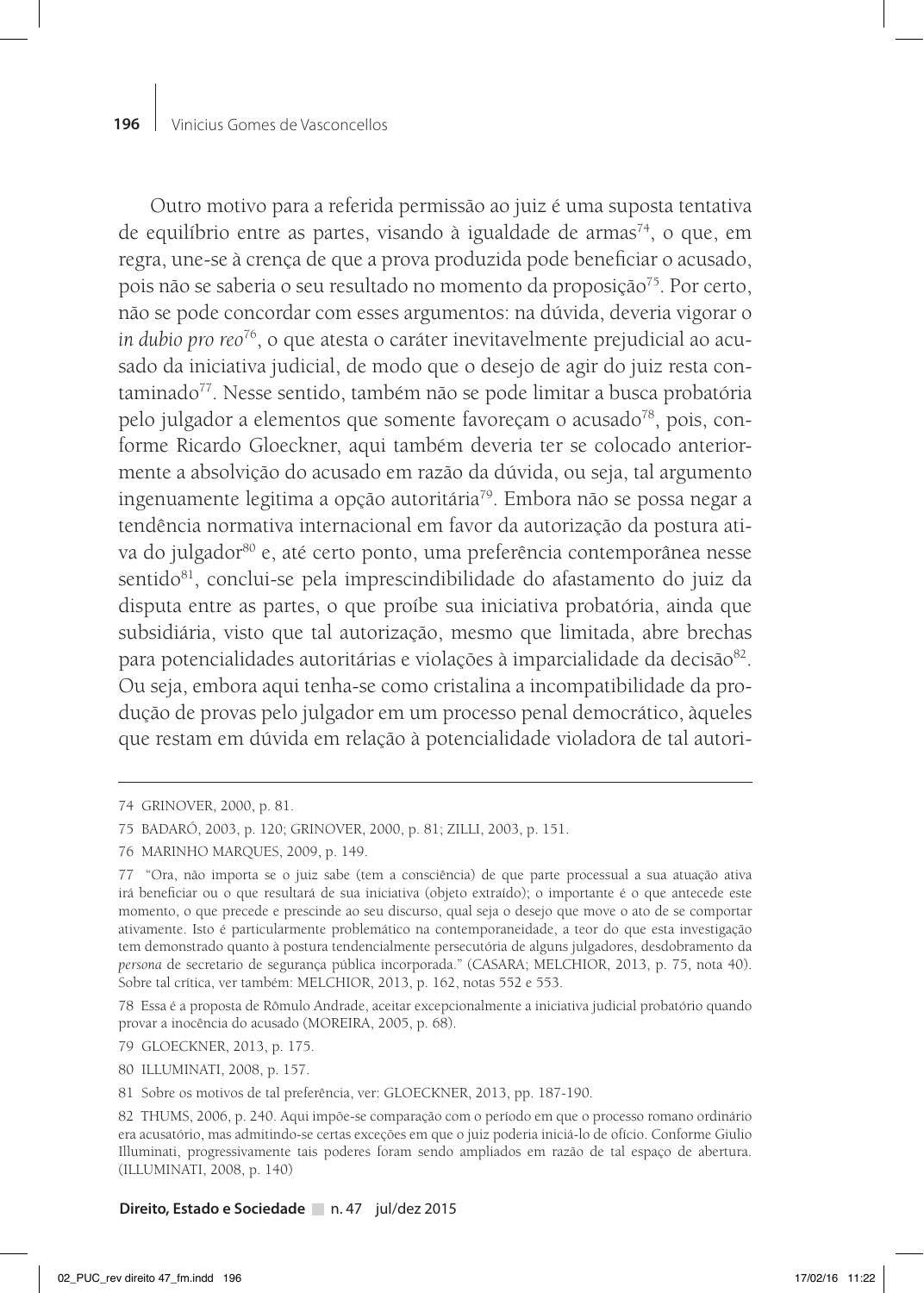Outro motivo para a referida permissão ao juiz é uma suposta tentativa de equilíbrio entre as partes, visando à igualdade de armas[74], o que, em regra, une-se à crença de que a prova produzida pode beneficiar o acusado, pois não se saberia o seu resultado no momento da proposição[75]. Por certo, não se pode concordar com esses argumentos: na dúvida, deveria vigorar o *in dubio pro reo*[76], o que atesta o caráter inevitavelmente prejudicial ao acusado da iniciativa judicial, de modo que o desejo de agir do juiz resta contaminado[77]. Nesse sentido, também não se pode limitar a busca probatória pelo julgador a elementos que somente favoreçam o acusado[78], pois, conforme Ricardo Gloeckner, aqui também deveria ter se colocado anteriormente a absolvição do acusado em razão da dúvida, ou seja, tal argumento ingenuamente legitima a opção autoritária[79]. Embora não se possa negar a tendência normativa internacional em favor da autorização da postura ativa do julgador[80] e, até certo ponto, uma preferência contemporânea nesse sentido[81], conclui-se pela imprescindibilidade do afastamento do juiz da disputa entre as partes, o que proíbe sua iniciativa probatória, ainda que subsidiária, visto que tal autorização, mesmo que limitada, abre brechas para potencialidades autoritárias e violações à imparcialidade da decisão[82]. Ou seja, embora aqui tenha-se como cristalina a incompatibilidade da produção de provas pelo julgador em um processo penal democrático, àqueles que restam em dúvida em relação à potencialidade violadora de tal autori-

---

74 GRINOVER, 2000, p. 81.

75 BADARÓ, 2003, p. 120; GRINOVER, 2000, p. 81; ZILLI, 2003, p. 151.

76 MARINHO MARQUES, 2009, p. 149.

77 "Ora, não importa se o juiz sabe (tem a consciência) de que parte processual a sua atuação ativa irá beneficiar ou o que resultará de sua iniciativa (objeto extraído); o importante é o que antecede este momento, o que precede e prescinde ao seu discurso, qual seja o desejo que move o ato de se comportar ativamente. Isto é particularmente problemático na contemporaneidade, a teor do que esta investigação tem demonstrado quanto à postura tendencialmente persecutória de alguns julgadores, desdobramento da *persona* de secretario de segurança pública incorporada." (CASARA; MELCHIOR, 2013, p. 75, nota 40). Sobre tal crítica, ver também: MELCHIOR, 2013, p. 162, notas 552 e 553.

78 Essa é a proposta de Rômulo Andrade, aceitar excepcionalmente a iniciativa judicial probatório quando provar a inocência do acusado (MOREIRA, 2005, p. 68).

79 GLOECKNER, 2013, p. 175.

80 ILLUMINATI, 2008, p. 157.

81 Sobre os motivos de tal preferência, ver: GLOECKNER, 2013, pp. 187-190.

82 THUMS, 2006, p. 240. Aqui impõe-se comparação com o período em que o processo romano ordinário era acusatório, mas admitindo-se certas exceções em que o juiz poderia iniciá-lo de ofício. Conforme Giulio Illuminati, progressivamente tais poderes foram sendo ampliados em razão de tal espaço de abertura. (ILLUMINATI, 2008, p. 140)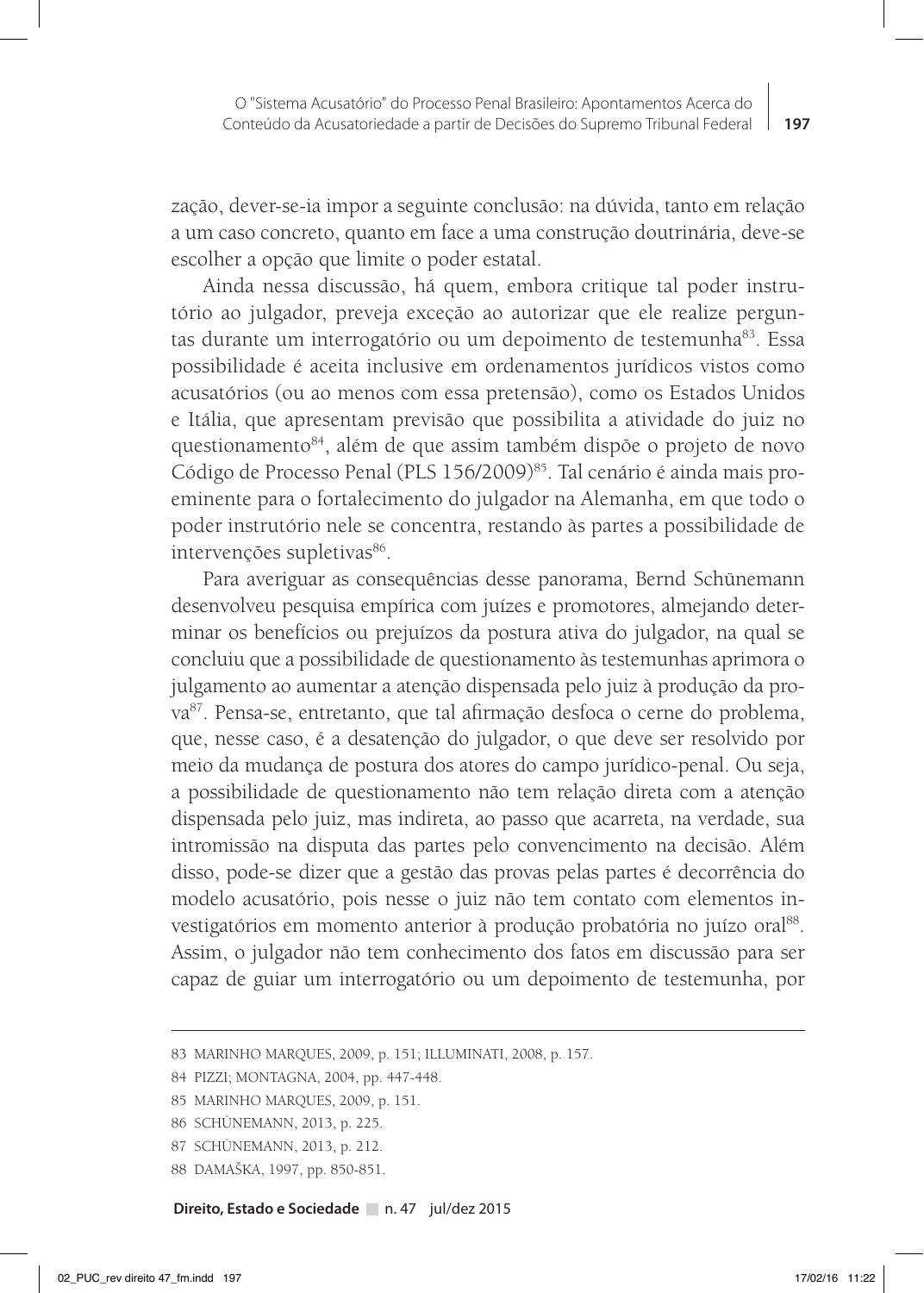zação, dever-se-ia impor a seguinte conclusão: na dúvida, tanto em relação a um caso concreto, quanto em face a uma construção doutrinária, deve-se escolher a opção que limite o poder estatal.

Ainda nessa discussão, há quem, embora critique tal poder instrutório ao julgador, preveja exceção ao autorizar que ele realize perguntas durante um interrogatório ou um depoimento de testemunha[83]. Essa possibilidade é aceita inclusive em ordenamentos jurídicos vistos como acusatórios (ou ao menos com essa pretensão), como os Estados Unidos e Itália, que apresentam previsão que possibilita a atividade do juiz no questionamento[84], além de que assim também dispõe o projeto de novo Código de Processo Penal (PLS 156/2009)[85]. Tal cenário é ainda mais proeminente para o fortalecimento do julgador na Alemanha, em que todo o poder instrutório nele se concentra, restando às partes a possibilidade de intervenções supletivas[86].

Para averiguar as consequências desse panorama, Bernd Schünemann desenvolveu pesquisa empírica com juízes e promotores, almejando determinar os benefícios ou prejuízos da postura ativa do julgador, na qual se concluiu que a possibilidade de questionamento às testemunhas aprimora o julgamento ao aumentar a atenção dispensada pelo juiz à produção da prova[87]. Pensa-se, entretanto, que tal afirmação desfoca o cerne do problema, que, nesse caso, é a desatenção do julgador, o que deve ser resolvido por meio da mudança de postura dos atores do campo jurídico-penal. Ou seja, a possibilidade de questionamento não tem relação direta com a atenção dispensada pelo juiz, mas indireta, ao passo que acarreta, na verdade, sua intromissão na disputa das partes pelo convencimento na decisão. Além disso, pode-se dizer que a gestão das provas pelas partes é decorrência do modelo acusatório, pois nesse o juiz não tem contato com elementos investigatórios em momento anterior à produção probatória no juízo oral[88]. Assim, o julgador não tem conhecimento dos fatos em discussão para ser capaz de guiar um interrogatório ou um depoimento de testemunha, por

---

83 MARINHO MARQUES, 2009, p. 151; ILLUMINATI, 2008, p. 157.

84 PIZZI; MONTAGNA, 2004, pp. 447-448.

85 MARINHO MARQUES, 2009, p. 151.

86 SCHÜNEMANN, 2013, p. 225.

87 SCHÜNEMANN, 2013, p. 212.

88 DAMAŠKA, 1997, pp. 850-851.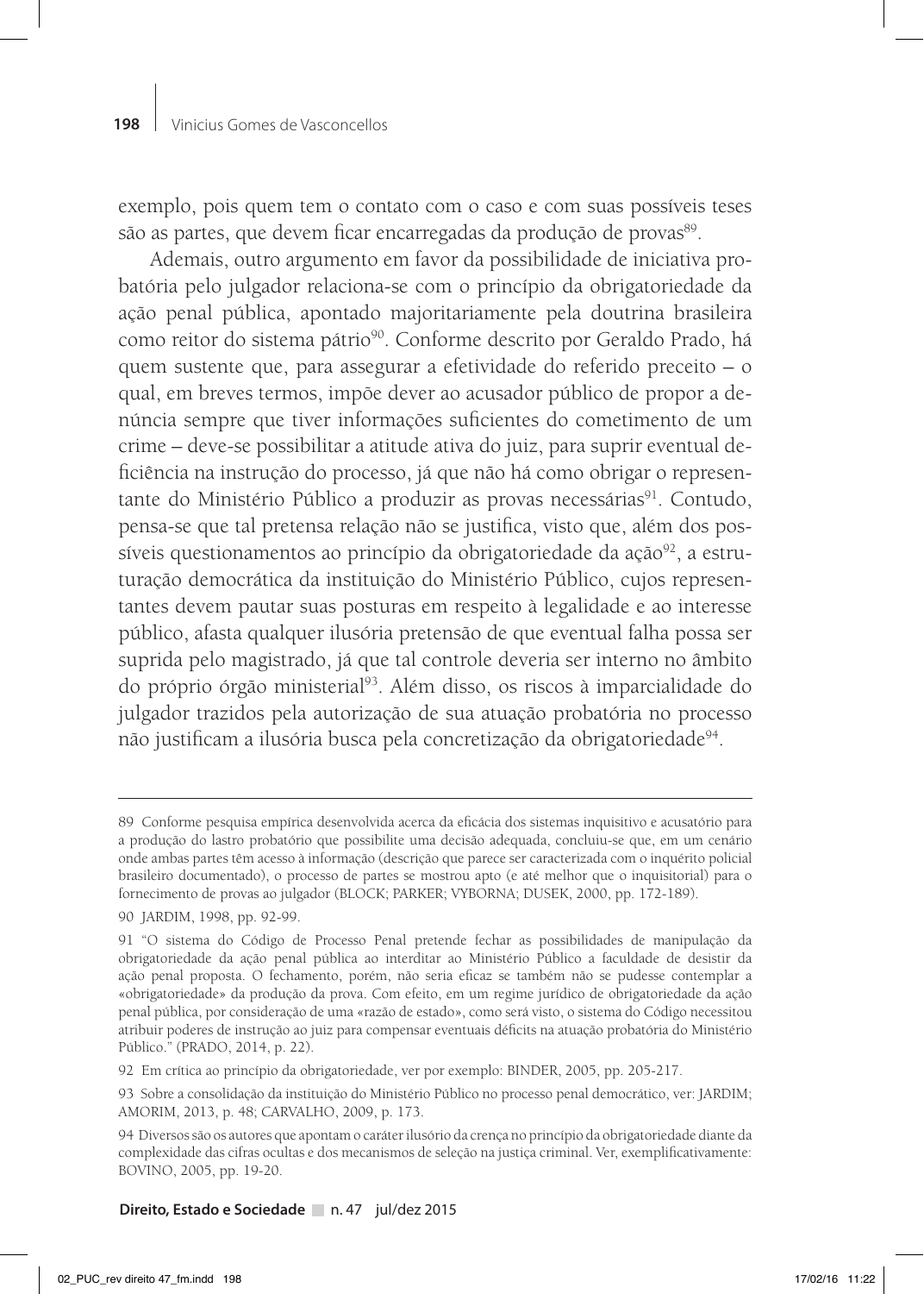exemplo, pois quem tem o contato com o caso e com suas possíveis teses são as partes, que devem ficar encarregadas da produção de provas[89].

Ademais, outro argumento em favor da possibilidade de iniciativa probatória pelo julgador relaciona-se com o princípio da obrigatoriedade da ação penal pública, apontado majoritariamente pela doutrina brasileira como reitor do sistema pátrio[90]. Conforme descrito por Geraldo Prado, há quem sustente que, para assegurar a efetividade do referido preceito – o qual, em breves termos, impõe dever ao acusador público de propor a denúncia sempre que tiver informações suficientes do cometimento de um crime – deve-se possibilitar a atitude ativa do juiz, para suprir eventual deficiência na instrução do processo, já que não há como obrigar o representante do Ministério Público a produzir as provas necessárias[91]. Contudo, pensa-se que tal pretensa relação não se justifica, visto que, além dos possíveis questionamentos ao princípio da obrigatoriedade da ação[92], a estruturação democrática da instituição do Ministério Público, cujos representantes devem pautar suas posturas em respeito à legalidade e ao interesse público, afasta qualquer ilusória pretensão de que eventual falha possa ser suprida pelo magistrado, já que tal controle deveria ser interno no âmbito do próprio órgão ministerial[93]. Além disso, os riscos à imparcialidade do julgador trazidos pela autorização de sua atuação probatória no processo não justificam a ilusória busca pela concretização da obrigatoriedade[94].

---

89 Conforme pesquisa empírica desenvolvida acerca da eficácia dos sistemas inquisitivo e acusatório para a produção do lastro probatório que possibilite uma decisão adequada, concluiu-se que, em um cenário onde ambas partes têm acesso à informação (descrição que parece ser caracterizada com o inquérito policial brasileiro documentado), o processo de partes se mostrou apto (e até melhor que o inquisitorial) para o fornecimento de provas ao julgador (BLOCK; PARKER; VYBORNA; DUSEK, 2000, pp. 172-189).

90 JARDIM, 1998, pp. 92-99.

91 "O sistema do Código de Processo Penal pretende fechar as possibilidades de manipulação da obrigatoriedade da ação penal pública ao interditar ao Ministério Público a faculdade de desistir da ação penal proposta. O fechamento, porém, não seria eficaz se também não se pudesse contemplar a «obrigatoriedade» da produção da prova. Com efeito, em um regime jurídico de obrigatoriedade da ação penal pública, por consideração de uma «razão de estado», como será visto, o sistema do Código necessitou atribuir poderes de instrução ao juiz para compensar eventuais déficits na atuação probatória do Ministério Público." (PRADO, 2014, p. 22).

92 Em crítica ao princípio da obrigatoriedade, ver por exemplo: BINDER, 2005, pp. 205-217.

93 Sobre a consolidação da instituição do Ministério Público no processo penal democrático, ver: JARDIM; AMORIM, 2013, p. 48; CARVALHO, 2009, p. 173.

94 Diversos são os autores que apontam o caráter ilusório da crença no princípio da obrigatoriedade diante da complexidade das cifras ocultas e dos mecanismos de seleção na justiça criminal. Ver, exemplificativamente: BOVINO, 2005, pp. 19-20.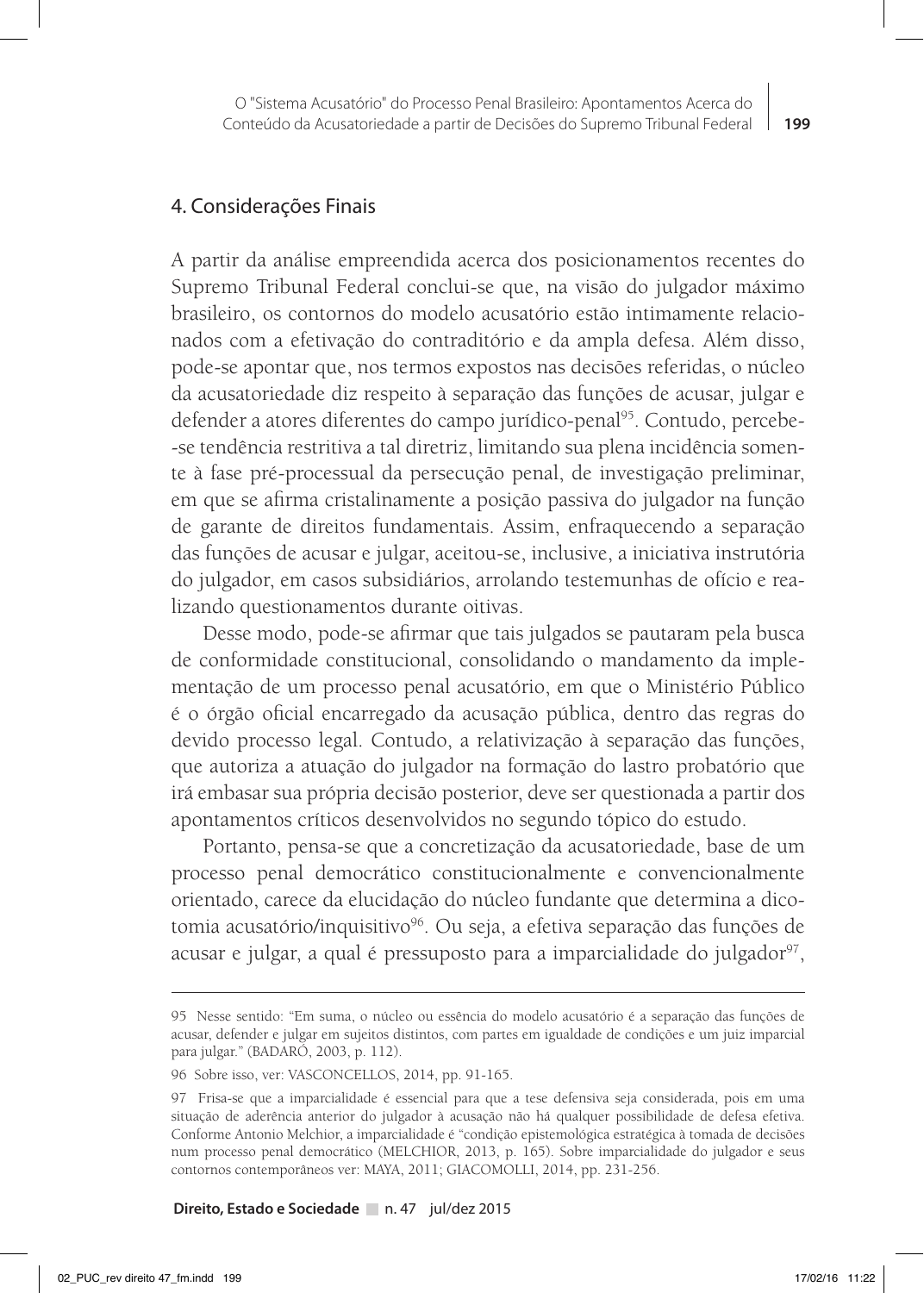## 4. Considerações Finais

A partir da análise empreendida acerca dos posicionamentos recentes do Supremo Tribunal Federal conclui-se que, na visão do julgador máximo brasileiro, os contornos do modelo acusatório estão intimamente relacionados com a efetivação do contraditório e da ampla defesa. Além disso, pode-se apontar que, nos termos expostos nas decisões referidas, o núcleo da acusatoriedade diz respeito à separação das funções de acusar, julgar e defender a atores diferentes do campo jurídico-penal[95]. Contudo, percebe-se tendência restritiva a tal diretriz, limitando sua plena incidência somente à fase pré-processual da persecução penal, de investigação preliminar, em que se afirma cristalinamente a posição passiva do julgador na função de garante de direitos fundamentais. Assim, enfraquecendo a separação das funções de acusar e julgar, aceitou-se, inclusive, a iniciativa instrutória do julgador, em casos subsidiários, arrolando testemunhas de ofício e realizando questionamentos durante oitivas.

Desse modo, pode-se afirmar que tais julgados se pautaram pela busca de conformidade constitucional, consolidando o mandamento da implementação de um processo penal acusatório, em que o Ministério Público é o órgão oficial encarregado da acusação pública, dentro das regras do devido processo legal. Contudo, a relativização à separação das funções, que autoriza a atuação do julgador na formação do lastro probatório que irá embasar sua própria decisão posterior, deve ser questionada a partir dos apontamentos críticos desenvolvidos no segundo tópico do estudo.

Portanto, pensa-se que a concretização da acusatoriedade, base de um processo penal democrático constitucionalmente e convencionalmente orientado, carece da elucidação do núcleo fundante que determina a dicotomia acusatório/inquisitivo[96]. Ou seja, a efetiva separação das funções de acusar e julgar, a qual é pressuposto para a imparcialidade do julgador[97],

---

95 Nesse sentido: "Em suma, o núcleo ou essência do modelo acusatório é a separação das funções de acusar, defender e julgar em sujeitos distintos, com partes em igualdade de condições e um juiz imparcial para julgar." (BADARÓ, 2003, p. 112).

96 Sobre isso, ver: VASCONCELLOS, 2014, pp. 91-165.

97 Frisa-se que a imparcialidade é essencial para que a tese defensiva seja considerada, pois em uma situação de aderência anterior do julgador à acusação não há qualquer possibilidade de defesa efetiva. Conforme Antonio Melchior, a imparcialidade é "condição epistemológica estratégica à tomada de decisões num processo penal democrático (MELCHIOR, 2013, p. 165). Sobre imparcialidade do julgador e seus contornos contemporâneos ver: MAYA, 2011; GIACOMOLLI, 2014, pp. 231-256.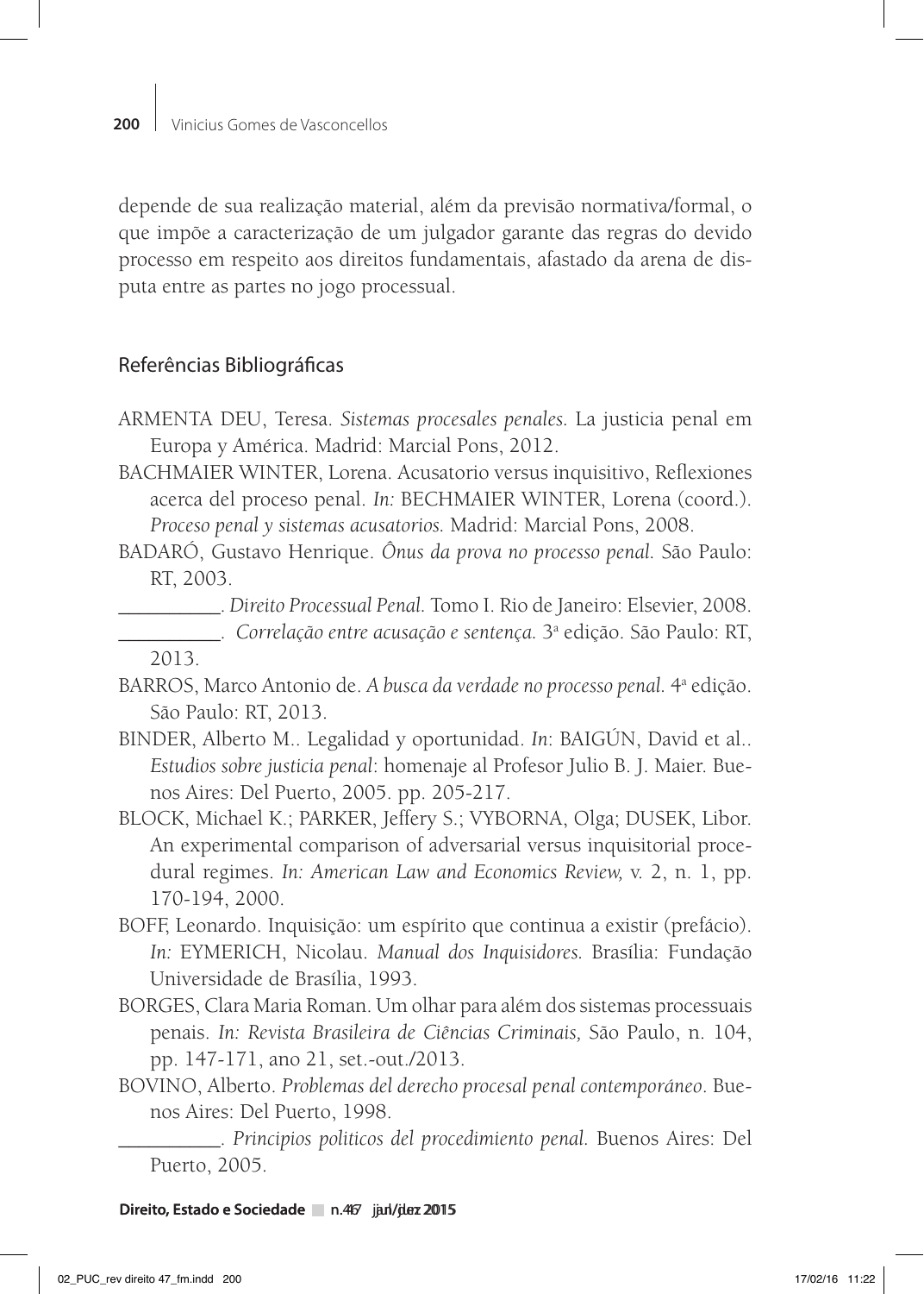depende de sua realização material, além da previsão normativa/formal, o que impõe a caracterização de um julgador garante das regras do devido processo em respeito aos direitos fundamentais, afastado da arena de disputa entre as partes no jogo processual.

## Referências Bibliográficas

ARMENTA DEU, Teresa. *Sistemas procesales penales.* La justicia penal em Europa y América. Madrid: Marcial Pons, 2012.

BACHMAIER WINTER, Lorena. Acusatorio versus inquisitivo, Reflexiones acerca del proceso penal. *In:* BECHMAIER WINTER, Lorena (coord.). *Proceso penal y sistemas acusatorios.* Madrid: Marcial Pons, 2008.

BADARÓ, Gustavo Henrique. *Ônus da prova no processo penal.* São Paulo: RT, 2003.

__________. *Direito Processual Penal.* Tomo I. Rio de Janeiro: Elsevier, 2008.

__________. *Correlação entre acusação e sentença.* 3ª edição. São Paulo: RT, 2013.

BARROS, Marco Antonio de. *A busca da verdade no processo penal.* 4ª edição. São Paulo: RT, 2013.

BINDER, Alberto M.. Legalidad y oportunidad. *In*: BAIGÚN, David et al.. *Estudios sobre justicia penal*: homenaje al Profesor Julio B. J. Maier. Buenos Aires: Del Puerto, 2005. pp. 205-217.

BLOCK, Michael K.; PARKER, Jeffery S.; VYBORNA, Olga; DUSEK, Libor. An experimental comparison of adversarial versus inquisitorial procedural regimes. *In: American Law and Economics Review,* v. 2, n. 1, pp. 170-194, 2000.

BOFF, Leonardo. Inquisição: um espírito que continua a existir (prefácio). *In:* EYMERICH, Nicolau. *Manual dos Inquisidores.* Brasília: Fundação Universidade de Brasília, 1993.

BORGES, Clara Maria Roman. Um olhar para além dos sistemas processuais penais. *In: Revista Brasileira de Ciências Criminais,* São Paulo, n. 104, pp. 147-171, ano 21, set.-out./2013.

BOVINO, Alberto. *Problemas del derecho procesal penal contemporáneo*. Buenos Aires: Del Puerto, 1998.

__________. *Principios politicos del procedimiento penal.* Buenos Aires: Del Puerto, 2005.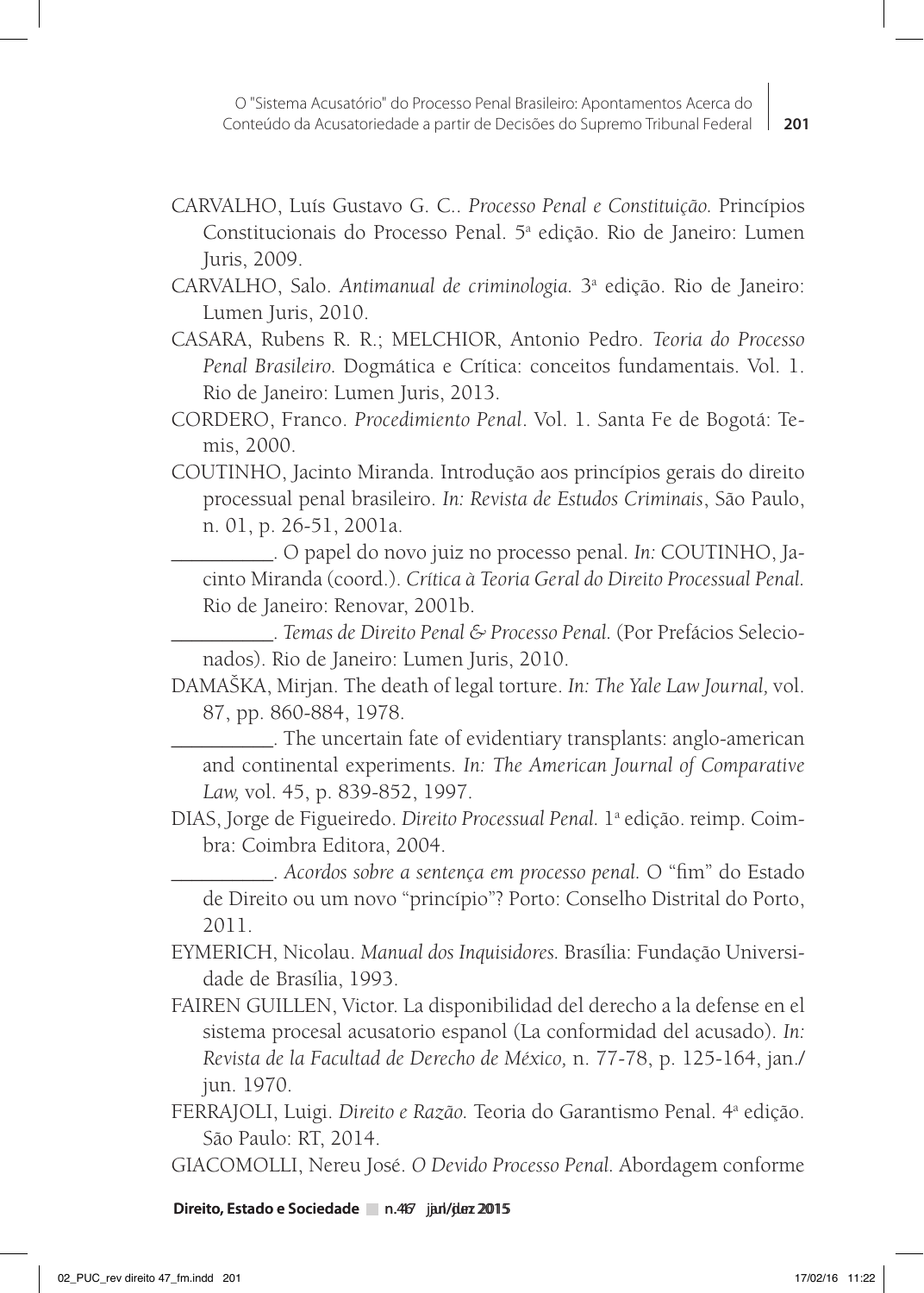CARVALHO, Luís Gustavo G. C.. *Processo Penal e Constituição.* Princípios Constitucionais do Processo Penal. 5ª edição. Rio de Janeiro: Lumen Juris, 2009.

CARVALHO, Salo. *Antimanual de criminologia.* 3ª edição. Rio de Janeiro: Lumen Juris, 2010.

CASARA, Rubens R. R.; MELCHIOR, Antonio Pedro. *Teoria do Processo Penal Brasileiro.* Dogmática e Crítica: conceitos fundamentais. Vol. 1. Rio de Janeiro: Lumen Juris, 2013.

CORDERO, Franco. *Procedimiento Penal*. Vol. 1. Santa Fe de Bogotá: Temis, 2000.

COUTINHO, Jacinto Miranda. Introdução aos princípios gerais do direito processual penal brasileiro. *In: Revista de Estudos Criminais*, São Paulo, n. 01, p. 26-51, 2001a.

__________. O papel do novo juiz no processo penal. *In:* COUTINHO, Jacinto Miranda (coord.). *Crítica à Teoria Geral do Direito Processual Penal.* Rio de Janeiro: Renovar, 2001b.

__________. *Temas de Direito Penal & Processo Penal.* (Por Prefácios Selecionados). Rio de Janeiro: Lumen Juris, 2010.

DAMAŠKA, Mirjan. The death of legal torture. *In: The Yale Law Journal,* vol. 87, pp. 860-884, 1978.

__________. The uncertain fate of evidentiary transplants: anglo-american and continental experiments. *In: The American Journal of Comparative Law,* vol. 45, p. 839-852, 1997.

DIAS, Jorge de Figueiredo. *Direito Processual Penal.* 1ª edição. reimp. Coimbra: Coimbra Editora, 2004.

__________. *Acordos sobre a sentença em processo penal.* O "fim" do Estado de Direito ou um novo "princípio"? Porto: Conselho Distrital do Porto, 2011.

EYMERICH, Nicolau. *Manual dos Inquisidores.* Brasília: Fundação Universidade de Brasília, 1993.

FAIREN GUILLEN, Victor. La disponibilidad del derecho a la defense en el sistema procesal acusatorio espanol (La conformidad del acusado). *In: Revista de la Facultad de Derecho de México,* n. 77-78, p. 125-164, jan./jun. 1970.

FERRAJOLI, Luigi. *Direito e Razão.* Teoria do Garantismo Penal. 4ª edição. São Paulo: RT, 2014.

GIACOMOLLI, Nereu José. *O Devido Processo Penal.* Abordagem conforme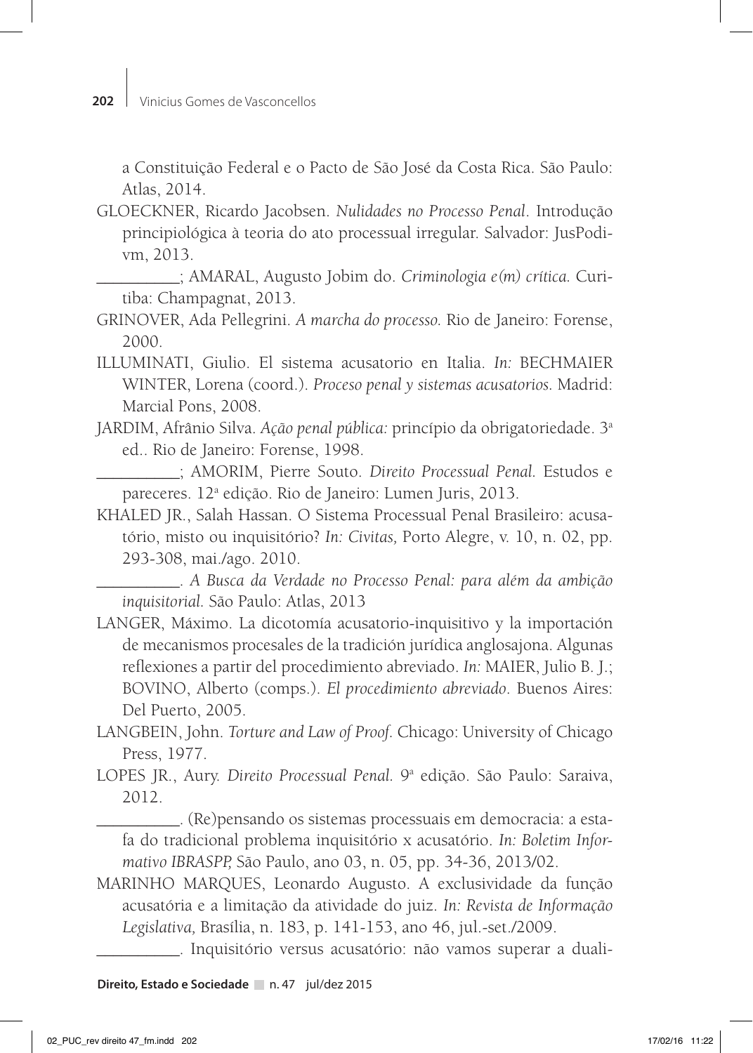a Constituição Federal e o Pacto de São José da Costa Rica. São Paulo: Atlas, 2014.

GLOECKNER, Ricardo Jacobsen. *Nulidades no Processo Penal*. Introdução principiológica à teoria do ato processual irregular. Salvador: JusPodivm, 2013.

__________; AMARAL, Augusto Jobim do. *Criminologia e(m) crítica*. Curitiba: Champagnat, 2013.

GRINOVER, Ada Pellegrini. *A marcha do processo.* Rio de Janeiro: Forense, 2000.

ILLUMINATI, Giulio. El sistema acusatorio en Italia. *In:* BECHMAIER WINTER, Lorena (coord.). *Proceso penal y sistemas acusatorios.* Madrid: Marcial Pons, 2008.

JARDIM, Afrânio Silva. *Ação penal pública:* princípio da obrigatoriedade. 3ª ed.. Rio de Janeiro: Forense, 1998.

__________; AMORIM, Pierre Souto. *Direito Processual Penal.* Estudos e pareceres. 12ª edição. Rio de Janeiro: Lumen Juris, 2013.

KHALED JR., Salah Hassan. O Sistema Processual Penal Brasileiro: acusatório, misto ou inquisitório? *In: Civitas,* Porto Alegre, v. 10, n. 02, pp. 293-308, mai./ago. 2010.

__________. *A Busca da Verdade no Processo Penal: para além da ambição inquisitorial.* São Paulo: Atlas, 2013

LANGER, Máximo. La dicotomía acusatorio-inquisitivo y la importación de mecanismos procesales de la tradición jurídica anglosajona. Algunas reflexiones a partir del procedimiento abreviado. *In:* MAIER, Julio B. J.; BOVINO, Alberto (comps.). *El procedimiento abreviado*. Buenos Aires: Del Puerto, 2005.

LANGBEIN, John. *Torture and Law of Proof*. Chicago: University of Chicago Press, 1977.

LOPES JR., Aury. *Direito Processual Penal.* 9ª edição. São Paulo: Saraiva, 2012.

__________. (Re)pensando os sistemas processuais em democracia: a estafa do tradicional problema inquisitório x acusatório. *In: Boletim Informativo IBRASPP,* São Paulo, ano 03, n. 05, pp. 34-36, 2013/02.

MARINHO MARQUES, Leonardo Augusto. A exclusividade da função acusatória e a limitação da atividade do juiz. *In: Revista de Informação Legislativa,* Brasília, n. 183, p. 141-153, ano 46, jul.-set./2009.

__________. Inquisitório versus acusatório: não vamos superar a duali-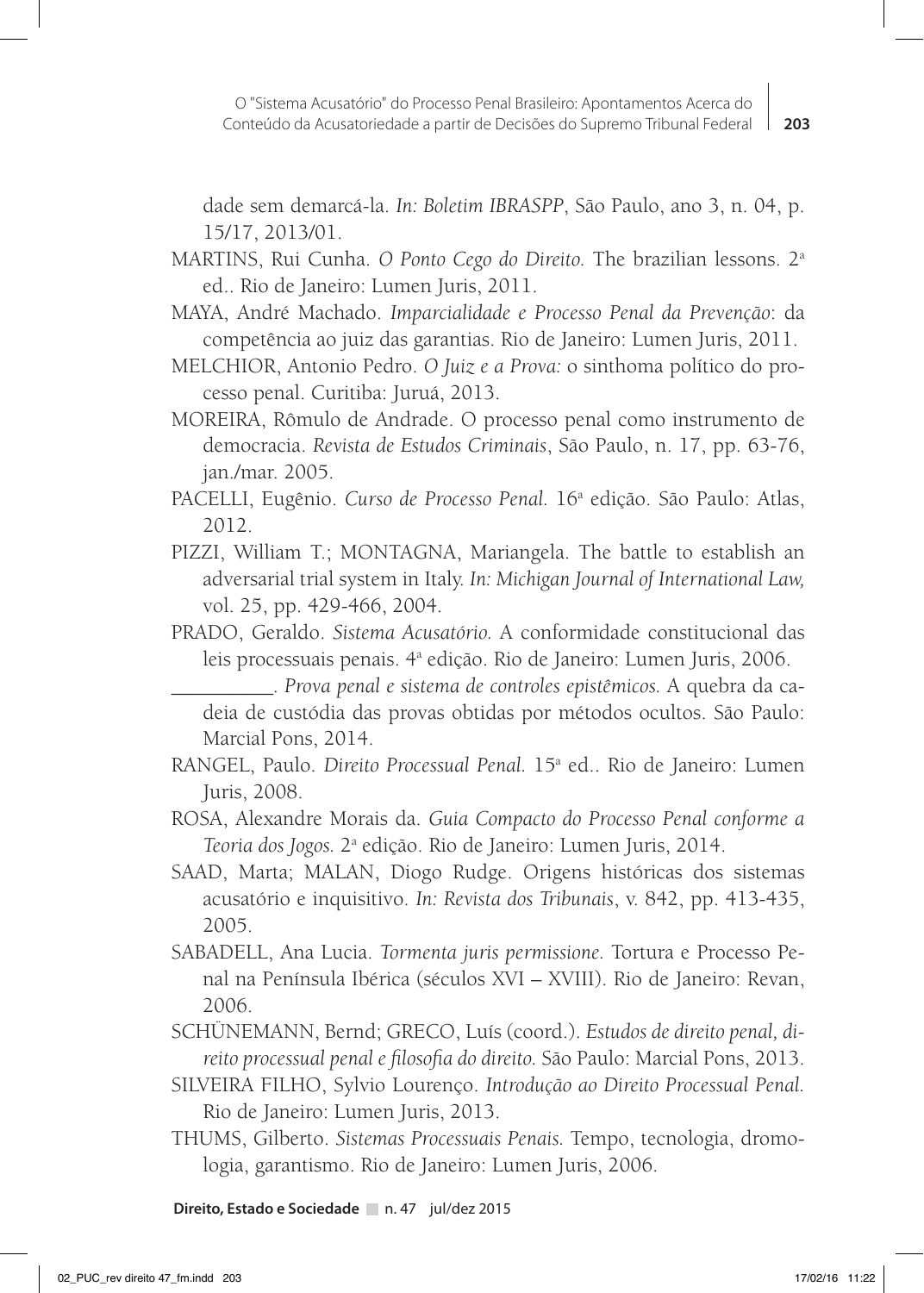dade sem demarcá-la. *In: Boletim IBRASPP*, São Paulo, ano 3, n. 04, p. 15/17, 2013/01.

MARTINS, Rui Cunha. *O Ponto Cego do Direito.* The brazilian lessons. 2ª ed.. Rio de Janeiro: Lumen Juris, 2011.

MAYA, André Machado. *Imparcialidade e Processo Penal da Prevenção*: da competência ao juiz das garantias. Rio de Janeiro: Lumen Juris, 2011.

MELCHIOR, Antonio Pedro. *O Juiz e a Prova:* o sinthoma político do processo penal. Curitiba: Juruá, 2013.

MOREIRA, Rômulo de Andrade. O processo penal como instrumento de democracia. *Revista de Estudos Criminais*, São Paulo, n. 17, pp. 63-76, jan./mar. 2005.

PACELLI, Eugênio. *Curso de Processo Penal.* 16ª edição. São Paulo: Atlas, 2012.

PIZZI, William T.; MONTAGNA, Mariangela. The battle to establish an adversarial trial system in Italy. *In: Michigan Journal of International Law,* vol. 25, pp. 429-466, 2004.

PRADO, Geraldo. *Sistema Acusatório.* A conformidade constitucional das leis processuais penais. 4ª edição. Rio de Janeiro: Lumen Juris, 2006.

__________. *Prova penal e sistema de controles epistêmicos.* A quebra da cadeia de custódia das provas obtidas por métodos ocultos. São Paulo: Marcial Pons, 2014.

RANGEL, Paulo. *Direito Processual Penal.* 15ª ed.. Rio de Janeiro: Lumen Juris, 2008.

ROSA, Alexandre Morais da. *Guia Compacto do Processo Penal conforme a Teoria dos Jogos.* 2ª edição. Rio de Janeiro: Lumen Juris, 2014.

SAAD, Marta; MALAN, Diogo Rudge. Origens históricas dos sistemas acusatório e inquisitivo. *In: Revista dos Tribunais*, v. 842, pp. 413-435, 2005.

SABADELL, Ana Lucia. *Tormenta juris permissione.* Tortura e Processo Penal na Península Ibérica (séculos XVI – XVIII). Rio de Janeiro: Revan, 2006.

SCHÜNEMANN, Bernd; GRECO, Luís (coord.). *Estudos de direito penal, direito processual penal e filosofia do direito.* São Paulo: Marcial Pons, 2013.

SILVEIRA FILHO, Sylvio Lourenço. *Introdução ao Direito Processual Penal.* Rio de Janeiro: Lumen Juris, 2013.

THUMS, Gilberto. *Sistemas Processuais Penais.* Tempo, tecnologia, dromologia, garantismo. Rio de Janeiro: Lumen Juris, 2006.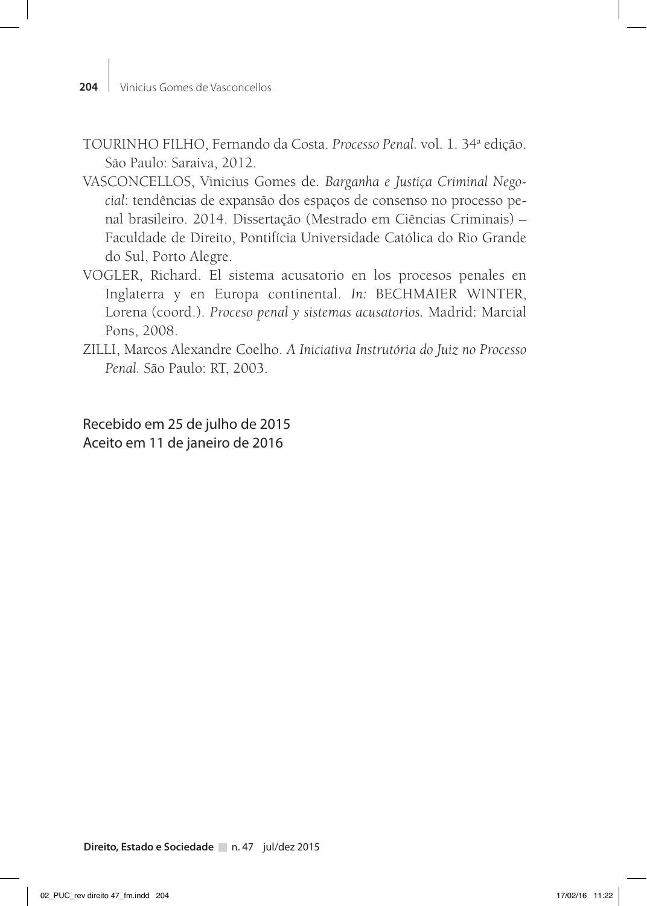TOURINHO FILHO, Fernando da Costa. *Processo Penal*. vol. 1. 34ª edição. São Paulo: Saraiva, 2012.

VASCONCELLOS, Vinicius Gomes de. *Barganha e Justiça Criminal Negocial*: tendências de expansão dos espaços de consenso no processo penal brasileiro. 2014. Dissertação (Mestrado em Ciências Criminais) – Faculdade de Direito, Pontifícia Universidade Católica do Rio Grande do Sul, Porto Alegre.

VOGLER, Richard. El sistema acusatorio en los procesos penales en Inglaterra y en Europa continental. *In:* BECHMAIER WINTER, Lorena (coord.). *Proceso penal y sistemas acusatorios*. Madrid: Marcial Pons, 2008.

ZILLI, Marcos Alexandre Coelho. *A Iniciativa Instrutória do Juiz no Processo Penal*. São Paulo: RT, 2003.

Recebido em 25 de julho de 2015
Aceito em 11 de janeiro de 2016